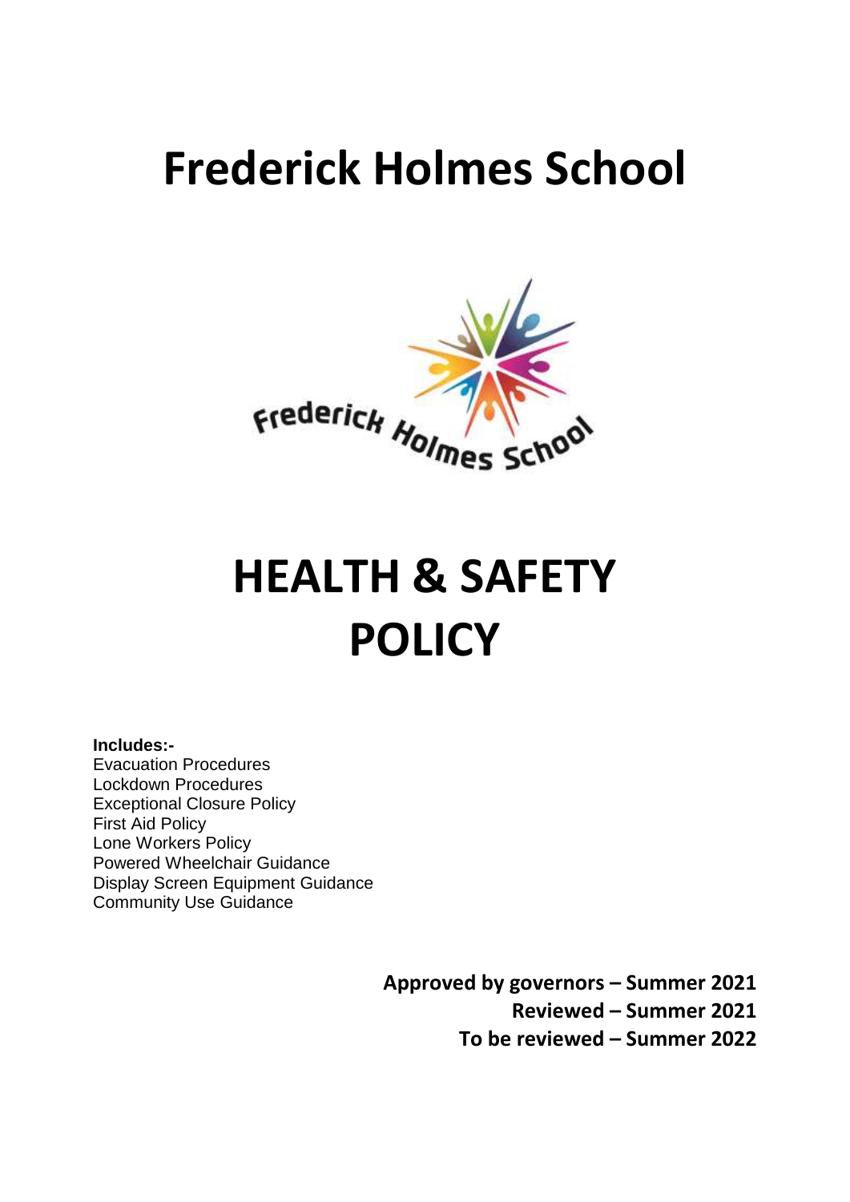# Frederick Holmes School

# HEALTH & SAFETY POLICY

**Includes:-**

Evacuation Procedures
Lockdown Procedures
Exceptional Closure Policy
First Aid Policy
Lone Workers Policy
Powered Wheelchair Guidance
Display Screen Equipment Guidance
Community Use Guidance

**Approved by governors – Summer 2021**
**Reviewed – Summer 2021**
**To be reviewed – Summer 2022**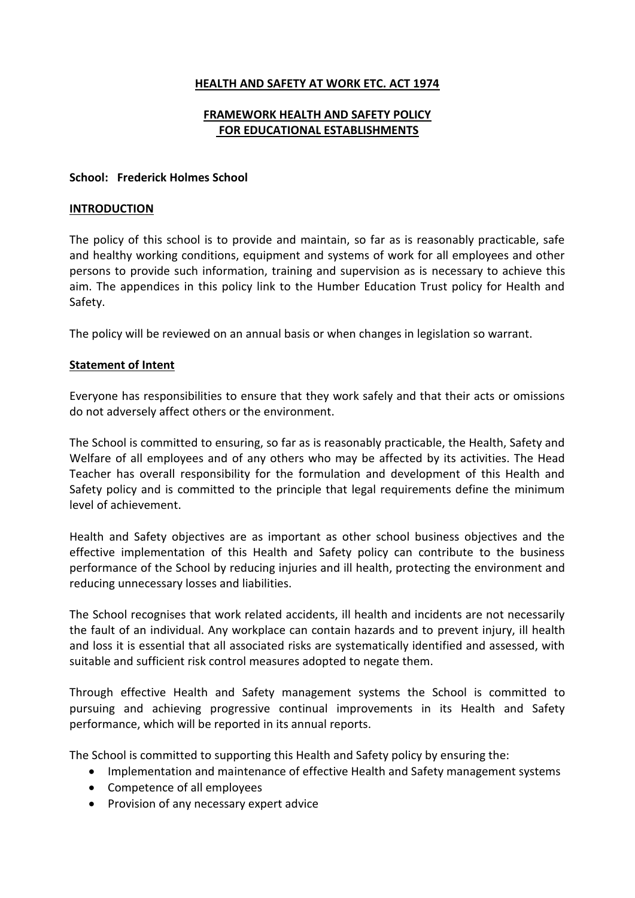## HEALTH AND SAFETY AT WORK ETC. ACT 1974

## FRAMEWORK HEALTH AND SAFETY POLICY FOR EDUCATIONAL ESTABLISHMENTS

**School: Frederick Holmes School**

### INTRODUCTION

The policy of this school is to provide and maintain, so far as is reasonably practicable, safe and healthy working conditions, equipment and systems of work for all employees and other persons to provide such information, training and supervision as is necessary to achieve this aim. The appendices in this policy link to the Humber Education Trust policy for Health and Safety.

The policy will be reviewed on an annual basis or when changes in legislation so warrant.

### Statement of Intent

Everyone has responsibilities to ensure that they work safely and that their acts or omissions do not adversely affect others or the environment.

The School is committed to ensuring, so far as is reasonably practicable, the Health, Safety and Welfare of all employees and of any others who may be affected by its activities. The Head Teacher has overall responsibility for the formulation and development of this Health and Safety policy and is committed to the principle that legal requirements define the minimum level of achievement.

Health and Safety objectives are as important as other school business objectives and the effective implementation of this Health and Safety policy can contribute to the business performance of the School by reducing injuries and ill health, protecting the environment and reducing unnecessary losses and liabilities.

The School recognises that work related accidents, ill health and incidents are not necessarily the fault of an individual. Any workplace can contain hazards and to prevent injury, ill health and loss it is essential that all associated risks are systematically identified and assessed, with suitable and sufficient risk control measures adopted to negate them.

Through effective Health and Safety management systems the School is committed to pursuing and achieving progressive continual improvements in its Health and Safety performance, which will be reported in its annual reports.

The School is committed to supporting this Health and Safety policy by ensuring the:

- Implementation and maintenance of effective Health and Safety management systems
- Competence of all employees
- Provision of any necessary expert advice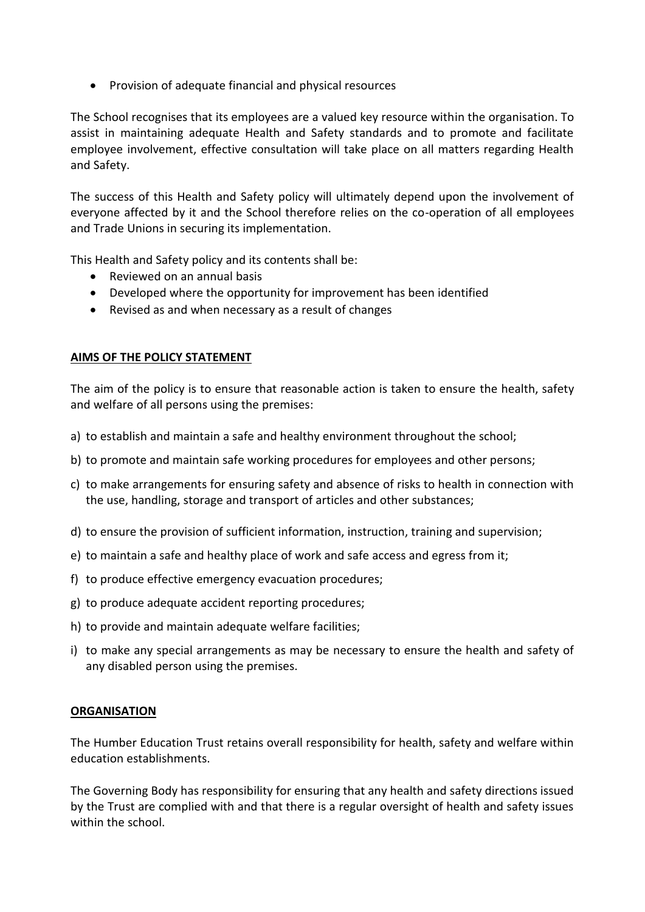- Provision of adequate financial and physical resources

The School recognises that its employees are a valued key resource within the organisation. To assist in maintaining adequate Health and Safety standards and to promote and facilitate employee involvement, effective consultation will take place on all matters regarding Health and Safety.

The success of this Health and Safety policy will ultimately depend upon the involvement of everyone affected by it and the School therefore relies on the co-operation of all employees and Trade Unions in securing its implementation.

This Health and Safety policy and its contents shall be:

- Reviewed on an annual basis
- Developed where the opportunity for improvement has been identified
- Revised as and when necessary as a result of changes

## AIMS OF THE POLICY STATEMENT

The aim of the policy is to ensure that reasonable action is taken to ensure the health, safety and welfare of all persons using the premises:

a) to establish and maintain a safe and healthy environment throughout the school;

b) to promote and maintain safe working procedures for employees and other persons;

c) to make arrangements for ensuring safety and absence of risks to health in connection with the use, handling, storage and transport of articles and other substances;

d) to ensure the provision of sufficient information, instruction, training and supervision;

e) to maintain a safe and healthy place of work and safe access and egress from it;

f) to produce effective emergency evacuation procedures;

g) to produce adequate accident reporting procedures;

h) to provide and maintain adequate welfare facilities;

i) to make any special arrangements as may be necessary to ensure the health and safety of any disabled person using the premises.

## ORGANISATION

The Humber Education Trust retains overall responsibility for health, safety and welfare within education establishments.

The Governing Body has responsibility for ensuring that any health and safety directions issued by the Trust are complied with and that there is a regular oversight of health and safety issues within the school.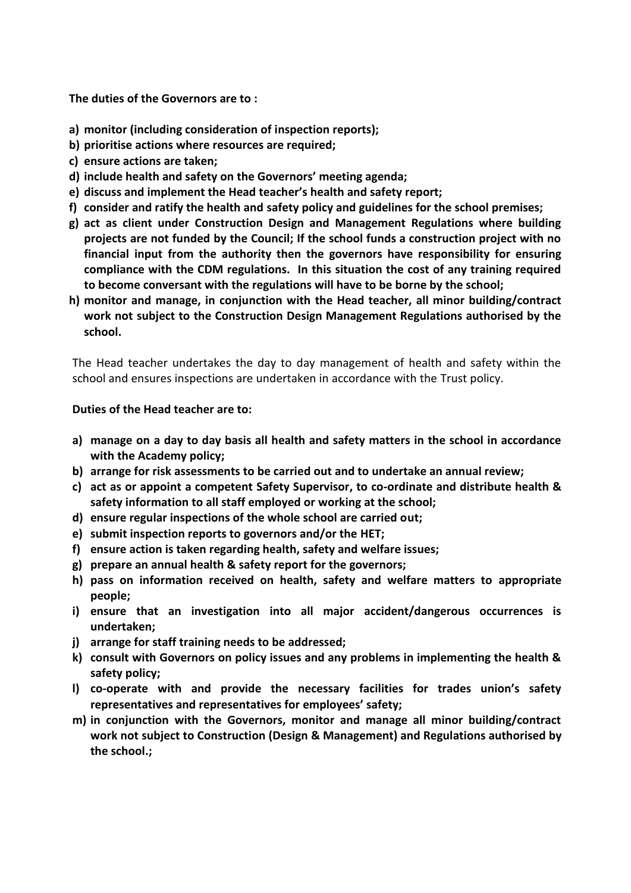**The duties of the Governors are to :**

**a) monitor (including consideration of inspection reports);**
**b) prioritise actions where resources are required;**
**c) ensure actions are taken;**
**d) include health and safety on the Governors' meeting agenda;**
**e) discuss and implement the Head teacher's health and safety report;**
**f) consider and ratify the health and safety policy and guidelines for the school premises;**
**g) act as client under Construction Design and Management Regulations where building projects are not funded by the Council; If the school funds a construction project with no financial input from the authority then the governors have responsibility for ensuring compliance with the CDM regulations. In this situation the cost of any training required to become conversant with the regulations will have to be borne by the school;**
**h) monitor and manage, in conjunction with the Head teacher, all minor building/contract work not subject to the Construction Design Management Regulations authorised by the school.**

The Head teacher undertakes the day to day management of health and safety within the school and ensures inspections are undertaken in accordance with the Trust policy.

**Duties of the Head teacher are to:**

**a) manage on a day to day basis all health and safety matters in the school in accordance with the Academy policy;**
**b) arrange for risk assessments to be carried out and to undertake an annual review;**
**c) act as or appoint a competent Safety Supervisor, to co-ordinate and distribute health & safety information to all staff employed or working at the school;**
**d) ensure regular inspections of the whole school are carried out;**
**e) submit inspection reports to governors and/or the HET;**
**f) ensure action is taken regarding health, safety and welfare issues;**
**g) prepare an annual health & safety report for the governors;**
**h) pass on information received on health, safety and welfare matters to appropriate people;**
**i) ensure that an investigation into all major accident/dangerous occurrences is undertaken;**
**j) arrange for staff training needs to be addressed;**
**k) consult with Governors on policy issues and any problems in implementing the health & safety policy;**
**l) co-operate with and provide the necessary facilities for trades union's safety representatives and representatives for employees' safety;**
**m) in conjunction with the Governors, monitor and manage all minor building/contract work not subject to Construction (Design & Management) and Regulations authorised by the school.;**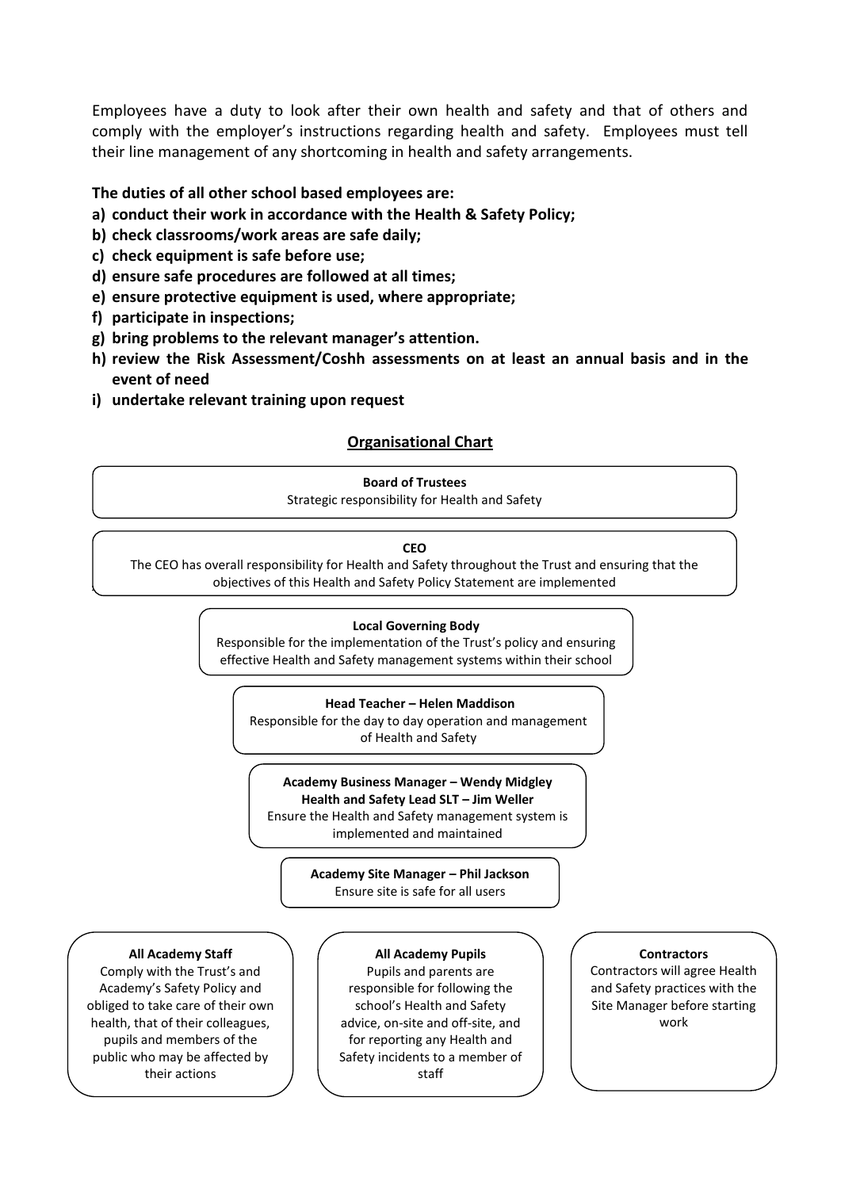Employees have a duty to look after their own health and safety and that of others and comply with the employer's instructions regarding health and safety. Employees must tell their line management of any shortcoming in health and safety arrangements.

**The duties of all other school based employees are:**

a) **conduct their work in accordance with the Health & Safety Policy;**
b) **check classrooms/work areas are safe daily;**
c) **check equipment is safe before use;**
d) **ensure safe procedures are followed at all times;**
e) **ensure protective equipment is used, where appropriate;**
f) **participate in inspections;**
g) **bring problems to the relevant manager's attention.**
h) **review the Risk Assessment/Coshh assessments on at least an annual basis and in the event of need**
i) **undertake relevant training upon request**

## Organisational Chart

**Board of Trustees**
Strategic responsibility for Health and Safety

**CEO**
The CEO has overall responsibility for Health and Safety throughout the Trust and ensuring that the objectives of this Health and Safety Policy Statement are implemented

**Local Governing Body**
Responsible for the implementation of the Trust's policy and ensuring effective Health and Safety management systems within their school

**Head Teacher – Helen Maddison**
Responsible for the day to day operation and management of Health and Safety

**Academy Business Manager – Wendy Midgley**
**Health and Safety Lead SLT – Jim Weller**
Ensure the Health and Safety management system is implemented and maintained

**Academy Site Manager – Phil Jackson**
Ensure site is safe for all users

**All Academy Staff**
Comply with the Trust's and Academy's Safety Policy and obliged to take care of their own health, that of their colleagues, pupils and members of the public who may be affected by their actions

**All Academy Pupils**
Pupils and parents are responsible for following the school's Health and Safety advice, on-site and off-site, and for reporting any Health and Safety incidents to a member of staff

**Contractors**
Contractors will agree Health and Safety practices with the Site Manager before starting work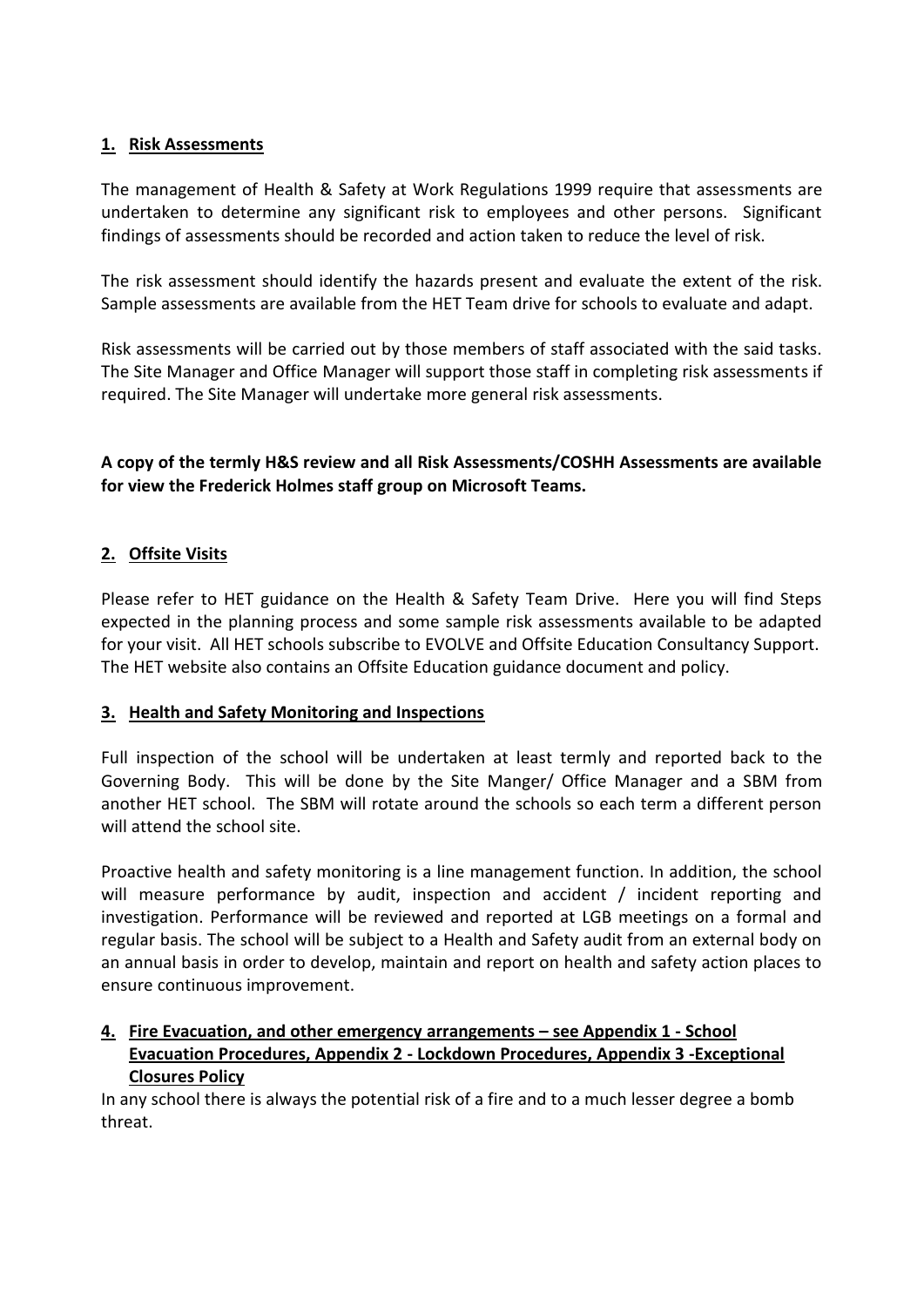## 1. Risk Assessments

The management of Health & Safety at Work Regulations 1999 require that assessments are undertaken to determine any significant risk to employees and other persons. Significant findings of assessments should be recorded and action taken to reduce the level of risk.

The risk assessment should identify the hazards present and evaluate the extent of the risk. Sample assessments are available from the HET Team drive for schools to evaluate and adapt.

Risk assessments will be carried out by those members of staff associated with the said tasks. The Site Manager and Office Manager will support those staff in completing risk assessments if required. The Site Manager will undertake more general risk assessments.

**A copy of the termly H&S review and all Risk Assessments/COSHH Assessments are available for view the Frederick Holmes staff group on Microsoft Teams.**

## 2. Offsite Visits

Please refer to HET guidance on the Health & Safety Team Drive. Here you will find Steps expected in the planning process and some sample risk assessments available to be adapted for your visit. All HET schools subscribe to EVOLVE and Offsite Education Consultancy Support. The HET website also contains an Offsite Education guidance document and policy.

## 3. Health and Safety Monitoring and Inspections

Full inspection of the school will be undertaken at least termly and reported back to the Governing Body. This will be done by the Site Manger/ Office Manager and a SBM from another HET school. The SBM will rotate around the schools so each term a different person will attend the school site.

Proactive health and safety monitoring is a line management function. In addition, the school will measure performance by audit, inspection and accident / incident reporting and investigation. Performance will be reviewed and reported at LGB meetings on a formal and regular basis. The school will be subject to a Health and Safety audit from an external body on an annual basis in order to develop, maintain and report on health and safety action places to ensure continuous improvement.

## 4. Fire Evacuation, and other emergency arrangements – see Appendix 1 - School Evacuation Procedures, Appendix 2 - Lockdown Procedures, Appendix 3 -Exceptional Closures Policy

In any school there is always the potential risk of a fire and to a much lesser degree a bomb threat.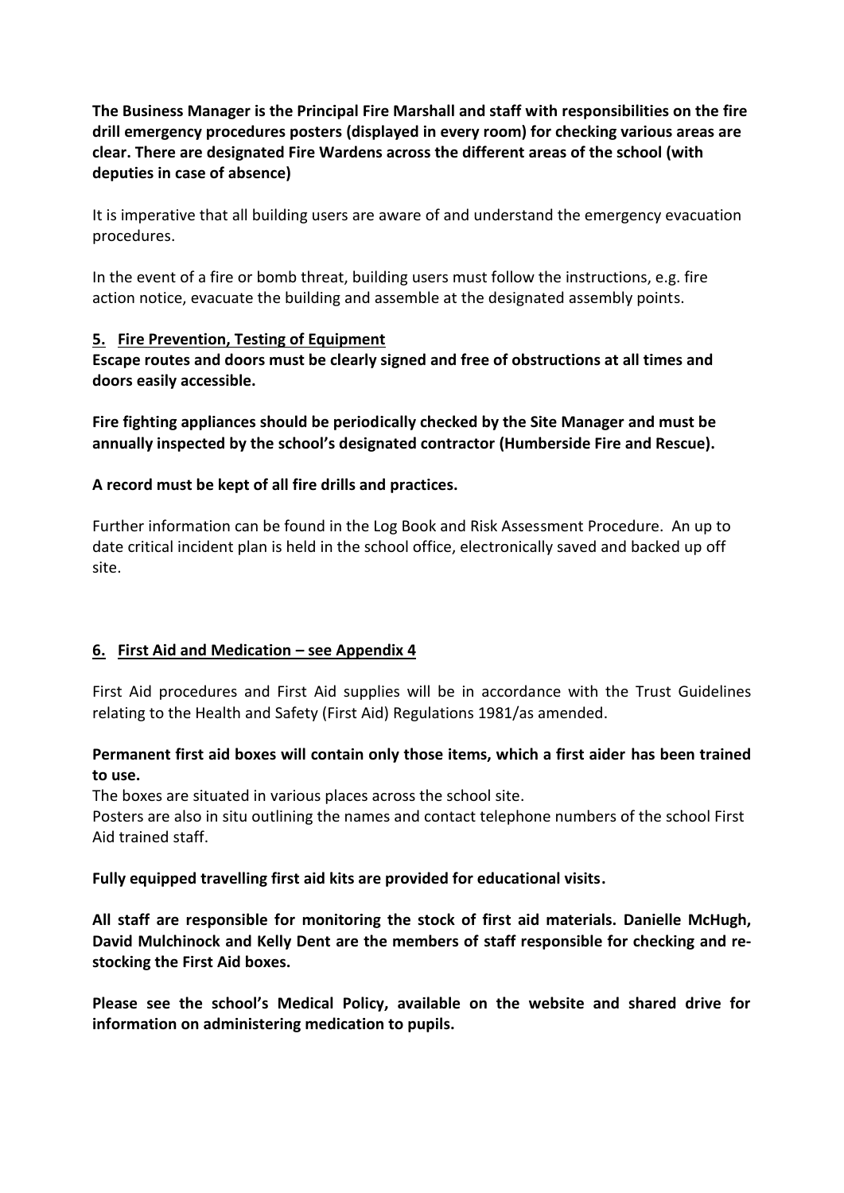**The Business Manager is the Principal Fire Marshall and staff with responsibilities on the fire drill emergency procedures posters (displayed in every room) for checking various areas are clear. There are designated Fire Wardens across the different areas of the school (with deputies in case of absence)**

It is imperative that all building users are aware of and understand the emergency evacuation procedures.

In the event of a fire or bomb threat, building users must follow the instructions, e.g. fire action notice, evacuate the building and assemble at the designated assembly points.

## 5. Fire Prevention, Testing of Equipment

**Escape routes and doors must be clearly signed and free of obstructions at all times and doors easily accessible.**

**Fire fighting appliances should be periodically checked by the Site Manager and must be annually inspected by the school's designated contractor (Humberside Fire and Rescue).**

**A record must be kept of all fire drills and practices.**

Further information can be found in the Log Book and Risk Assessment Procedure. An up to date critical incident plan is held in the school office, electronically saved and backed up off site.

## 6. First Aid and Medication – see Appendix 4

First Aid procedures and First Aid supplies will be in accordance with the Trust Guidelines relating to the Health and Safety (First Aid) Regulations 1981/as amended.

**Permanent first aid boxes will contain only those items, which a first aider has been trained to use.**

The boxes are situated in various places across the school site.
Posters are also in situ outlining the names and contact telephone numbers of the school First Aid trained staff.

**Fully equipped travelling first aid kits are provided for educational visits.**

**All staff are responsible for monitoring the stock of first aid materials. Danielle McHugh, David Mulchinock and Kelly Dent are the members of staff responsible for checking and re-stocking the First Aid boxes.**

**Please see the school's Medical Policy, available on the website and shared drive for information on administering medication to pupils.**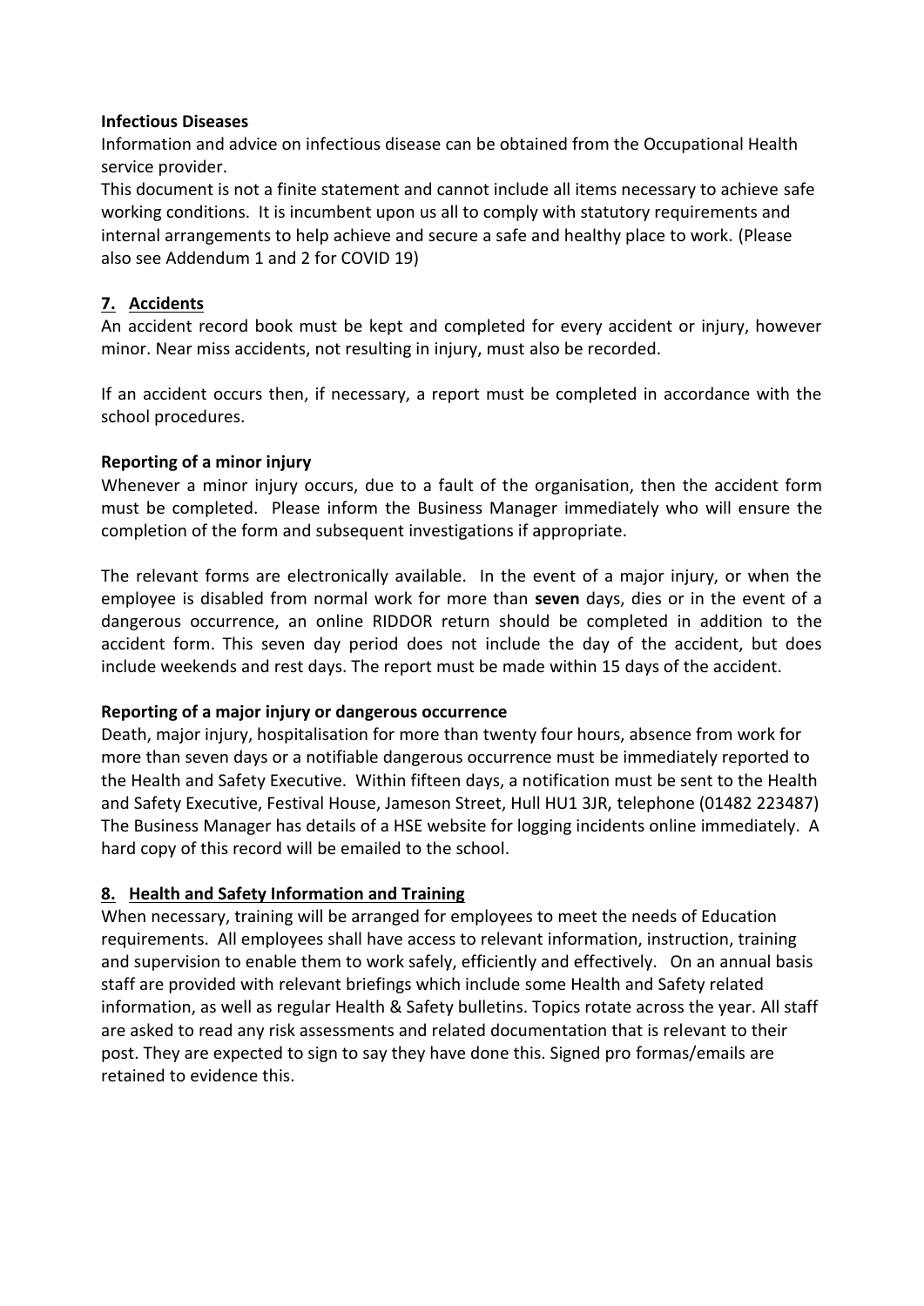**Infectious Diseases**

Information and advice on infectious disease can be obtained from the Occupational Health service provider.

This document is not a finite statement and cannot include all items necessary to achieve safe working conditions. It is incumbent upon us all to comply with statutory requirements and internal arrangements to help achieve and secure a safe and healthy place to work. (Please also see Addendum 1 and 2 for COVID 19)

## 7. Accidents

An accident record book must be kept and completed for every accident or injury, however minor. Near miss accidents, not resulting in injury, must also be recorded.

If an accident occurs then, if necessary, a report must be completed in accordance with the school procedures.

**Reporting of a minor injury**

Whenever a minor injury occurs, due to a fault of the organisation, then the accident form must be completed. Please inform the Business Manager immediately who will ensure the completion of the form and subsequent investigations if appropriate.

The relevant forms are electronically available. In the event of a major injury, or when the employee is disabled from normal work for more than **seven** days, dies or in the event of a dangerous occurrence, an online RIDDOR return should be completed in addition to the accident form. This seven day period does not include the day of the accident, but does include weekends and rest days. The report must be made within 15 days of the accident.

**Reporting of a major injury or dangerous occurrence**

Death, major injury, hospitalisation for more than twenty four hours, absence from work for more than seven days or a notifiable dangerous occurrence must be immediately reported to the Health and Safety Executive. Within fifteen days, a notification must be sent to the Health and Safety Executive, Festival House, Jameson Street, Hull HU1 3JR, telephone (01482 223487) The Business Manager has details of a HSE website for logging incidents online immediately. A hard copy of this record will be emailed to the school.

## 8. Health and Safety Information and Training

When necessary, training will be arranged for employees to meet the needs of Education requirements. All employees shall have access to relevant information, instruction, training and supervision to enable them to work safely, efficiently and effectively. On an annual basis staff are provided with relevant briefings which include some Health and Safety related information, as well as regular Health & Safety bulletins. Topics rotate across the year. All staff are asked to read any risk assessments and related documentation that is relevant to their post. They are expected to sign to say they have done this. Signed pro formas/emails are retained to evidence this.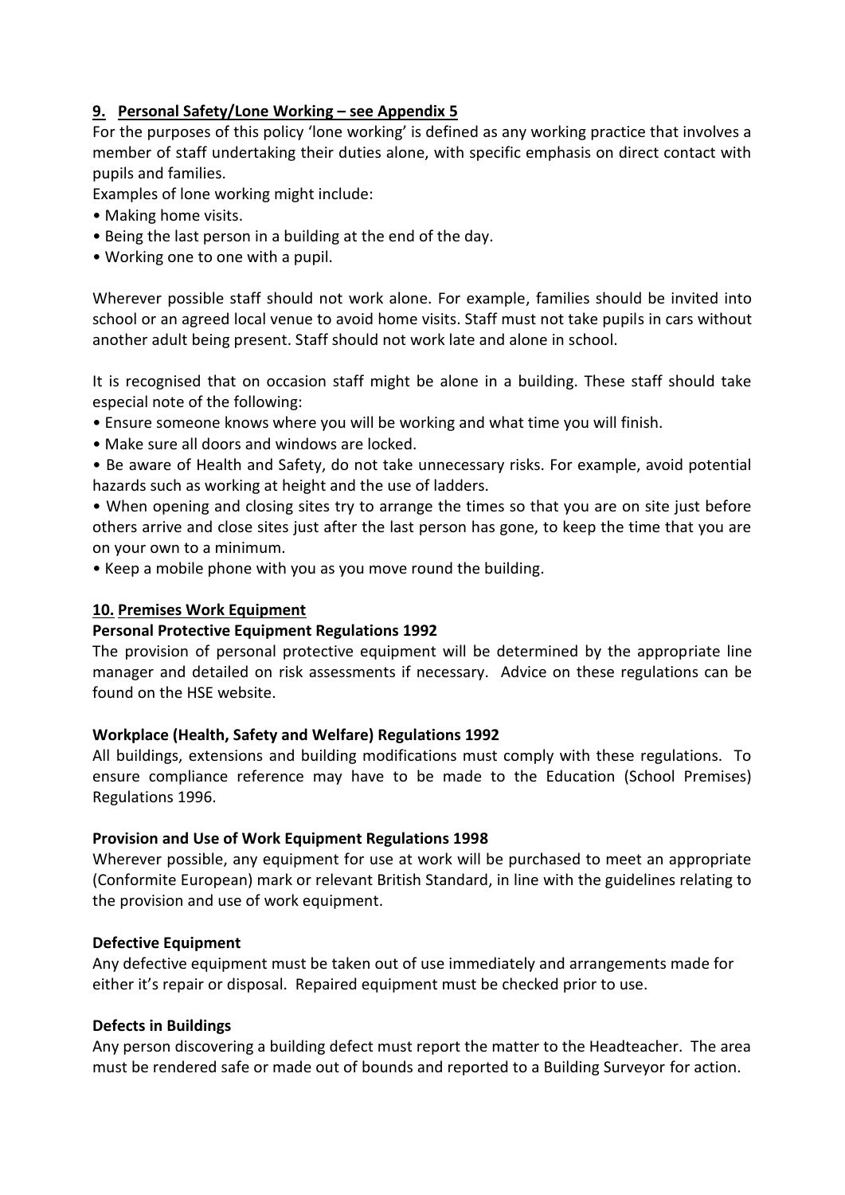## 9. Personal Safety/Lone Working – see Appendix 5

For the purposes of this policy 'lone working' is defined as any working practice that involves a member of staff undertaking their duties alone, with specific emphasis on direct contact with pupils and families.

Examples of lone working might include:

- Making home visits.
- Being the last person in a building at the end of the day.
- Working one to one with a pupil.

Wherever possible staff should not work alone. For example, families should be invited into school or an agreed local venue to avoid home visits. Staff must not take pupils in cars without another adult being present. Staff should not work late and alone in school.

It is recognised that on occasion staff might be alone in a building. These staff should take especial note of the following:

- Ensure someone knows where you will be working and what time you will finish.
- Make sure all doors and windows are locked.
- Be aware of Health and Safety, do not take unnecessary risks. For example, avoid potential hazards such as working at height and the use of ladders.
- When opening and closing sites try to arrange the times so that you are on site just before others arrive and close sites just after the last person has gone, to keep the time that you are on your own to a minimum.
- Keep a mobile phone with you as you move round the building.

## 10. Premises Work Equipment

### Personal Protective Equipment Regulations 1992

The provision of personal protective equipment will be determined by the appropriate line manager and detailed on risk assessments if necessary. Advice on these regulations can be found on the HSE website.

### Workplace (Health, Safety and Welfare) Regulations 1992

All buildings, extensions and building modifications must comply with these regulations. To ensure compliance reference may have to be made to the Education (School Premises) Regulations 1996.

### Provision and Use of Work Equipment Regulations 1998

Wherever possible, any equipment for use at work will be purchased to meet an appropriate (Conformite European) mark or relevant British Standard, in line with the guidelines relating to the provision and use of work equipment.

### Defective Equipment

Any defective equipment must be taken out of use immediately and arrangements made for either it's repair or disposal. Repaired equipment must be checked prior to use.

### Defects in Buildings

Any person discovering a building defect must report the matter to the Headteacher. The area must be rendered safe or made out of bounds and reported to a Building Surveyor for action.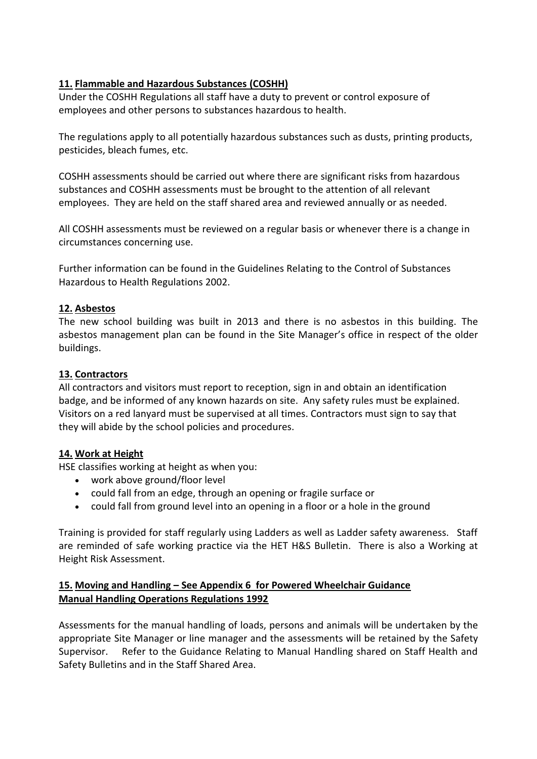## 11. Flammable and Hazardous Substances (COSHH)

Under the COSHH Regulations all staff have a duty to prevent or control exposure of employees and other persons to substances hazardous to health.

The regulations apply to all potentially hazardous substances such as dusts, printing products, pesticides, bleach fumes, etc.

COSHH assessments should be carried out where there are significant risks from hazardous substances and COSHH assessments must be brought to the attention of all relevant employees. They are held on the staff shared area and reviewed annually or as needed.

All COSHH assessments must be reviewed on a regular basis or whenever there is a change in circumstances concerning use.

Further information can be found in the Guidelines Relating to the Control of Substances Hazardous to Health Regulations 2002.

## 12. Asbestos

The new school building was built in 2013 and there is no asbestos in this building. The asbestos management plan can be found in the Site Manager's office in respect of the older buildings.

## 13. Contractors

All contractors and visitors must report to reception, sign in and obtain an identification badge, and be informed of any known hazards on site. Any safety rules must be explained. Visitors on a red lanyard must be supervised at all times. Contractors must sign to say that they will abide by the school policies and procedures.

## 14. Work at Height

HSE classifies working at height as when you:

- work above ground/floor level
- could fall from an edge, through an opening or fragile surface or
- could fall from ground level into an opening in a floor or a hole in the ground

Training is provided for staff regularly using Ladders as well as Ladder safety awareness. Staff are reminded of safe working practice via the HET H&S Bulletin. There is also a Working at Height Risk Assessment.

## 15. Moving and Handling – See Appendix 6 for Powered Wheelchair Guidance Manual Handling Operations Regulations 1992

Assessments for the manual handling of loads, persons and animals will be undertaken by the appropriate Site Manager or line manager and the assessments will be retained by the Safety Supervisor. Refer to the Guidance Relating to Manual Handling shared on Staff Health and Safety Bulletins and in the Staff Shared Area.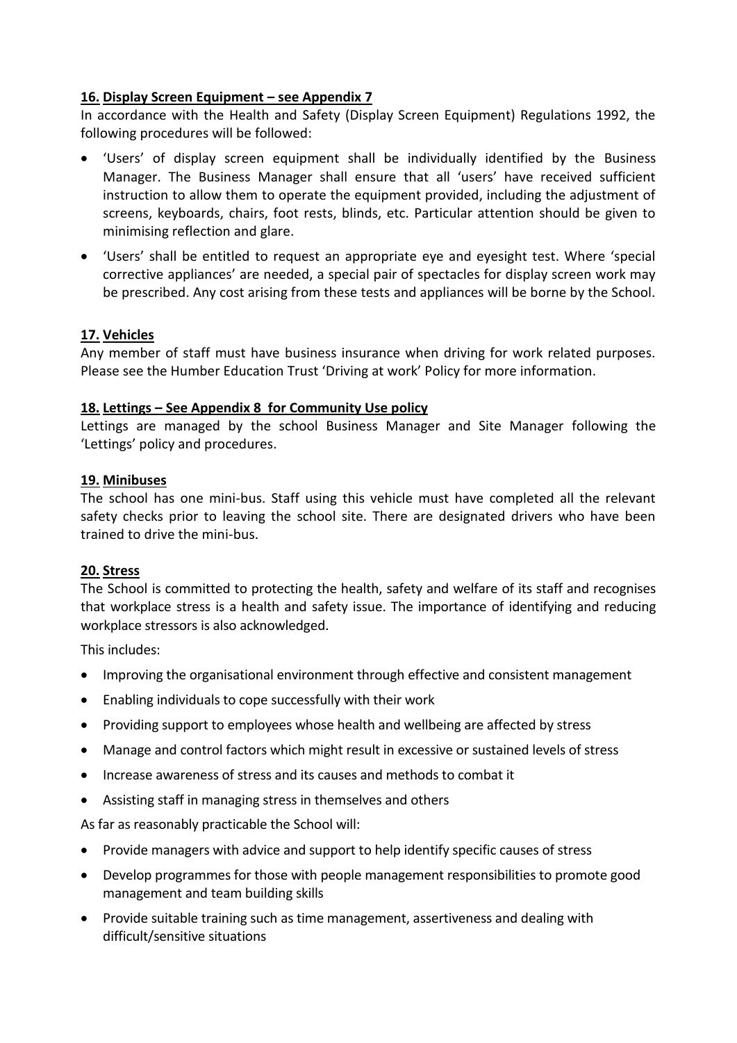**16. Display Screen Equipment – see Appendix 7**

In accordance with the Health and Safety (Display Screen Equipment) Regulations 1992, the following procedures will be followed:

- 'Users' of display screen equipment shall be individually identified by the Business Manager. The Business Manager shall ensure that all 'users' have received sufficient instruction to allow them to operate the equipment provided, including the adjustment of screens, keyboards, chairs, foot rests, blinds, etc. Particular attention should be given to minimising reflection and glare.
- 'Users' shall be entitled to request an appropriate eye and eyesight test. Where 'special corrective appliances' are needed, a special pair of spectacles for display screen work may be prescribed. Any cost arising from these tests and appliances will be borne by the School.

**17. Vehicles**

Any member of staff must have business insurance when driving for work related purposes. Please see the Humber Education Trust 'Driving at work' Policy for more information.

**18. Lettings – See Appendix 8 for Community Use policy**

Lettings are managed by the school Business Manager and Site Manager following the 'Lettings' policy and procedures.

**19. Minibuses**

The school has one mini-bus. Staff using this vehicle must have completed all the relevant safety checks prior to leaving the school site. There are designated drivers who have been trained to drive the mini-bus.

**20. Stress**

The School is committed to protecting the health, safety and welfare of its staff and recognises that workplace stress is a health and safety issue. The importance of identifying and reducing workplace stressors is also acknowledged.

This includes:

- Improving the organisational environment through effective and consistent management
- Enabling individuals to cope successfully with their work
- Providing support to employees whose health and wellbeing are affected by stress
- Manage and control factors which might result in excessive or sustained levels of stress
- Increase awareness of stress and its causes and methods to combat it
- Assisting staff in managing stress in themselves and others

As far as reasonably practicable the School will:

- Provide managers with advice and support to help identify specific causes of stress
- Develop programmes for those with people management responsibilities to promote good management and team building skills
- Provide suitable training such as time management, assertiveness and dealing with difficult/sensitive situations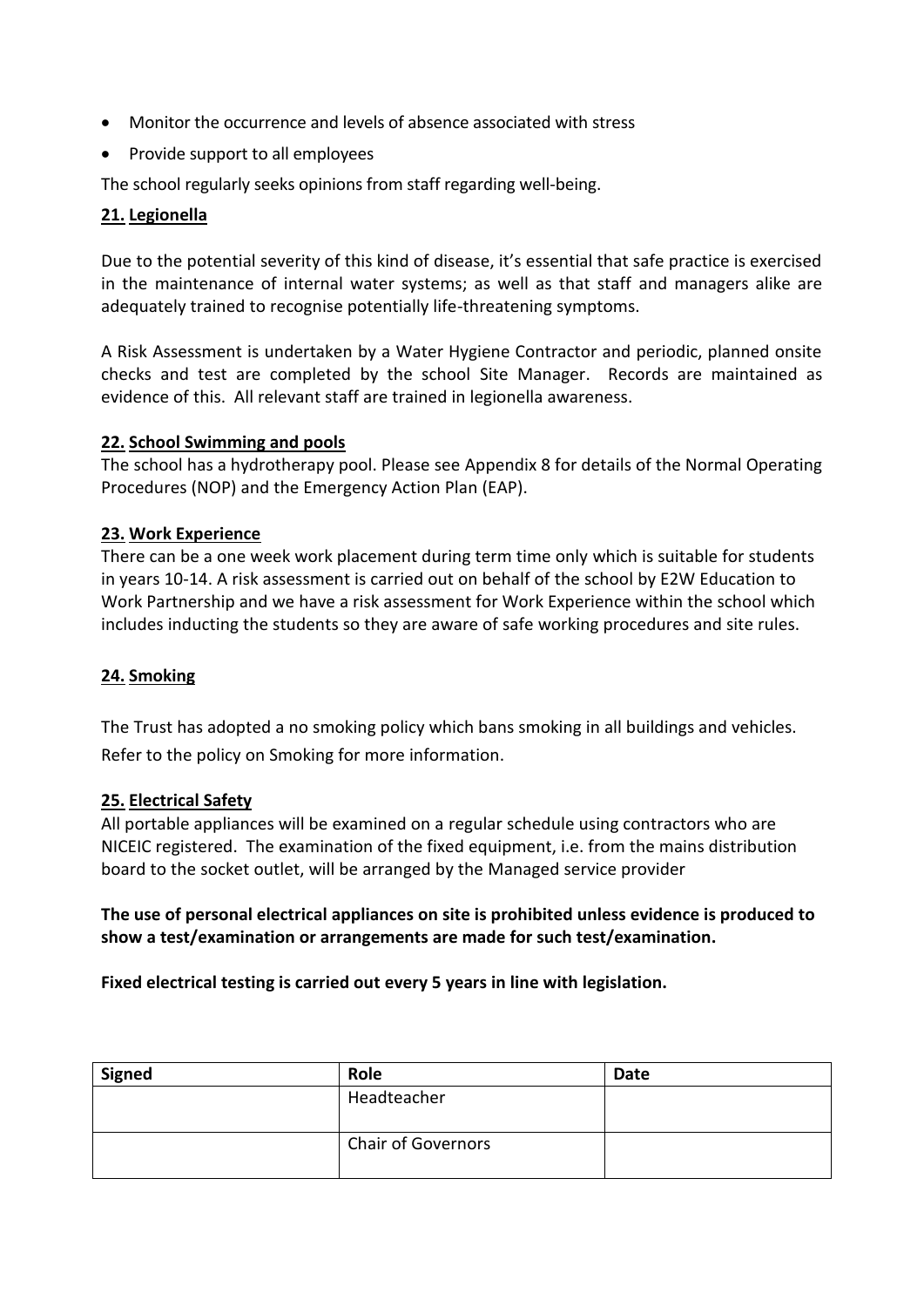- Monitor the occurrence and levels of absence associated with stress
- Provide support to all employees

The school regularly seeks opinions from staff regarding well-being.

## 21. Legionella

Due to the potential severity of this kind of disease, it's essential that safe practice is exercised in the maintenance of internal water systems; as well as that staff and managers alike are adequately trained to recognise potentially life-threatening symptoms.

A Risk Assessment is undertaken by a Water Hygiene Contractor and periodic, planned onsite checks and test are completed by the school Site Manager. Records are maintained as evidence of this. All relevant staff are trained in legionella awareness.

## 22. School Swimming and pools

The school has a hydrotherapy pool. Please see Appendix 8 for details of the Normal Operating Procedures (NOP) and the Emergency Action Plan (EAP).

## 23. Work Experience

There can be a one week work placement during term time only which is suitable for students in years 10-14. A risk assessment is carried out on behalf of the school by E2W Education to Work Partnership and we have a risk assessment for Work Experience within the school which includes inducting the students so they are aware of safe working procedures and site rules.

## 24. Smoking

The Trust has adopted a no smoking policy which bans smoking in all buildings and vehicles. Refer to the policy on Smoking for more information.

## 25. Electrical Safety

All portable appliances will be examined on a regular schedule using contractors who are NICEIC registered. The examination of the fixed equipment, i.e. from the mains distribution board to the socket outlet, will be arranged by the Managed service provider

**The use of personal electrical appliances on site is prohibited unless evidence is produced to show a test/examination or arrangements are made for such test/examination.**

**Fixed electrical testing is carried out every 5 years in line with legislation.**

| Signed | Role | Date |
|---|---|---|
| | Headteacher | |
| | Chair of Governors | |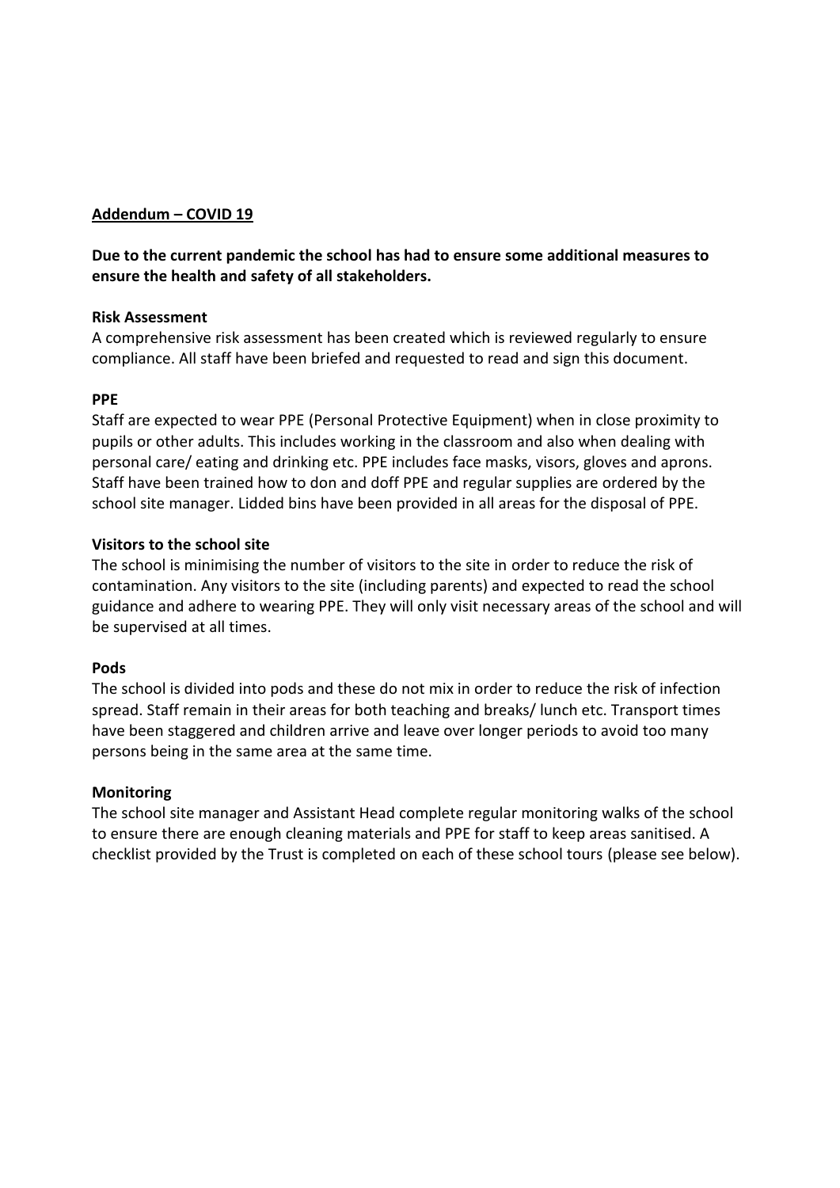**<u>Addendum – COVID 19</u>**

**Due to the current pandemic the school has had to ensure some additional measures to ensure the health and safety of all stakeholders.**

**Risk Assessment**

A comprehensive risk assessment has been created which is reviewed regularly to ensure compliance. All staff have been briefed and requested to read and sign this document.

**PPE**

Staff are expected to wear PPE (Personal Protective Equipment) when in close proximity to pupils or other adults. This includes working in the classroom and also when dealing with personal care/ eating and drinking etc. PPE includes face masks, visors, gloves and aprons. Staff have been trained how to don and doff PPE and regular supplies are ordered by the school site manager. Lidded bins have been provided in all areas for the disposal of PPE.

**Visitors to the school site**

The school is minimising the number of visitors to the site in order to reduce the risk of contamination. Any visitors to the site (including parents) and expected to read the school guidance and adhere to wearing PPE. They will only visit necessary areas of the school and will be supervised at all times.

**Pods**

The school is divided into pods and these do not mix in order to reduce the risk of infection spread. Staff remain in their areas for both teaching and breaks/ lunch etc. Transport times have been staggered and children arrive and leave over longer periods to avoid too many persons being in the same area at the same time.

**Monitoring**

The school site manager and Assistant Head complete regular monitoring walks of the school to ensure there are enough cleaning materials and PPE for staff to keep areas sanitised. A checklist provided by the Trust is completed on each of these school tours (please see below).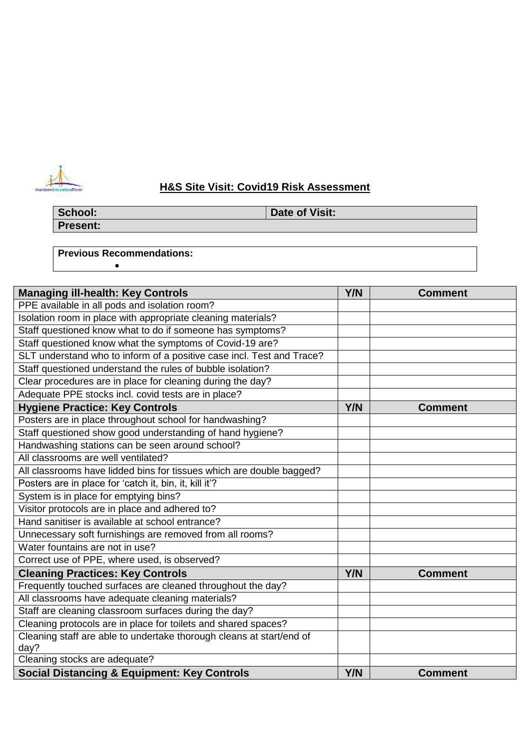## H&S Site Visit: Covid19 Risk Assessment

| School: | Date of Visit: |
|---|---|
| Present: | |

| Previous Recommendations: |
|---|
| • |

| Managing ill-health: Key Controls | Y/N | Comment |
|---|---|---|
| PPE available in all pods and isolation room? | | |
| Isolation room in place with appropriate cleaning materials? | | |
| Staff questioned know what to do if someone has symptoms? | | |
| Staff questioned know what the symptoms of Covid-19 are? | | |
| SLT understand who to inform of a positive case incl. Test and Trace? | | |
| Staff questioned understand the rules of bubble isolation? | | |
| Clear procedures are in place for cleaning during the day? | | |
| Adequate PPE stocks incl. covid tests are in place? | | |
| **Hygiene Practice: Key Controls** | **Y/N** | **Comment** |
| Posters are in place throughout school for handwashing? | | |
| Staff questioned show good understanding of hand hygiene? | | |
| Handwashing stations can be seen around school? | | |
| All classrooms are well ventilated? | | |
| All classrooms have lidded bins for tissues which are double bagged? | | |
| Posters are in place for 'catch it, bin, it, kill it'? | | |
| System is in place for emptying bins? | | |
| Visitor protocols are in place and adhered to? | | |
| Hand sanitiser is available at school entrance? | | |
| Unnecessary soft furnishings are removed from all rooms? | | |
| Water fountains are not in use? | | |
| Correct use of PPE, where used, is observed? | | |
| **Cleaning Practices: Key Controls** | **Y/N** | **Comment** |
| Frequently touched surfaces are cleaned throughout the day? | | |
| All classrooms have adequate cleaning materials? | | |
| Staff are cleaning classroom surfaces during the day? | | |
| Cleaning protocols are in place for toilets and shared spaces? | | |
| Cleaning staff are able to undertake thorough cleans at start/end of day? | | |
| Cleaning stocks are adequate? | | |
| **Social Distancing & Equipment: Key Controls** | **Y/N** | **Comment** |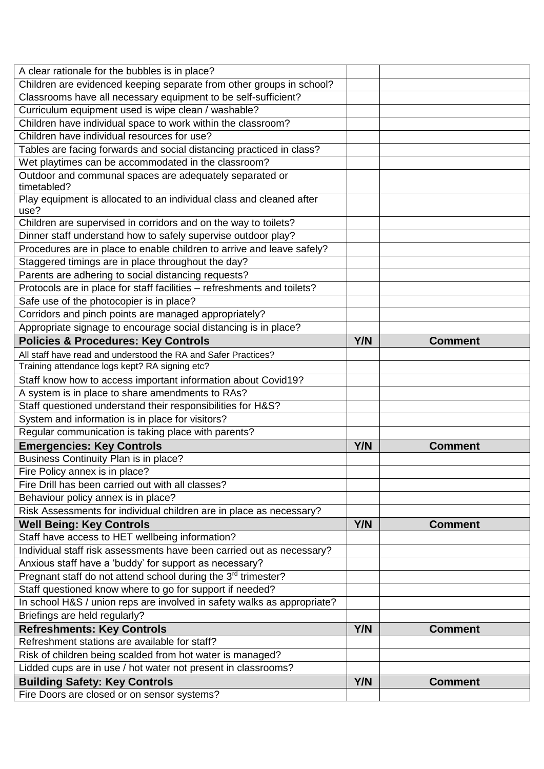| | | |
|---|---|---|
| A clear rationale for the bubbles is in place? | | |
| Children are evidenced keeping separate from other groups in school? | | |
| Classrooms have all necessary equipment to be self-sufficient? | | |
| Curriculum equipment used is wipe clean / washable? | | |
| Children have individual space to work within the classroom? | | |
| Children have individual resources for use? | | |
| Tables are facing forwards and social distancing practiced in class? | | |
| Wet playtimes can be accommodated in the classroom? | | |
| Outdoor and communal spaces are adequately separated or timetabled? | | |
| Play equipment is allocated to an individual class and cleaned after use? | | |
| Children are supervised in corridors and on the way to toilets? | | |
| Dinner staff understand how to safely supervise outdoor play? | | |
| Procedures are in place to enable children to arrive and leave safely? | | |
| Staggered timings are in place throughout the day? | | |
| Parents are adhering to social distancing requests? | | |
| Protocols are in place for staff facilities – refreshments and toilets? | | |
| Safe use of the photocopier is in place? | | |
| Corridors and pinch points are managed appropriately? | | |
| Appropriate signage to encourage social distancing is in place? | | |
| **Policies & Procedures: Key Controls** | **Y/N** | **Comment** |
| All staff have read and understood the RA and Safer Practices? | | |
| Training attendance logs kept? RA signing etc? | | |
| Staff know how to access important information about Covid19? | | |
| A system is in place to share amendments to RAs? | | |
| Staff questioned understand their responsibilities for H&S? | | |
| System and information is in place for visitors? | | |
| Regular communication is taking place with parents? | | |
| **Emergencies: Key Controls** | **Y/N** | **Comment** |
| Business Continuity Plan is in place? | | |
| Fire Policy annex is in place? | | |
| Fire Drill has been carried out with all classes? | | |
| Behaviour policy annex is in place? | | |
| Risk Assessments for individual children are in place as necessary? | | |
| **Well Being: Key Controls** | **Y/N** | **Comment** |
| Staff have access to HET wellbeing information? | | |
| Individual staff risk assessments have been carried out as necessary? | | |
| Anxious staff have a 'buddy' for support as necessary? | | |
| Pregnant staff do not attend school during the 3rd trimester? | | |
| Staff questioned know where to go for support if needed? | | |
| In school H&S / union reps are involved in safety walks as appropriate? | | |
| Briefings are held regularly? | | |
| **Refreshments: Key Controls** | **Y/N** | **Comment** |
| Refreshment stations are available for staff? | | |
| Risk of children being scalded from hot water is managed? | | |
| Lidded cups are in use / hot water not present in classrooms? | | |
| **Building Safety: Key Controls** | **Y/N** | **Comment** |
| Fire Doors are closed or on sensor systems? | | |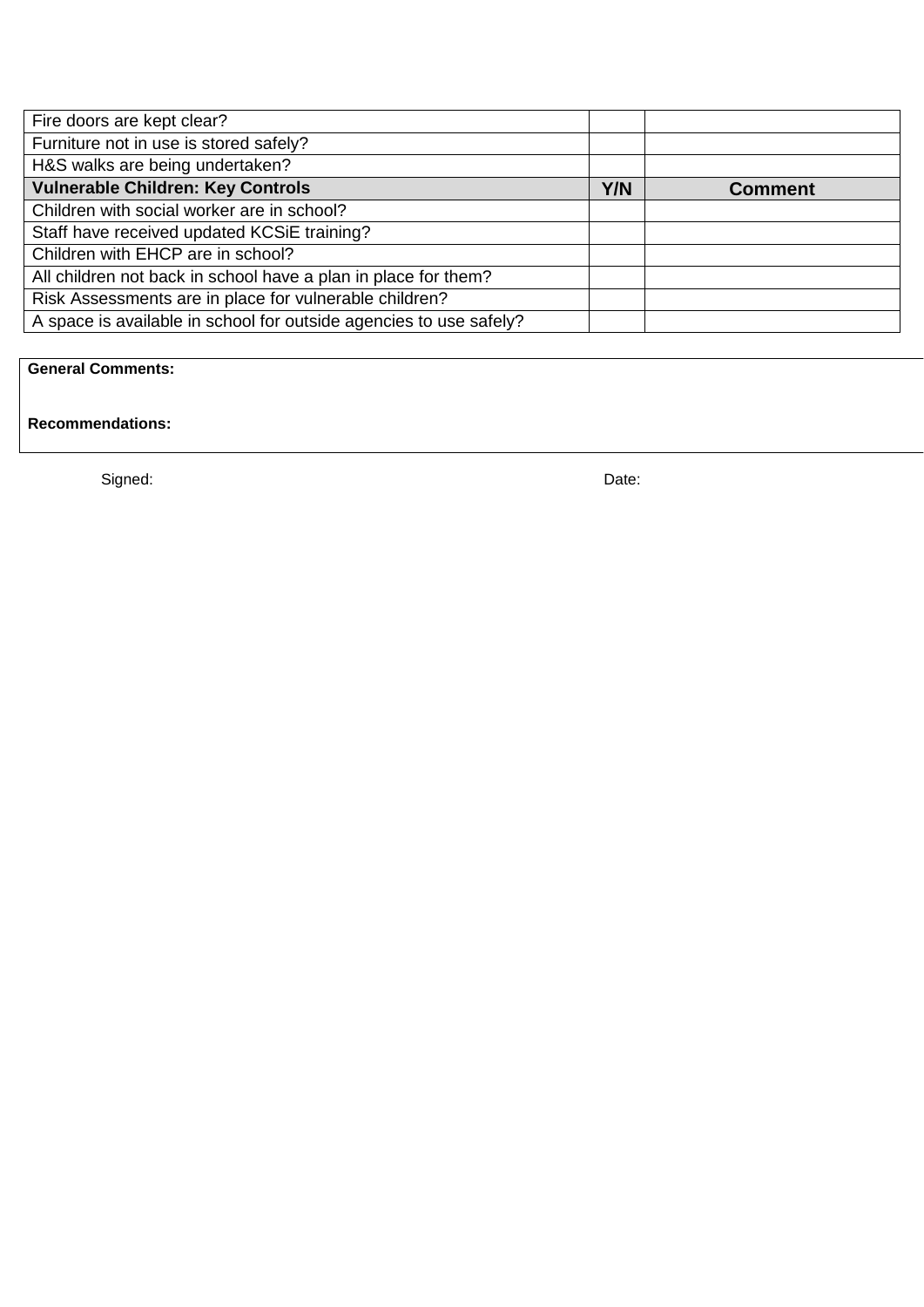| | | |
|---|---|---|
| Fire doors are kept clear? | | |
| Furniture not in use is stored safely? | | |
| H&S walks are being undertaken? | | |
| **Vulnerable Children: Key Controls** | **Y/N** | **Comment** |
| Children with social worker are in school? | | |
| Staff have received updated KCSiE training? | | |
| Children with EHCP are in school? | | |
| All children not back in school have a plan in place for them? | | |
| Risk Assessments are in place for vulnerable children? | | |
| A space is available in school for outside agencies to use safely? | | |

**General Comments:**

**Recommendations:**

Signed: Date: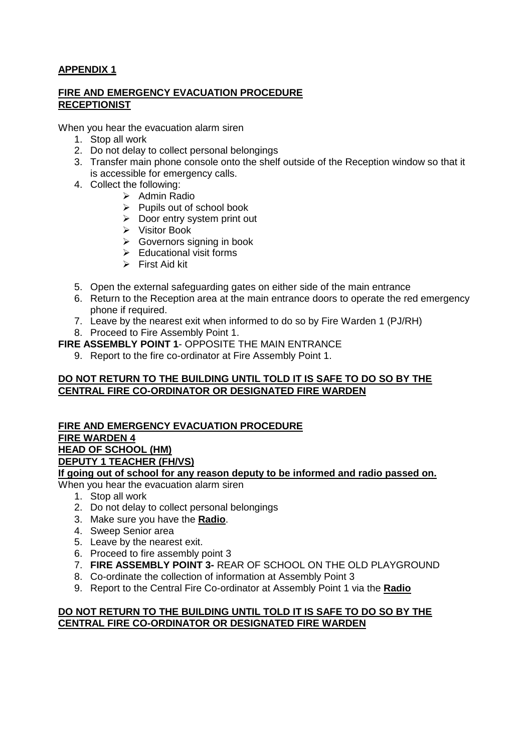**APPENDIX 1**

**FIRE AND EMERGENCY EVACUATION PROCEDURE**
**RECEPTIONIST**

When you hear the evacuation alarm siren

1. Stop all work
2. Do not delay to collect personal belongings
3. Transfer main phone console onto the shelf outside of the Reception window so that it is accessible for emergency calls.
4. Collect the following:
   - Admin Radio
   - Pupils out of school book
   - Door entry system print out
   - Visitor Book
   - Governors signing in book
   - Educational visit forms
   - First Aid kit
5. Open the external safeguarding gates on either side of the main entrance
6. Return to the Reception area at the main entrance doors to operate the red emergency phone if required.
7. Leave by the nearest exit when informed to do so by Fire Warden 1 (PJ/RH)
8. Proceed to Fire Assembly Point 1.

**FIRE ASSEMBLY POINT 1**- OPPOSITE THE MAIN ENTRANCE

9. Report to the fire co-ordinator at Fire Assembly Point 1.

**DO NOT RETURN TO THE BUILDING UNTIL TOLD IT IS SAFE TO DO SO BY THE CENTRAL FIRE CO-ORDINATOR OR DESIGNATED FIRE WARDEN**

**FIRE AND EMERGENCY EVACUATION PROCEDURE**
**FIRE WARDEN 4**
**HEAD OF SCHOOL (HM)**
**DEPUTY 1 TEACHER (FH/VS)**
**If going out of school for any reason deputy to be informed and radio passed on.**

When you hear the evacuation alarm siren

1. Stop all work
2. Do not delay to collect personal belongings
3. Make sure you have the **Radio**.
4. Sweep Senior area
5. Leave by the nearest exit.
6. Proceed to fire assembly point 3
7. **FIRE ASSEMBLY POINT 3-** REAR OF SCHOOL ON THE OLD PLAYGROUND
8. Co-ordinate the collection of information at Assembly Point 3
9. Report to the Central Fire Co-ordinator at Assembly Point 1 via the **Radio**

**DO NOT RETURN TO THE BUILDING UNTIL TOLD IT IS SAFE TO DO SO BY THE CENTRAL FIRE CO-ORDINATOR OR DESIGNATED FIRE WARDEN**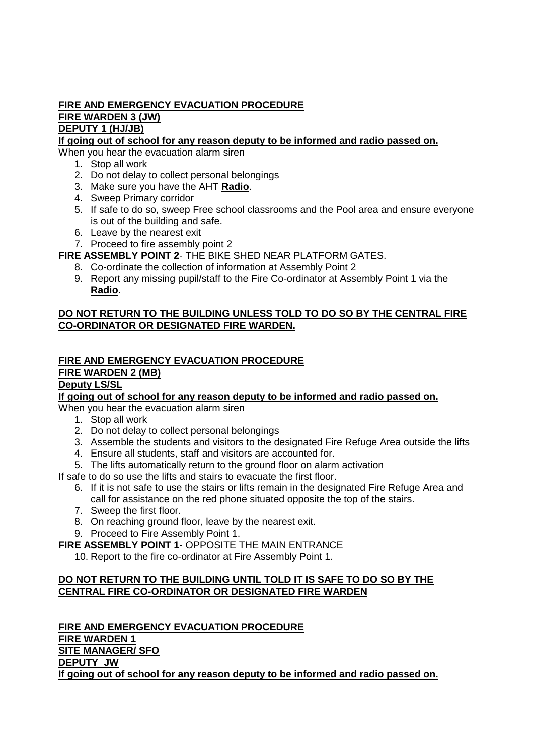**FIRE AND EMERGENCY EVACUATION PROCEDURE**
**FIRE WARDEN 3 (JW)**
**DEPUTY 1 (HJ/JB)**
**If going out of school for any reason deputy to be informed and radio passed on.**

When you hear the evacuation alarm siren

1. Stop all work
2. Do not delay to collect personal belongings
3. Make sure you have the AHT **Radio**.
4. Sweep Primary corridor
5. If safe to do so, sweep Free school classrooms and the Pool area and ensure everyone is out of the building and safe.
6. Leave by the nearest exit
7. Proceed to fire assembly point 2

**FIRE ASSEMBLY POINT 2**- THE BIKE SHED NEAR PLATFORM GATES.

8. Co-ordinate the collection of information at Assembly Point 2
9. Report any missing pupil/staff to the Fire Co-ordinator at Assembly Point 1 via the **Radio.**

**DO NOT RETURN TO THE BUILDING UNLESS TOLD TO DO SO BY THE CENTRAL FIRE CO-ORDINATOR OR DESIGNATED FIRE WARDEN.**

**FIRE AND EMERGENCY EVACUATION PROCEDURE**
**FIRE WARDEN 2 (MB)**
**Deputy LS/SL**
**If going out of school for any reason deputy to be informed and radio passed on.**

When you hear the evacuation alarm siren

1. Stop all work
2. Do not delay to collect personal belongings
3. Assemble the students and visitors to the designated Fire Refuge Area outside the lifts
4. Ensure all students, staff and visitors are accounted for.
5. The lifts automatically return to the ground floor on alarm activation

If safe to do so use the lifts and stairs to evacuate the first floor.

6. If it is not safe to use the stairs or lifts remain in the designated Fire Refuge Area and call for assistance on the red phone situated opposite the top of the stairs.
7. Sweep the first floor.
8. On reaching ground floor, leave by the nearest exit.
9. Proceed to Fire Assembly Point 1.

**FIRE ASSEMBLY POINT 1**- OPPOSITE THE MAIN ENTRANCE

10. Report to the fire co-ordinator at Fire Assembly Point 1.

**DO NOT RETURN TO THE BUILDING UNTIL TOLD IT IS SAFE TO DO SO BY THE CENTRAL FIRE CO-ORDINATOR OR DESIGNATED FIRE WARDEN**

**FIRE AND EMERGENCY EVACUATION PROCEDURE**
**FIRE WARDEN 1**
**SITE MANAGER/ SFO**
**DEPUTY JW**
**If going out of school for any reason deputy to be informed and radio passed on.**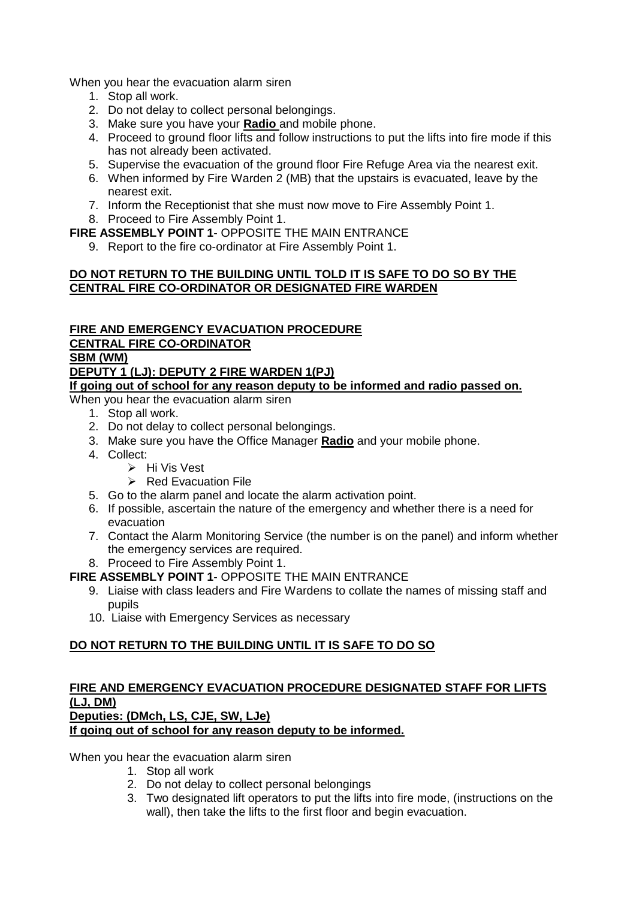When you hear the evacuation alarm siren

1. Stop all work.
2. Do not delay to collect personal belongings.
3. Make sure you have your **Radio** and mobile phone.
4. Proceed to ground floor lifts and follow instructions to put the lifts into fire mode if this has not already been activated.
5. Supervise the evacuation of the ground floor Fire Refuge Area via the nearest exit.
6. When informed by Fire Warden 2 (MB) that the upstairs is evacuated, leave by the nearest exit.
7. Inform the Receptionist that she must now move to Fire Assembly Point 1.
8. Proceed to Fire Assembly Point 1.

**FIRE ASSEMBLY POINT 1**- OPPOSITE THE MAIN ENTRANCE

9. Report to the fire co-ordinator at Fire Assembly Point 1.

**DO NOT RETURN TO THE BUILDING UNTIL TOLD IT IS SAFE TO DO SO BY THE CENTRAL FIRE CO-ORDINATOR OR DESIGNATED FIRE WARDEN**

**FIRE AND EMERGENCY EVACUATION PROCEDURE**
**CENTRAL FIRE CO-ORDINATOR**
**SBM (WM)**
**DEPUTY 1 (LJ): DEPUTY 2 FIRE WARDEN 1(PJ)**
**If going out of school for any reason deputy to be informed and radio passed on.**

When you hear the evacuation alarm siren

1. Stop all work.
2. Do not delay to collect personal belongings.
3. Make sure you have the Office Manager **Radio** and your mobile phone.
4. Collect:
   - Hi Vis Vest
   - Red Evacuation File
5. Go to the alarm panel and locate the alarm activation point.
6. If possible, ascertain the nature of the emergency and whether there is a need for evacuation
7. Contact the Alarm Monitoring Service (the number is on the panel) and inform whether the emergency services are required.
8. Proceed to Fire Assembly Point 1.

**FIRE ASSEMBLY POINT 1**- OPPOSITE THE MAIN ENTRANCE

9. Liaise with class leaders and Fire Wardens to collate the names of missing staff and pupils
10. Liaise with Emergency Services as necessary

**DO NOT RETURN TO THE BUILDING UNTIL IT IS SAFE TO DO SO**

**FIRE AND EMERGENCY EVACUATION PROCEDURE DESIGNATED STAFF FOR LIFTS (LJ, DM)**
**Deputies: (DMch, LS, CJE, SW, LJe)**
**If going out of school for any reason deputy to be informed.**

When you hear the evacuation alarm siren

1. Stop all work
2. Do not delay to collect personal belongings
3. Two designated lift operators to put the lifts into fire mode, (instructions on the wall), then take the lifts to the first floor and begin evacuation.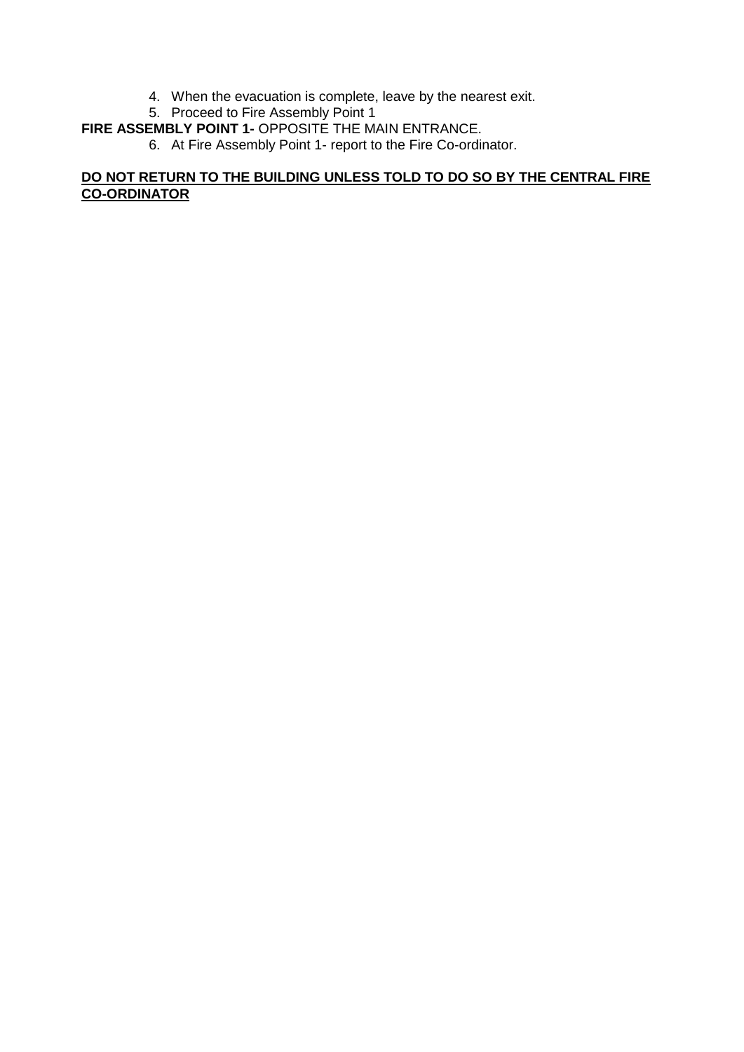4. When the evacuation is complete, leave by the nearest exit.
5. Proceed to Fire Assembly Point 1

**FIRE ASSEMBLY POINT 1-** OPPOSITE THE MAIN ENTRANCE.

6. At Fire Assembly Point 1- report to the Fire Co-ordinator.

**<u>DO NOT RETURN TO THE BUILDING UNLESS TOLD TO DO SO BY THE CENTRAL FIRE CO-ORDINATOR</u>**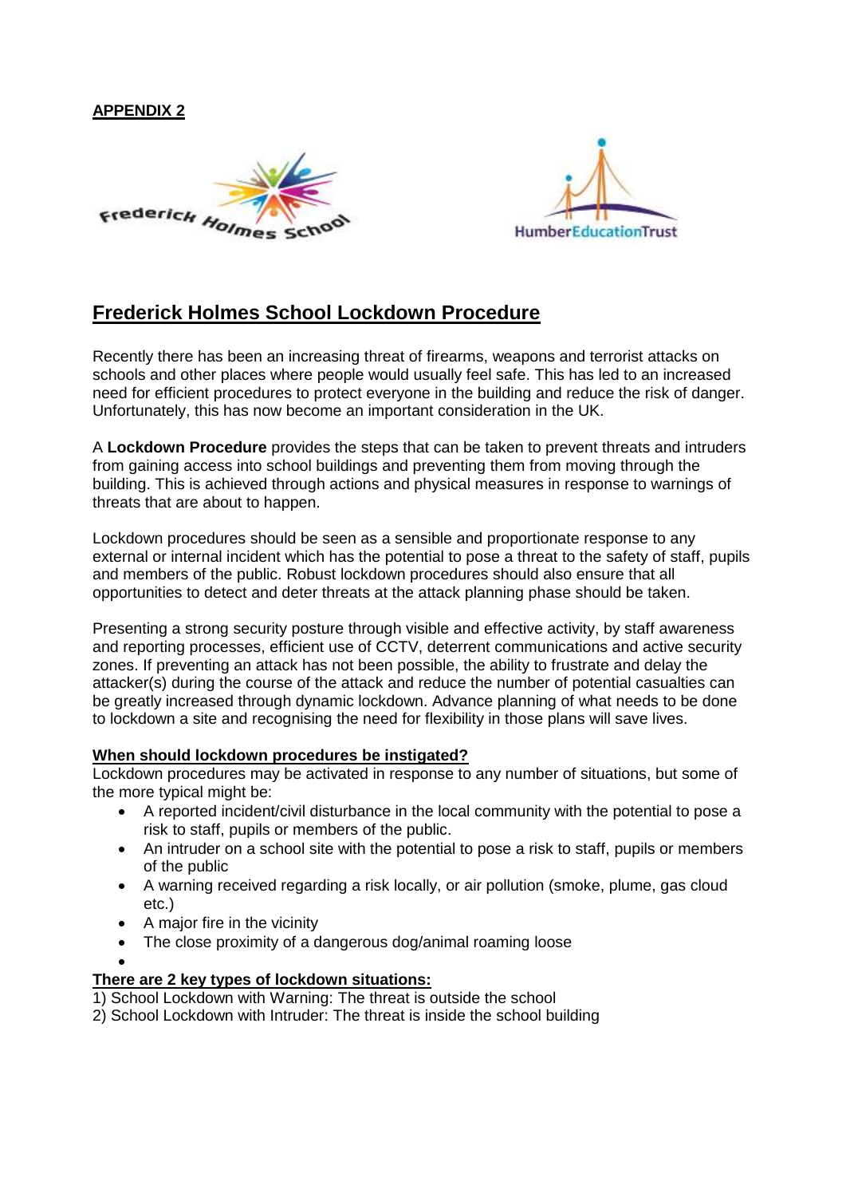**APPENDIX 2**

# Frederick Holmes School Lockdown Procedure

Recently there has been an increasing threat of firearms, weapons and terrorist attacks on schools and other places where people would usually feel safe. This has led to an increased need for efficient procedures to protect everyone in the building and reduce the risk of danger. Unfortunately, this has now become an important consideration in the UK.

A **Lockdown Procedure** provides the steps that can be taken to prevent threats and intruders from gaining access into school buildings and preventing them from moving through the building. This is achieved through actions and physical measures in response to warnings of threats that are about to happen.

Lockdown procedures should be seen as a sensible and proportionate response to any external or internal incident which has the potential to pose a threat to the safety of staff, pupils and members of the public. Robust lockdown procedures should also ensure that all opportunities to detect and deter threats at the attack planning phase should be taken.

Presenting a strong security posture through visible and effective activity, by staff awareness and reporting processes, efficient use of CCTV, deterrent communications and active security zones. If preventing an attack has not been possible, the ability to frustrate and delay the attacker(s) during the course of the attack and reduce the number of potential casualties can be greatly increased through dynamic lockdown. Advance planning of what needs to be done to lockdown a site and recognising the need for flexibility in those plans will save lives.

**When should lockdown procedures be instigated?**

Lockdown procedures may be activated in response to any number of situations, but some of the more typical might be:

- A reported incident/civil disturbance in the local community with the potential to pose a risk to staff, pupils or members of the public.
- An intruder on a school site with the potential to pose a risk to staff, pupils or members of the public
- A warning received regarding a risk locally, or air pollution (smoke, plume, gas cloud etc.)
- A major fire in the vicinity
- The close proximity of a dangerous dog/animal roaming loose

**There are 2 key types of lockdown situations:**

1) School Lockdown with Warning: The threat is outside the school
2) School Lockdown with Intruder: The threat is inside the school building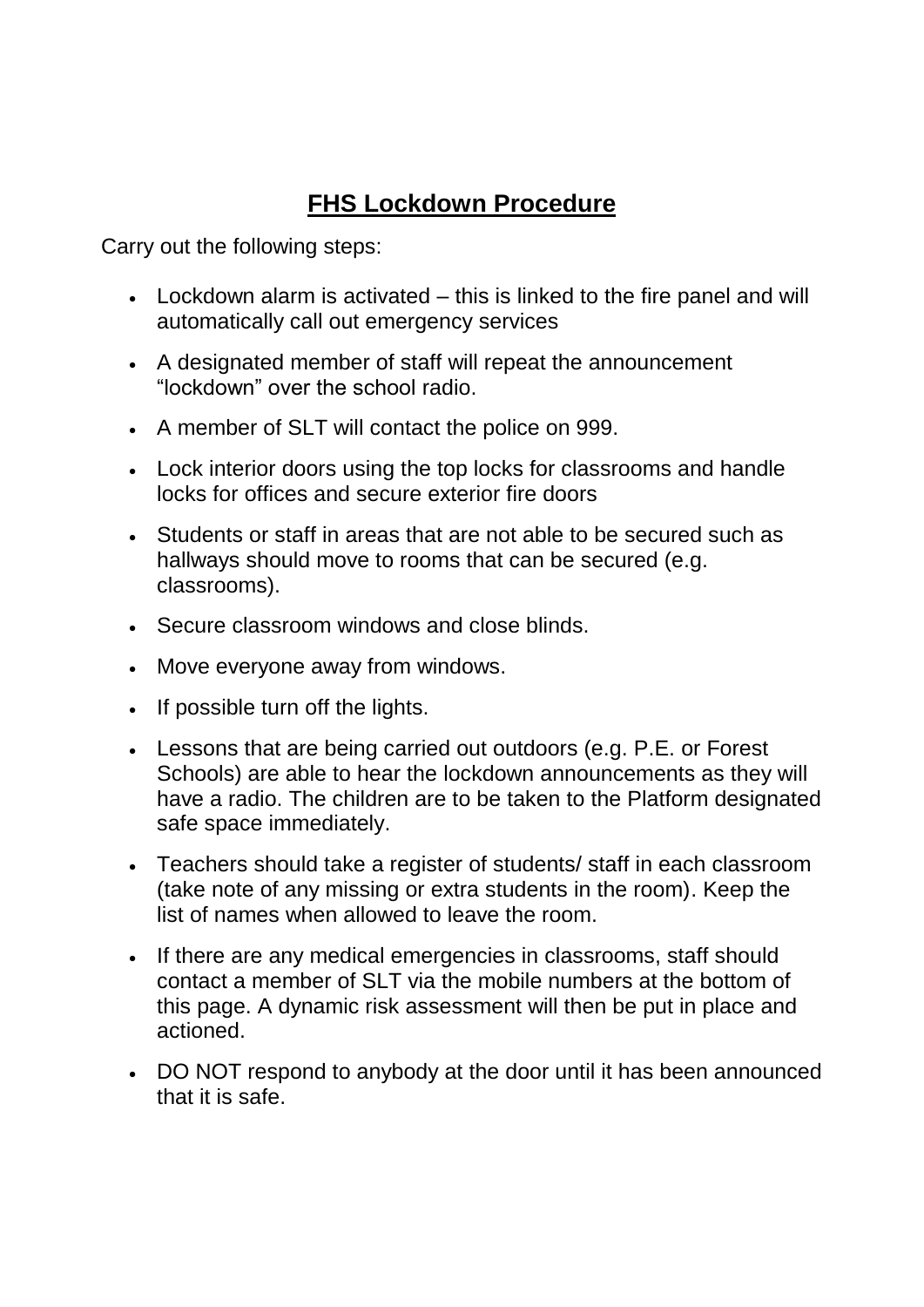## FHS Lockdown Procedure

Carry out the following steps:

- Lockdown alarm is activated – this is linked to the fire panel and will automatically call out emergency services
- A designated member of staff will repeat the announcement "lockdown" over the school radio.
- A member of SLT will contact the police on 999.
- Lock interior doors using the top locks for classrooms and handle locks for offices and secure exterior fire doors
- Students or staff in areas that are not able to be secured such as hallways should move to rooms that can be secured (e.g. classrooms).
- Secure classroom windows and close blinds.
- Move everyone away from windows.
- If possible turn off the lights.
- Lessons that are being carried out outdoors (e.g. P.E. or Forest Schools) are able to hear the lockdown announcements as they will have a radio. The children are to be taken to the Platform designated safe space immediately.
- Teachers should take a register of students/ staff in each classroom (take note of any missing or extra students in the room). Keep the list of names when allowed to leave the room.
- If there are any medical emergencies in classrooms, staff should contact a member of SLT via the mobile numbers at the bottom of this page. A dynamic risk assessment will then be put in place and actioned.
- DO NOT respond to anybody at the door until it has been announced that it is safe.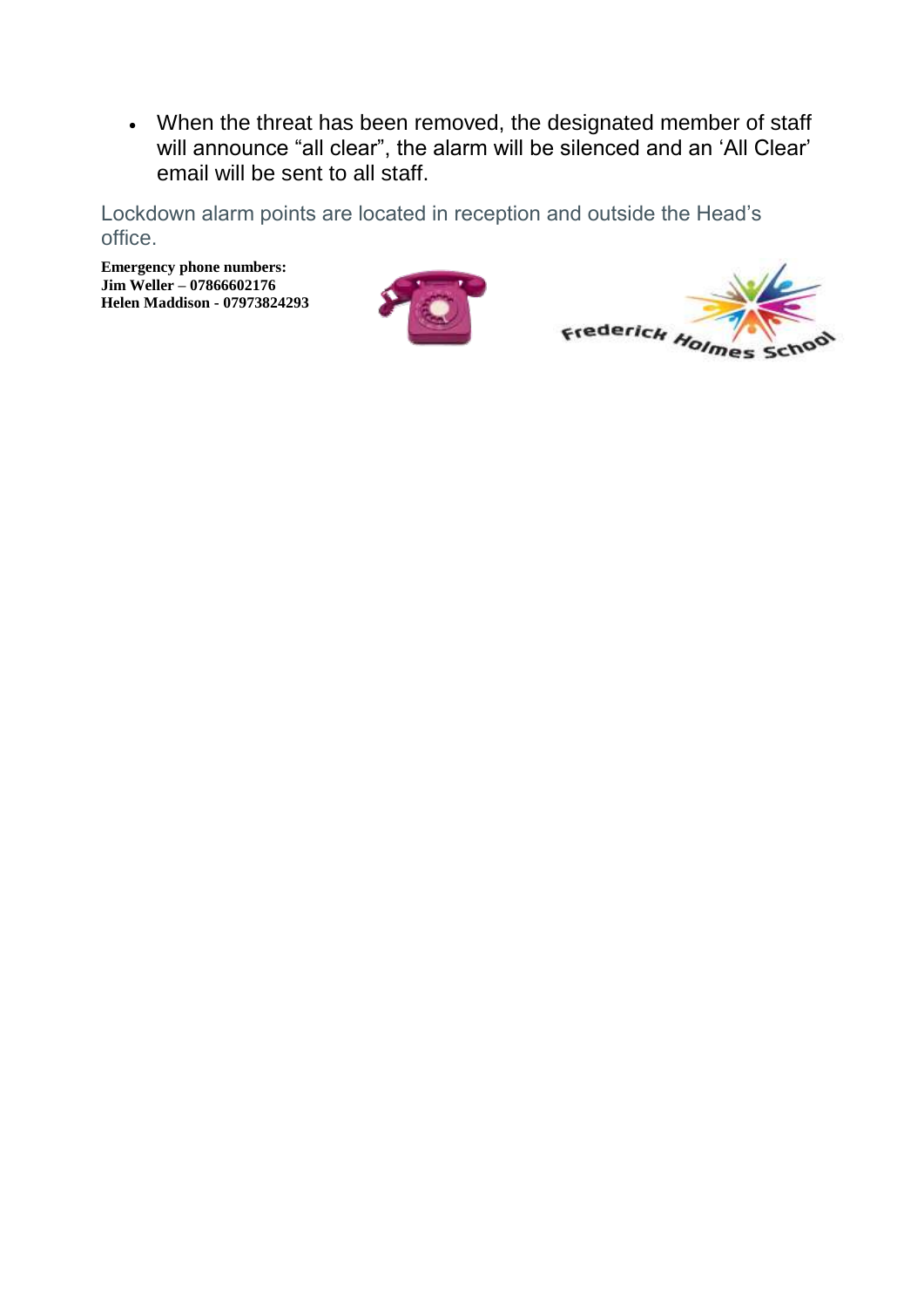- When the threat has been removed, the designated member of staff will announce "all clear", the alarm will be silenced and an 'All Clear' email will be sent to all staff.

Lockdown alarm points are located in reception and outside the Head's office.

**Emergency phone numbers:**
**Jim Weller – 07866602176**
**Helen Maddison - 07973824293**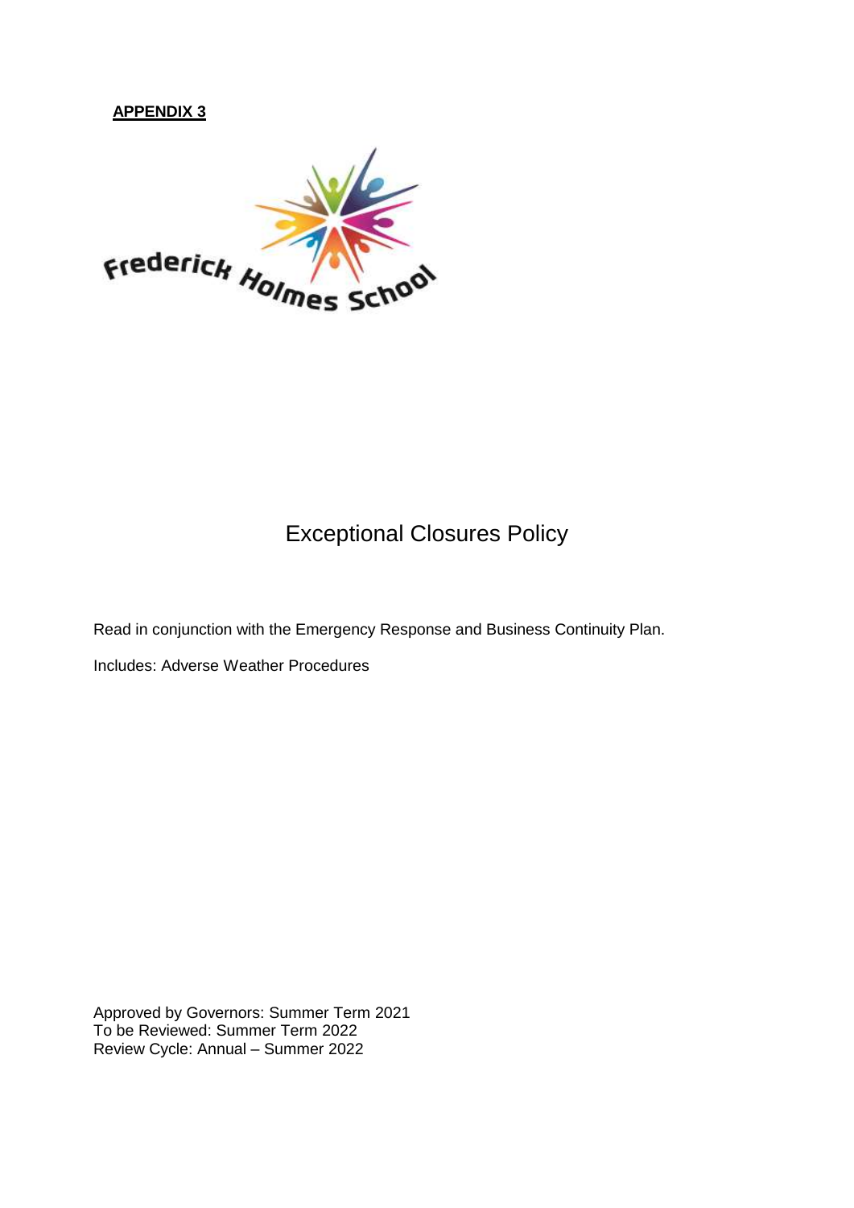**APPENDIX 3**

Frederick Holmes School

# Exceptional Closures Policy

Read in conjunction with the Emergency Response and Business Continuity Plan.

Includes: Adverse Weather Procedures

Approved by Governors: Summer Term 2021
To be Reviewed: Summer Term 2022
Review Cycle: Annual – Summer 2022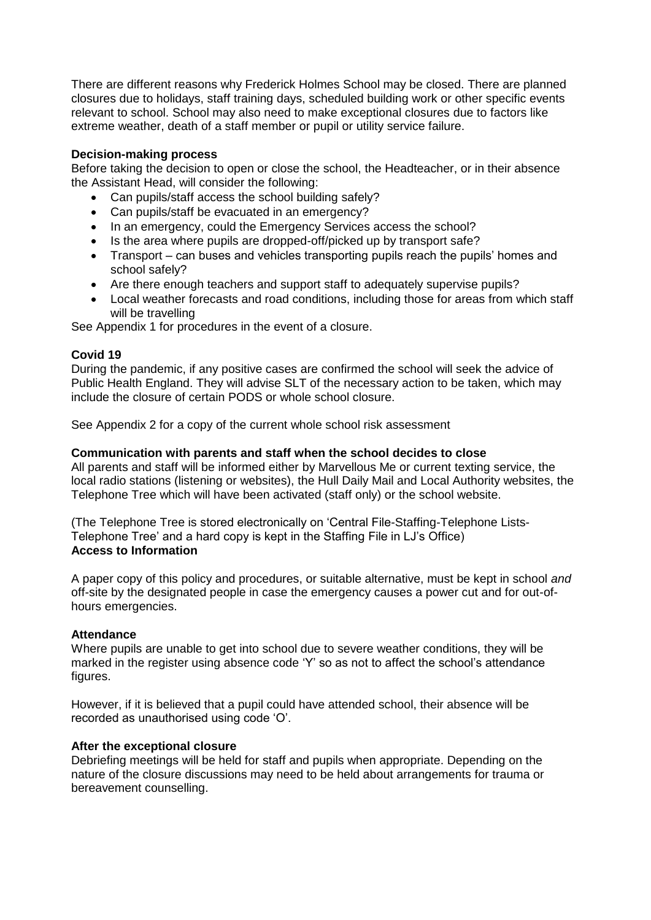There are different reasons why Frederick Holmes School may be closed. There are planned closures due to holidays, staff training days, scheduled building work or other specific events relevant to school. School may also need to make exceptional closures due to factors like extreme weather, death of a staff member or pupil or utility service failure.

**Decision-making process**

Before taking the decision to open or close the school, the Headteacher, or in their absence the Assistant Head, will consider the following:

- Can pupils/staff access the school building safely?
- Can pupils/staff be evacuated in an emergency?
- In an emergency, could the Emergency Services access the school?
- Is the area where pupils are dropped-off/picked up by transport safe?
- Transport – can buses and vehicles transporting pupils reach the pupils' homes and school safely?
- Are there enough teachers and support staff to adequately supervise pupils?
- Local weather forecasts and road conditions, including those for areas from which staff will be travelling

See Appendix 1 for procedures in the event of a closure.

**Covid 19**

During the pandemic, if any positive cases are confirmed the school will seek the advice of Public Health England. They will advise SLT of the necessary action to be taken, which may include the closure of certain PODS or whole school closure.

See Appendix 2 for a copy of the current whole school risk assessment

**Communication with parents and staff when the school decides to close**

All parents and staff will be informed either by Marvellous Me or current texting service, the local radio stations (listening or websites), the Hull Daily Mail and Local Authority websites, the Telephone Tree which will have been activated (staff only) or the school website.

(The Telephone Tree is stored electronically on 'Central File-Staffing-Telephone Lists-Telephone Tree' and a hard copy is kept in the Staffing File in LJ's Office)

**Access to Information**

A paper copy of this policy and procedures, or suitable alternative, must be kept in school *and* off-site by the designated people in case the emergency causes a power cut and for out-of-hours emergencies.

**Attendance**

Where pupils are unable to get into school due to severe weather conditions, they will be marked in the register using absence code 'Y' so as not to affect the school's attendance figures.

However, if it is believed that a pupil could have attended school, their absence will be recorded as unauthorised using code 'O'.

**After the exceptional closure**

Debriefing meetings will be held for staff and pupils when appropriate. Depending on the nature of the closure discussions may need to be held about arrangements for trauma or bereavement counselling.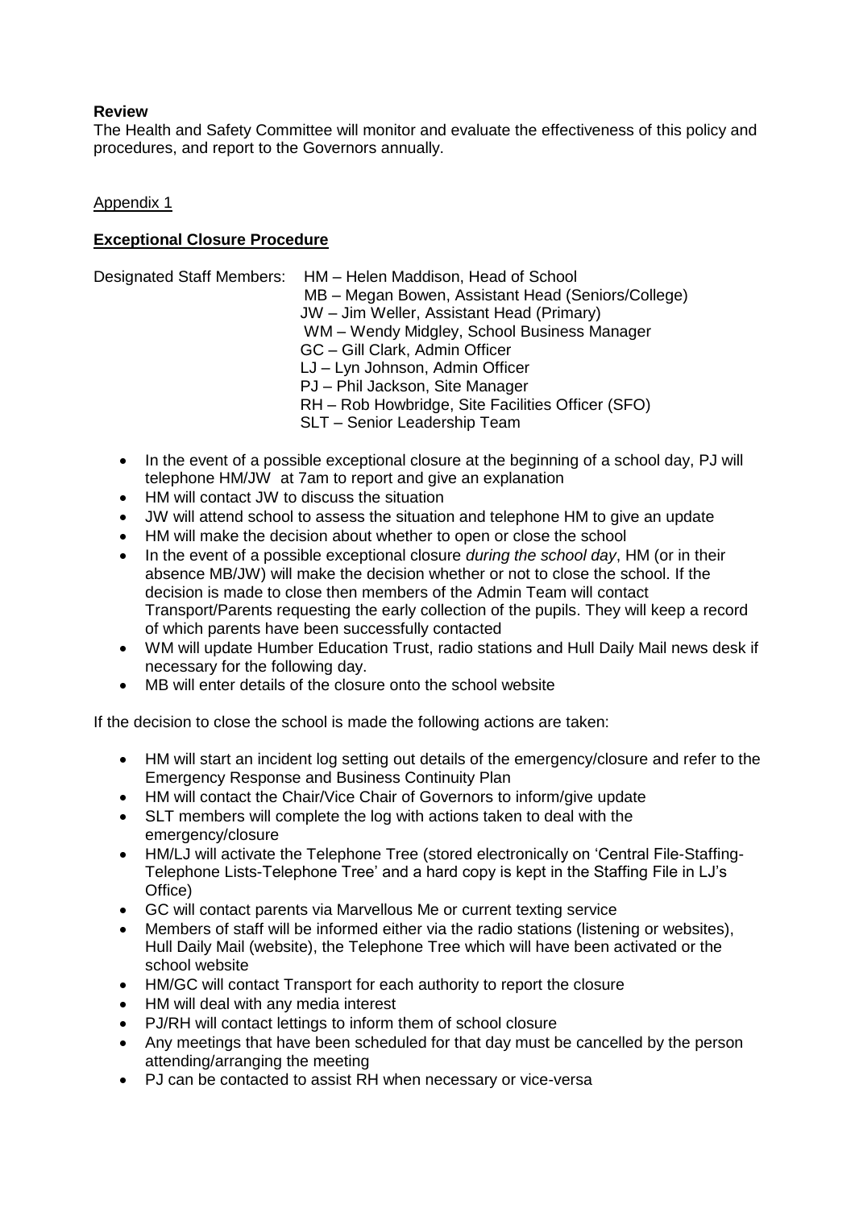**Review**

The Health and Safety Committee will monitor and evaluate the effectiveness of this policy and procedures, and report to the Governors annually.

Appendix 1

**Exceptional Closure Procedure**

Designated Staff Members:
HM – Helen Maddison, Head of School
MB – Megan Bowen, Assistant Head (Seniors/College)
JW – Jim Weller, Assistant Head (Primary)
WM – Wendy Midgley, School Business Manager
GC – Gill Clark, Admin Officer
LJ – Lyn Johnson, Admin Officer
PJ – Phil Jackson, Site Manager
RH – Rob Howbridge, Site Facilities Officer (SFO)
SLT – Senior Leadership Team

- In the event of a possible exceptional closure at the beginning of a school day, PJ will telephone HM/JW at 7am to report and give an explanation
- HM will contact JW to discuss the situation
- JW will attend school to assess the situation and telephone HM to give an update
- HM will make the decision about whether to open or close the school
- In the event of a possible exceptional closure *during the school day*, HM (or in their absence MB/JW) will make the decision whether or not to close the school. If the decision is made to close then members of the Admin Team will contact Transport/Parents requesting the early collection of the pupils. They will keep a record of which parents have been successfully contacted
- WM will update Humber Education Trust, radio stations and Hull Daily Mail news desk if necessary for the following day.
- MB will enter details of the closure onto the school website

If the decision to close the school is made the following actions are taken:

- HM will start an incident log setting out details of the emergency/closure and refer to the Emergency Response and Business Continuity Plan
- HM will contact the Chair/Vice Chair of Governors to inform/give update
- SLT members will complete the log with actions taken to deal with the emergency/closure
- HM/LJ will activate the Telephone Tree (stored electronically on 'Central File-Staffing-Telephone Lists-Telephone Tree' and a hard copy is kept in the Staffing File in LJ's Office)
- GC will contact parents via Marvellous Me or current texting service
- Members of staff will be informed either via the radio stations (listening or websites), Hull Daily Mail (website), the Telephone Tree which will have been activated or the school website
- HM/GC will contact Transport for each authority to report the closure
- HM will deal with any media interest
- PJ/RH will contact lettings to inform them of school closure
- Any meetings that have been scheduled for that day must be cancelled by the person attending/arranging the meeting
- PJ can be contacted to assist RH when necessary or vice-versa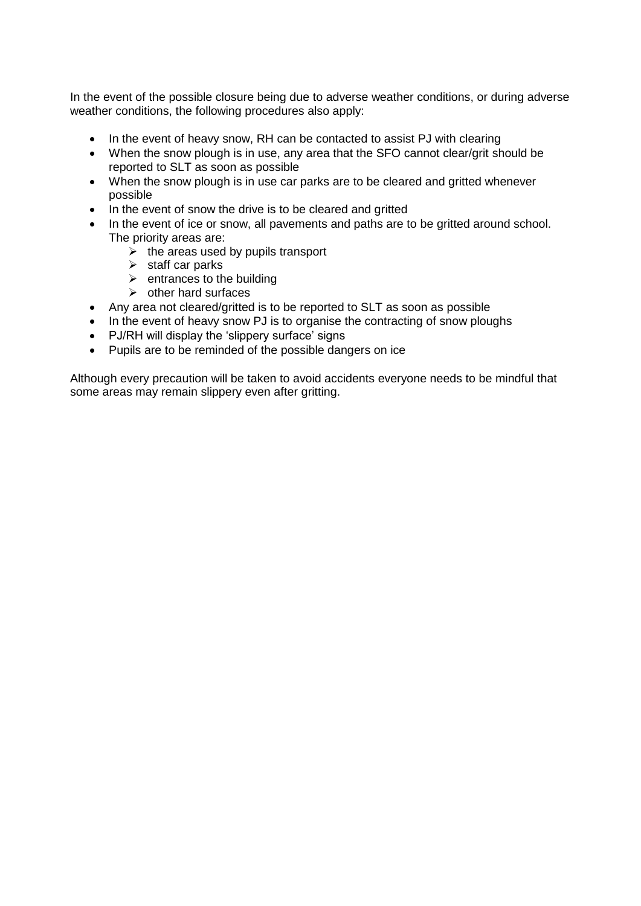In the event of the possible closure being due to adverse weather conditions, or during adverse weather conditions, the following procedures also apply:

- In the event of heavy snow, RH can be contacted to assist PJ with clearing
- When the snow plough is in use, any area that the SFO cannot clear/grit should be reported to SLT as soon as possible
- When the snow plough is in use car parks are to be cleared and gritted whenever possible
- In the event of snow the drive is to be cleared and gritted
- In the event of ice or snow, all pavements and paths are to be gritted around school. The priority areas are:
  - the areas used by pupils transport
  - staff car parks
  - entrances to the building
  - other hard surfaces
- Any area not cleared/gritted is to be reported to SLT as soon as possible
- In the event of heavy snow PJ is to organise the contracting of snow ploughs
- PJ/RH will display the 'slippery surface' signs
- Pupils are to be reminded of the possible dangers on ice

Although every precaution will be taken to avoid accidents everyone needs to be mindful that some areas may remain slippery even after gritting.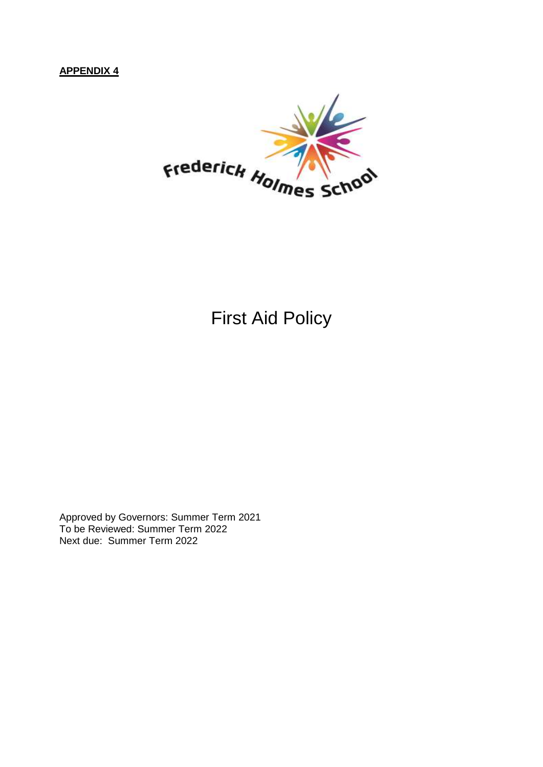**APPENDIX 4**

Frederick Holmes School

# First Aid Policy

Approved by Governors: Summer Term 2021
To be Reviewed: Summer Term 2022
Next due: Summer Term 2022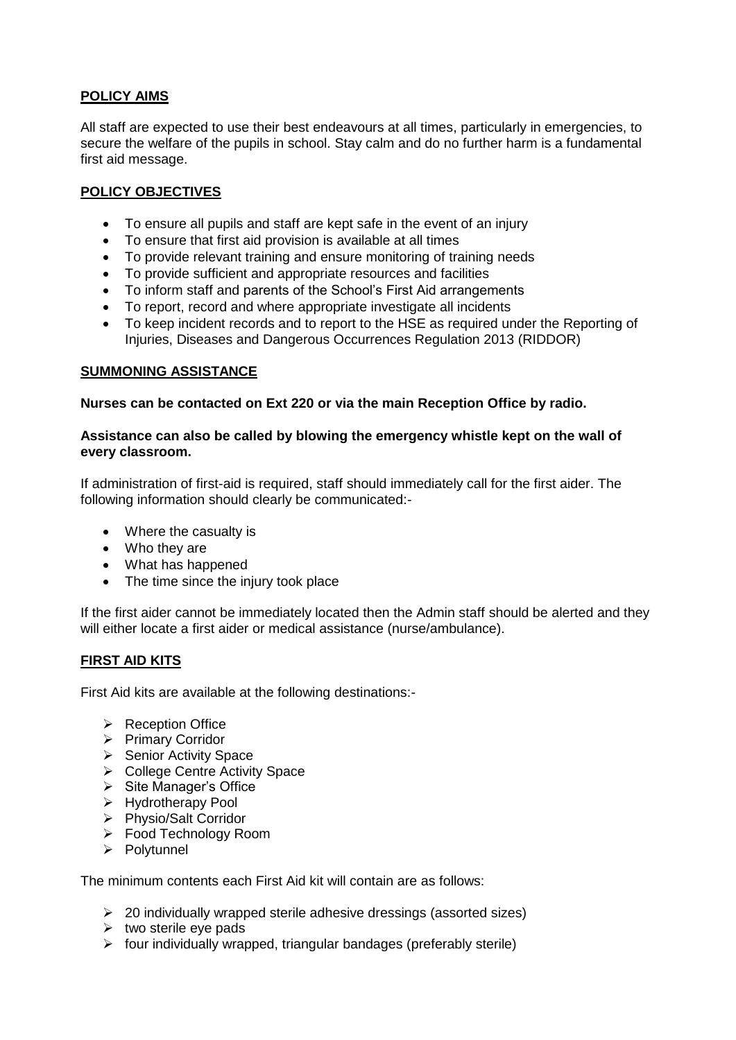## POLICY AIMS

All staff are expected to use their best endeavours at all times, particularly in emergencies, to secure the welfare of the pupils in school. Stay calm and do no further harm is a fundamental first aid message.

## POLICY OBJECTIVES

- To ensure all pupils and staff are kept safe in the event of an injury
- To ensure that first aid provision is available at all times
- To provide relevant training and ensure monitoring of training needs
- To provide sufficient and appropriate resources and facilities
- To inform staff and parents of the School's First Aid arrangements
- To report, record and where appropriate investigate all incidents
- To keep incident records and to report to the HSE as required under the Reporting of Injuries, Diseases and Dangerous Occurrences Regulation 2013 (RIDDOR)

## SUMMONING ASSISTANCE

**Nurses can be contacted on Ext 220 or via the main Reception Office by radio.**

**Assistance can also be called by blowing the emergency whistle kept on the wall of every classroom.**

If administration of first-aid is required, staff should immediately call for the first aider. The following information should clearly be communicated:-

- Where the casualty is
- Who they are
- What has happened
- The time since the injury took place

If the first aider cannot be immediately located then the Admin staff should be alerted and they will either locate a first aider or medical assistance (nurse/ambulance).

## FIRST AID KITS

First Aid kits are available at the following destinations:-

- Reception Office
- Primary Corridor
- Senior Activity Space
- College Centre Activity Space
- Site Manager's Office
- Hydrotherapy Pool
- Physio/Salt Corridor
- Food Technology Room
- Polytunnel

The minimum contents each First Aid kit will contain are as follows:

- 20 individually wrapped sterile adhesive dressings (assorted sizes)
- two sterile eye pads
- four individually wrapped, triangular bandages (preferably sterile)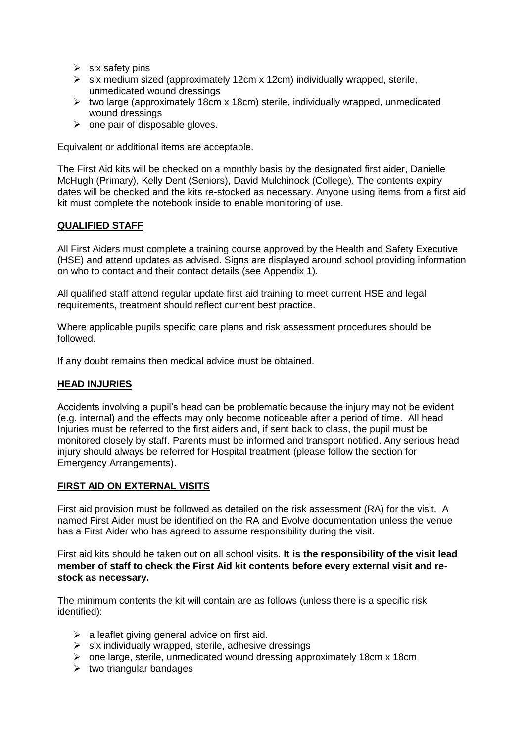- six safety pins
- six medium sized (approximately 12cm x 12cm) individually wrapped, sterile, unmedicated wound dressings
- two large (approximately 18cm x 18cm) sterile, individually wrapped, unmedicated wound dressings
- one pair of disposable gloves.

Equivalent or additional items are acceptable.

The First Aid kits will be checked on a monthly basis by the designated first aider, Danielle McHugh (Primary), Kelly Dent (Seniors), David Mulchinock (College). The contents expiry dates will be checked and the kits re-stocked as necessary. Anyone using items from a first aid kit must complete the notebook inside to enable monitoring of use.

## QUALIFIED STAFF

All First Aiders must complete a training course approved by the Health and Safety Executive (HSE) and attend updates as advised. Signs are displayed around school providing information on who to contact and their contact details (see Appendix 1).

All qualified staff attend regular update first aid training to meet current HSE and legal requirements, treatment should reflect current best practice.

Where applicable pupils specific care plans and risk assessment procedures should be followed.

If any doubt remains then medical advice must be obtained.

## HEAD INJURIES

Accidents involving a pupil's head can be problematic because the injury may not be evident (e.g. internal) and the effects may only become noticeable after a period of time. All head Injuries must be referred to the first aiders and, if sent back to class, the pupil must be monitored closely by staff. Parents must be informed and transport notified. Any serious head injury should always be referred for Hospital treatment (please follow the section for Emergency Arrangements).

## FIRST AID ON EXTERNAL VISITS

First aid provision must be followed as detailed on the risk assessment (RA) for the visit. A named First Aider must be identified on the RA and Evolve documentation unless the venue has a First Aider who has agreed to assume responsibility during the visit.

First aid kits should be taken out on all school visits. **It is the responsibility of the visit lead member of staff to check the First Aid kit contents before every external visit and re-stock as necessary.**

The minimum contents the kit will contain are as follows (unless there is a specific risk identified):

- a leaflet giving general advice on first aid.
- six individually wrapped, sterile, adhesive dressings
- one large, sterile, unmedicated wound dressing approximately 18cm x 18cm
- two triangular bandages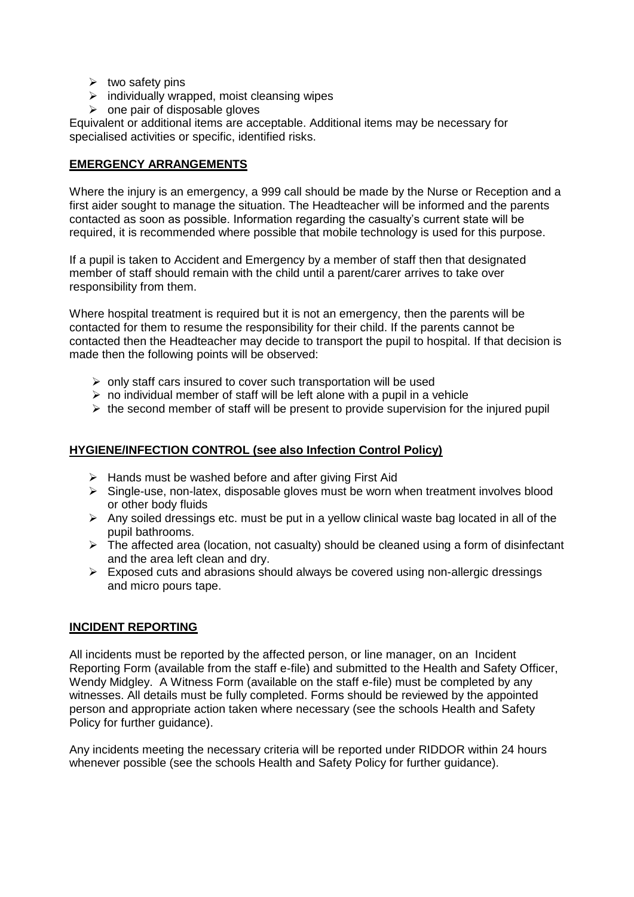- two safety pins
- individually wrapped, moist cleansing wipes
- one pair of disposable gloves

Equivalent or additional items are acceptable. Additional items may be necessary for specialised activities or specific, identified risks.

## EMERGENCY ARRANGEMENTS

Where the injury is an emergency, a 999 call should be made by the Nurse or Reception and a first aider sought to manage the situation. The Headteacher will be informed and the parents contacted as soon as possible. Information regarding the casualty's current state will be required, it is recommended where possible that mobile technology is used for this purpose.

If a pupil is taken to Accident and Emergency by a member of staff then that designated member of staff should remain with the child until a parent/carer arrives to take over responsibility from them.

Where hospital treatment is required but it is not an emergency, then the parents will be contacted for them to resume the responsibility for their child. If the parents cannot be contacted then the Headteacher may decide to transport the pupil to hospital. If that decision is made then the following points will be observed:

- only staff cars insured to cover such transportation will be used
- no individual member of staff will be left alone with a pupil in a vehicle
- the second member of staff will be present to provide supervision for the injured pupil

## HYGIENE/INFECTION CONTROL (see also Infection Control Policy)

- Hands must be washed before and after giving First Aid
- Single-use, non-latex, disposable gloves must be worn when treatment involves blood or other body fluids
- Any soiled dressings etc. must be put in a yellow clinical waste bag located in all of the pupil bathrooms.
- The affected area (location, not casualty) should be cleaned using a form of disinfectant and the area left clean and dry.
- Exposed cuts and abrasions should always be covered using non-allergic dressings and micro pours tape.

## INCIDENT REPORTING

All incidents must be reported by the affected person, or line manager, on an Incident Reporting Form (available from the staff e-file) and submitted to the Health and Safety Officer, Wendy Midgley. A Witness Form (available on the staff e-file) must be completed by any witnesses. All details must be fully completed. Forms should be reviewed by the appointed person and appropriate action taken where necessary (see the schools Health and Safety Policy for further guidance).

Any incidents meeting the necessary criteria will be reported under RIDDOR within 24 hours whenever possible (see the schools Health and Safety Policy for further guidance).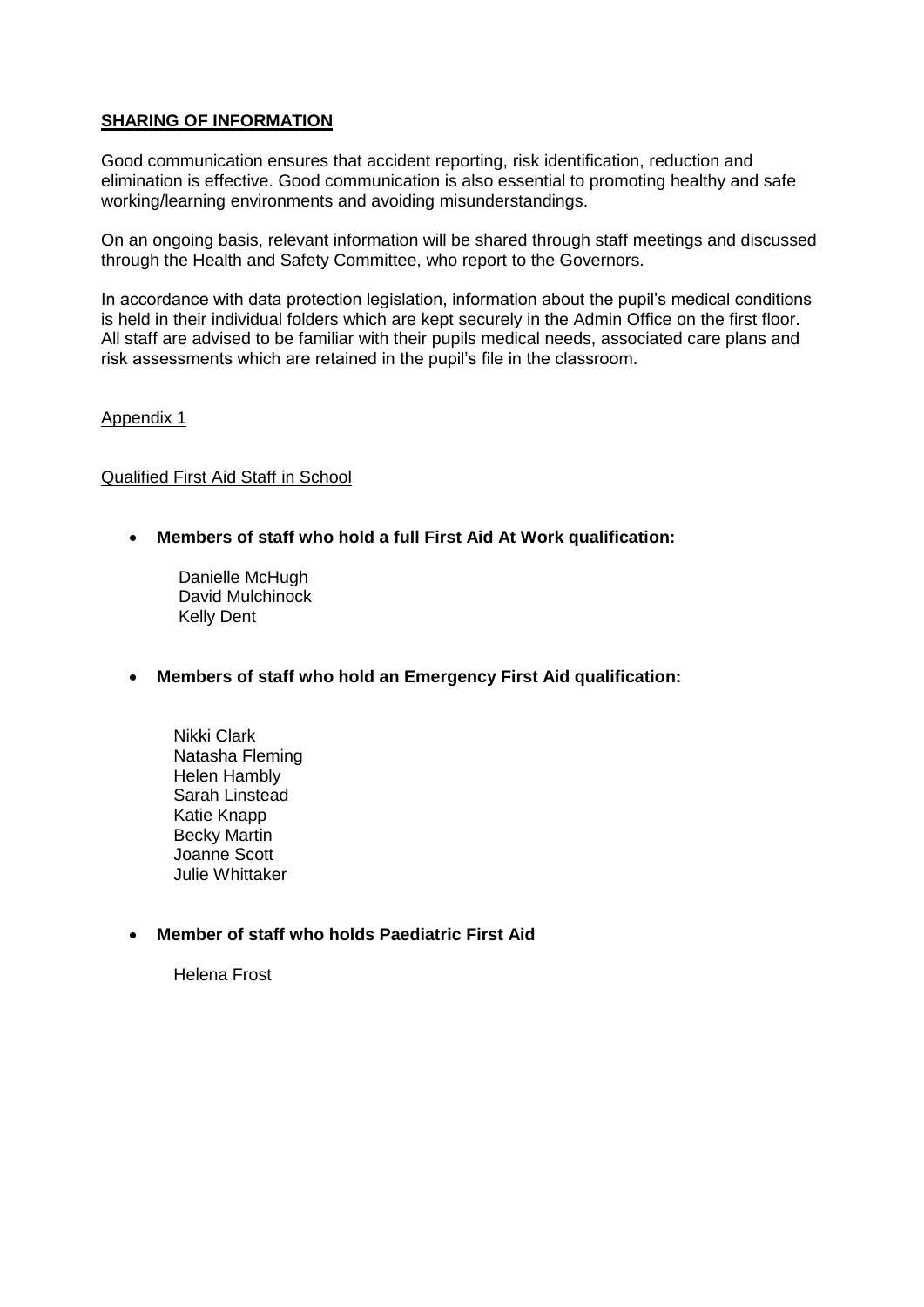## **SHARING OF INFORMATION**

Good communication ensures that accident reporting, risk identification, reduction and elimination is effective. Good communication is also essential to promoting healthy and safe working/learning environments and avoiding misunderstandings.

On an ongoing basis, relevant information will be shared through staff meetings and discussed through the Health and Safety Committee, who report to the Governors.

In accordance with data protection legislation, information about the pupil's medical conditions is held in their individual folders which are kept securely in the Admin Office on the first floor. All staff are advised to be familiar with their pupils medical needs, associated care plans and risk assessments which are retained in the pupil's file in the classroom.

Appendix 1

Qualified First Aid Staff in School

- **Members of staff who hold a full First Aid At Work qualification:**

  Danielle McHugh
  David Mulchinock
  Kelly Dent

- **Members of staff who hold an Emergency First Aid qualification:**

  Nikki Clark
  Natasha Fleming
  Helen Hambly
  Sarah Linstead
  Katie Knapp
  Becky Martin
  Joanne Scott
  Julie Whittaker

- **Member of staff who holds Paediatric First Aid**

  Helena Frost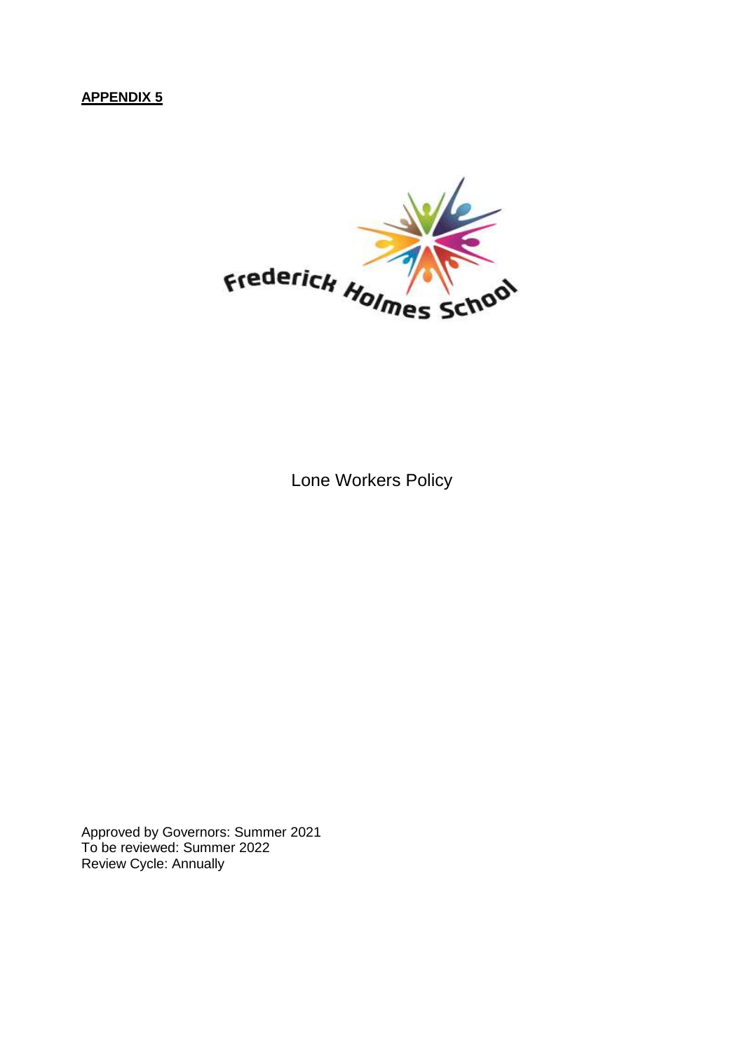**APPENDIX 5**

Frederick Holmes School

Lone Workers Policy

Approved by Governors: Summer 2021
To be reviewed: Summer 2022
Review Cycle: Annually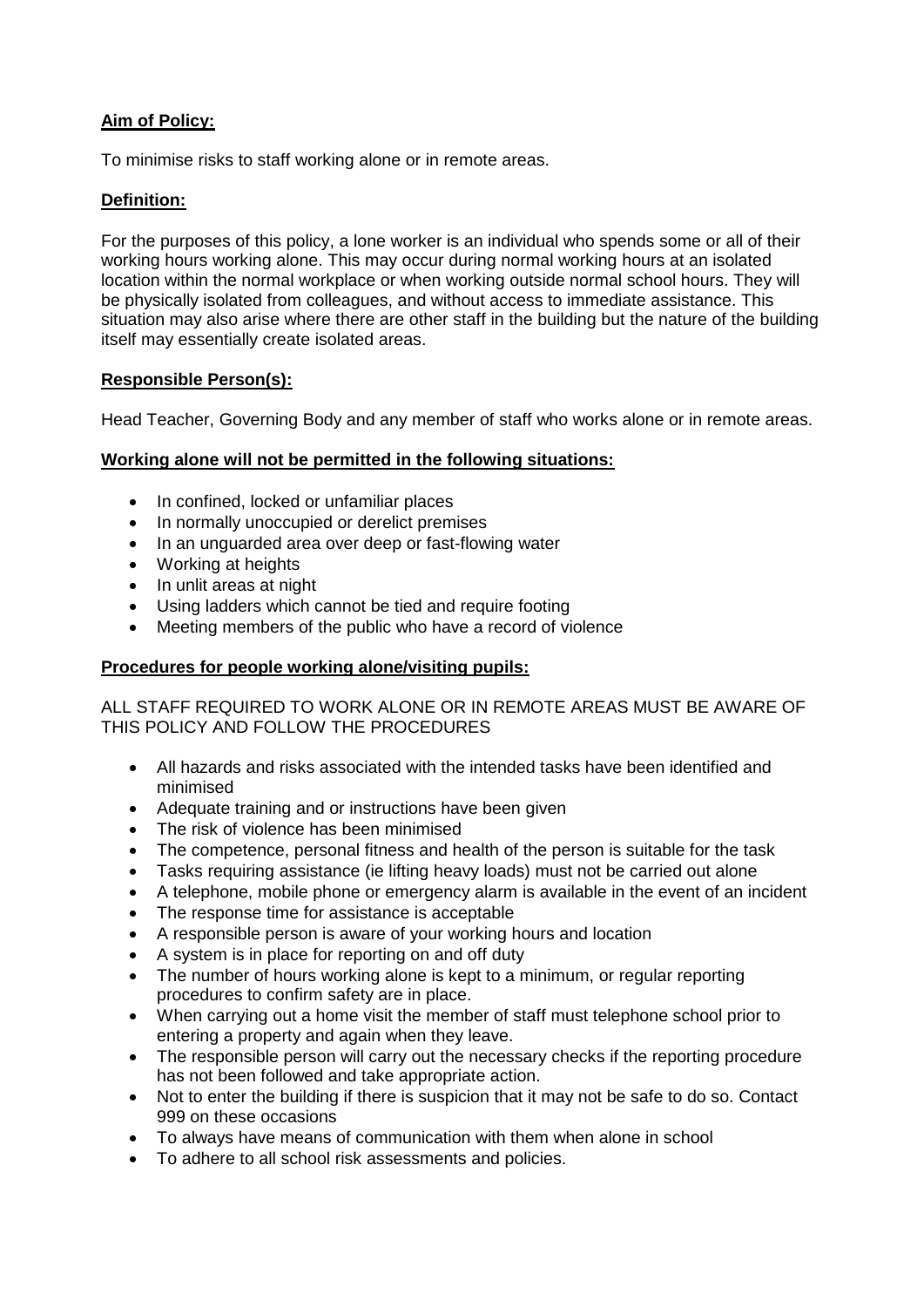**Aim of Policy:**

To minimise risks to staff working alone or in remote areas.

**Definition:**

For the purposes of this policy, a lone worker is an individual who spends some or all of their working hours working alone. This may occur during normal working hours at an isolated location within the normal workplace or when working outside normal school hours. They will be physically isolated from colleagues, and without access to immediate assistance. This situation may also arise where there are other staff in the building but the nature of the building itself may essentially create isolated areas.

**Responsible Person(s):**

Head Teacher, Governing Body and any member of staff who works alone or in remote areas.

**Working alone will not be permitted in the following situations:**

- In confined, locked or unfamiliar places
- In normally unoccupied or derelict premises
- In an unguarded area over deep or fast-flowing water
- Working at heights
- In unlit areas at night
- Using ladders which cannot be tied and require footing
- Meeting members of the public who have a record of violence

**Procedures for people working alone/visiting pupils:**

ALL STAFF REQUIRED TO WORK ALONE OR IN REMOTE AREAS MUST BE AWARE OF THIS POLICY AND FOLLOW THE PROCEDURES

- All hazards and risks associated with the intended tasks have been identified and minimised
- Adequate training and or instructions have been given
- The risk of violence has been minimised
- The competence, personal fitness and health of the person is suitable for the task
- Tasks requiring assistance (ie lifting heavy loads) must not be carried out alone
- A telephone, mobile phone or emergency alarm is available in the event of an incident
- The response time for assistance is acceptable
- A responsible person is aware of your working hours and location
- A system is in place for reporting on and off duty
- The number of hours working alone is kept to a minimum, or regular reporting procedures to confirm safety are in place.
- When carrying out a home visit the member of staff must telephone school prior to entering a property and again when they leave.
- The responsible person will carry out the necessary checks if the reporting procedure has not been followed and take appropriate action.
- Not to enter the building if there is suspicion that it may not be safe to do so. Contact 999 on these occasions
- To always have means of communication with them when alone in school
- To adhere to all school risk assessments and policies.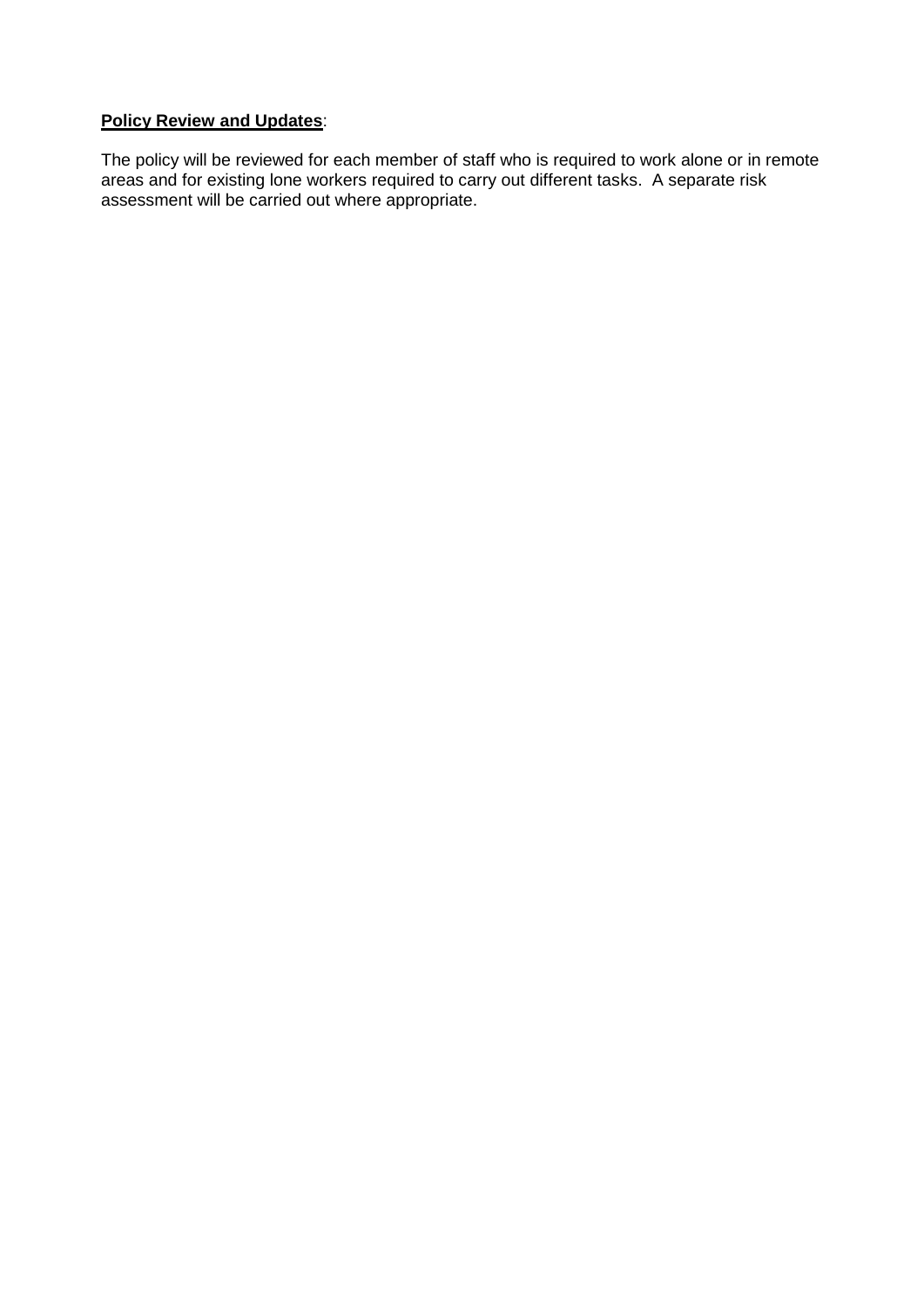**Policy Review and Updates**:

The policy will be reviewed for each member of staff who is required to work alone or in remote areas and for existing lone workers required to carry out different tasks. A separate risk assessment will be carried out where appropriate.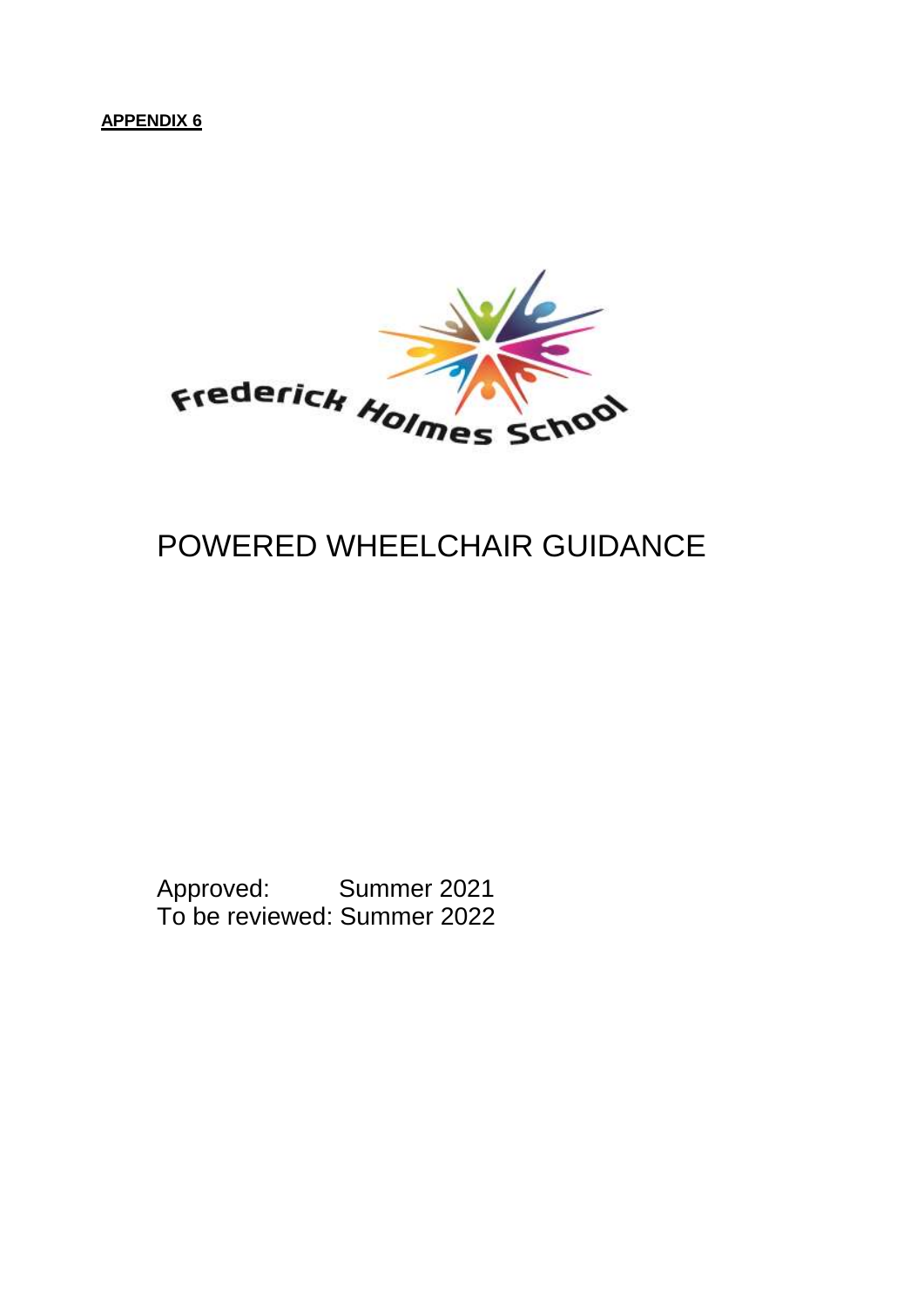**APPENDIX 6**

Frederick Holmes School

# POWERED WHEELCHAIR GUIDANCE

Approved: Summer 2021
To be reviewed: Summer 2022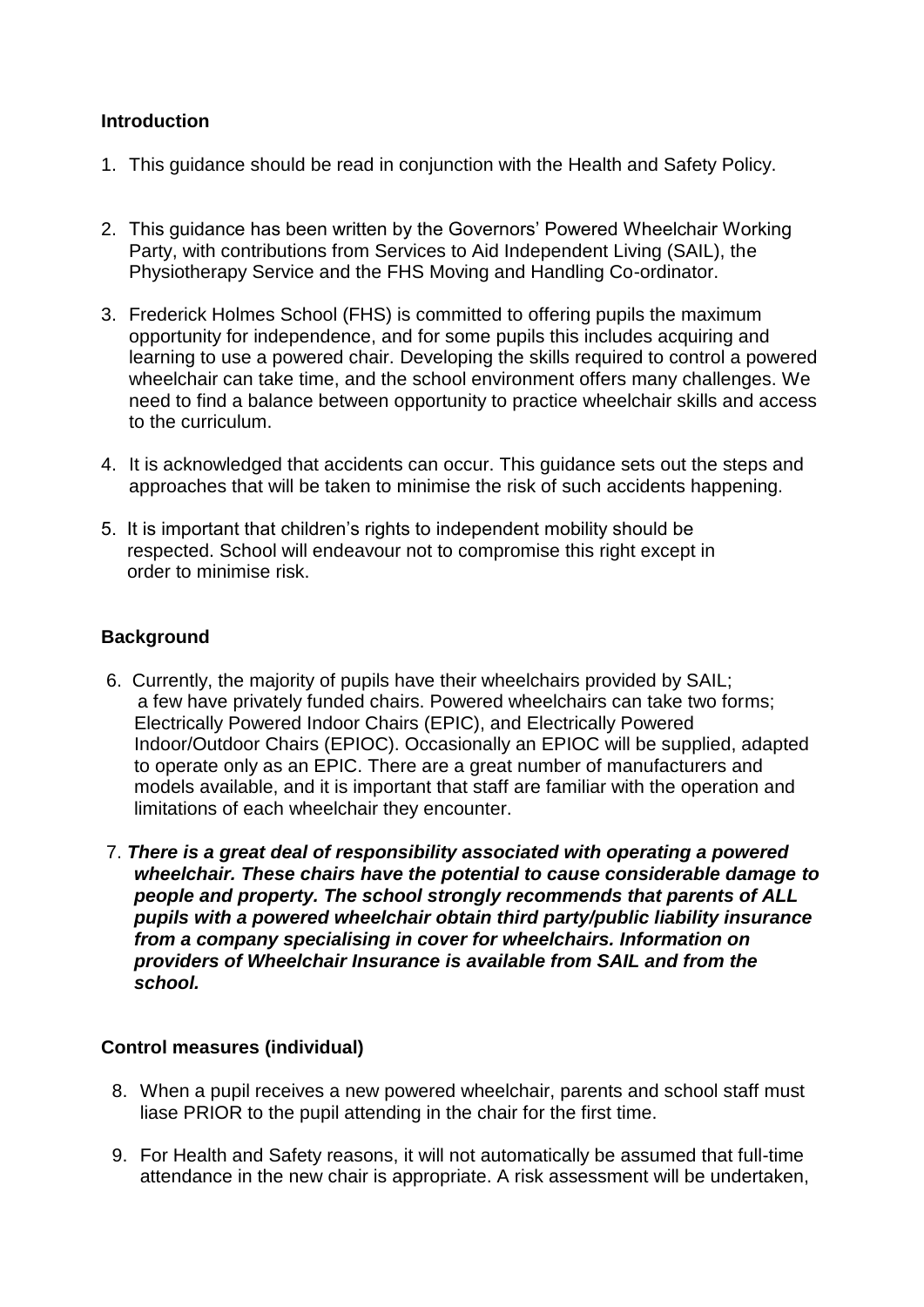**Introduction**

1. This guidance should be read in conjunction with the Health and Safety Policy.

2. This guidance has been written by the Governors' Powered Wheelchair Working Party, with contributions from Services to Aid Independent Living (SAIL), the Physiotherapy Service and the FHS Moving and Handling Co-ordinator.

3. Frederick Holmes School (FHS) is committed to offering pupils the maximum opportunity for independence, and for some pupils this includes acquiring and learning to use a powered chair. Developing the skills required to control a powered wheelchair can take time, and the school environment offers many challenges. We need to find a balance between opportunity to practice wheelchair skills and access to the curriculum.

4. It is acknowledged that accidents can occur. This guidance sets out the steps and approaches that will be taken to minimise the risk of such accidents happening.

5. It is important that children's rights to independent mobility should be respected. School will endeavour not to compromise this right except in order to minimise risk.

**Background**

6. Currently, the majority of pupils have their wheelchairs provided by SAIL; a few have privately funded chairs. Powered wheelchairs can take two forms; Electrically Powered Indoor Chairs (EPIC), and Electrically Powered Indoor/Outdoor Chairs (EPIOC). Occasionally an EPIOC will be supplied, adapted to operate only as an EPIC. There are a great number of manufacturers and models available, and it is important that staff are familiar with the operation and limitations of each wheelchair they encounter.

7. ***There is a great deal of responsibility associated with operating a powered wheelchair. These chairs have the potential to cause considerable damage to people and property. The school strongly recommends that parents of ALL pupils with a powered wheelchair obtain third party/public liability insurance from a company specialising in cover for wheelchairs. Information on providers of Wheelchair Insurance is available from SAIL and from the school.***

**Control measures (individual)**

8. When a pupil receives a new powered wheelchair, parents and school staff must liase PRIOR to the pupil attending in the chair for the first time.

9. For Health and Safety reasons, it will not automatically be assumed that full-time attendance in the new chair is appropriate. A risk assessment will be undertaken,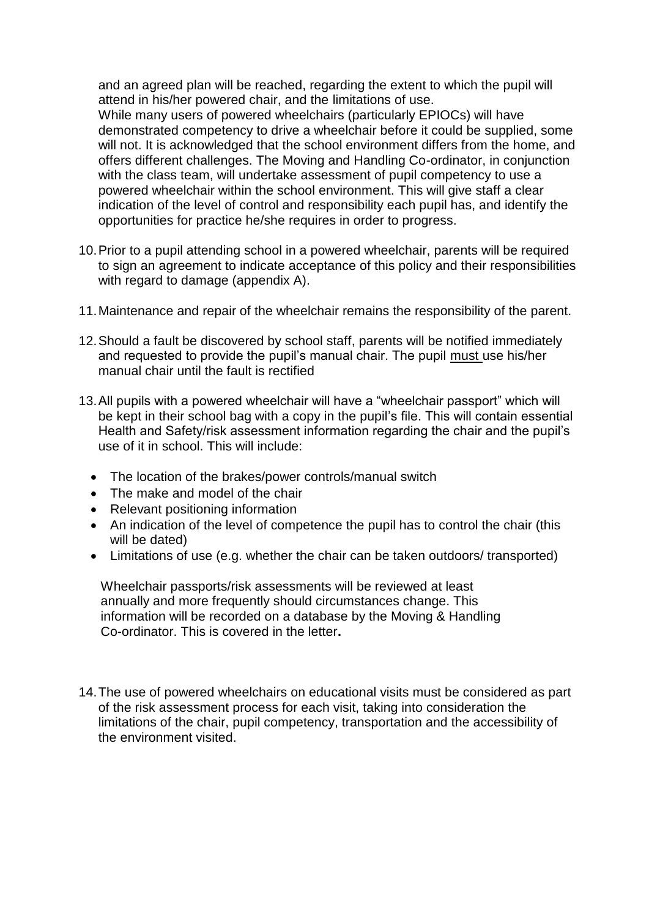and an agreed plan will be reached, regarding the extent to which the pupil will attend in his/her powered chair, and the limitations of use.

While many users of powered wheelchairs (particularly EPIOCs) will have demonstrated competency to drive a wheelchair before it could be supplied, some will not. It is acknowledged that the school environment differs from the home, and offers different challenges. The Moving and Handling Co-ordinator, in conjunction with the class team, will undertake assessment of pupil competency to use a powered wheelchair within the school environment. This will give staff a clear indication of the level of control and responsibility each pupil has, and identify the opportunities for practice he/she requires in order to progress.

10. Prior to a pupil attending school in a powered wheelchair, parents will be required to sign an agreement to indicate acceptance of this policy and their responsibilities with regard to damage (appendix A).

11. Maintenance and repair of the wheelchair remains the responsibility of the parent.

12. Should a fault be discovered by school staff, parents will be notified immediately and requested to provide the pupil's manual chair. The pupil <u>must</u> use his/her manual chair until the fault is rectified

13. All pupils with a powered wheelchair will have a "wheelchair passport" which will be kept in their school bag with a copy in the pupil's file. This will contain essential Health and Safety/risk assessment information regarding the chair and the pupil's use of it in school. This will include:

    - The location of the brakes/power controls/manual switch
    - The make and model of the chair
    - Relevant positioning information
    - An indication of the level of competence the pupil has to control the chair (this will be dated)
    - Limitations of use (e.g. whether the chair can be taken outdoors/ transported)

    Wheelchair passports/risk assessments will be reviewed at least annually and more frequently should circumstances change. This information will be recorded on a database by the Moving & Handling Co-ordinator. This is covered in the letter**.**

14. The use of powered wheelchairs on educational visits must be considered as part of the risk assessment process for each visit, taking into consideration the limitations of the chair, pupil competency, transportation and the accessibility of the environment visited.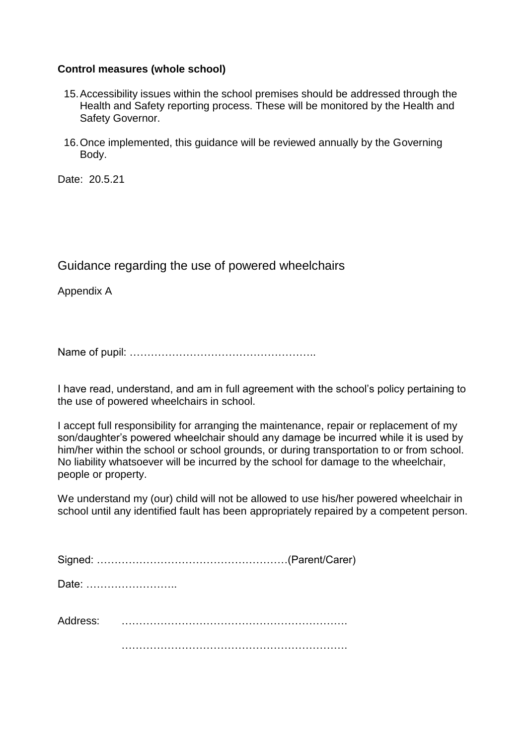**Control measures (whole school)**

15. Accessibility issues within the school premises should be addressed through the Health and Safety reporting process. These will be monitored by the Health and Safety Governor.

16. Once implemented, this guidance will be reviewed annually by the Governing Body.

Date: 20.5.21

## Guidance regarding the use of powered wheelchairs

Appendix A

Name of pupil: ……………………………………………..

I have read, understand, and am in full agreement with the school's policy pertaining to the use of powered wheelchairs in school.

I accept full responsibility for arranging the maintenance, repair or replacement of my son/daughter's powered wheelchair should any damage be incurred while it is used by him/her within the school or school grounds, or during transportation to or from school. No liability whatsoever will be incurred by the school for damage to the wheelchair, people or property.

We understand my (our) child will not be allowed to use his/her powered wheelchair in school until any identified fault has been appropriately repaired by a competent person.

Signed: ………………………………………………(Parent/Carer)

Date: ……………………..

Address: ………………………………………………………

………………………………………………………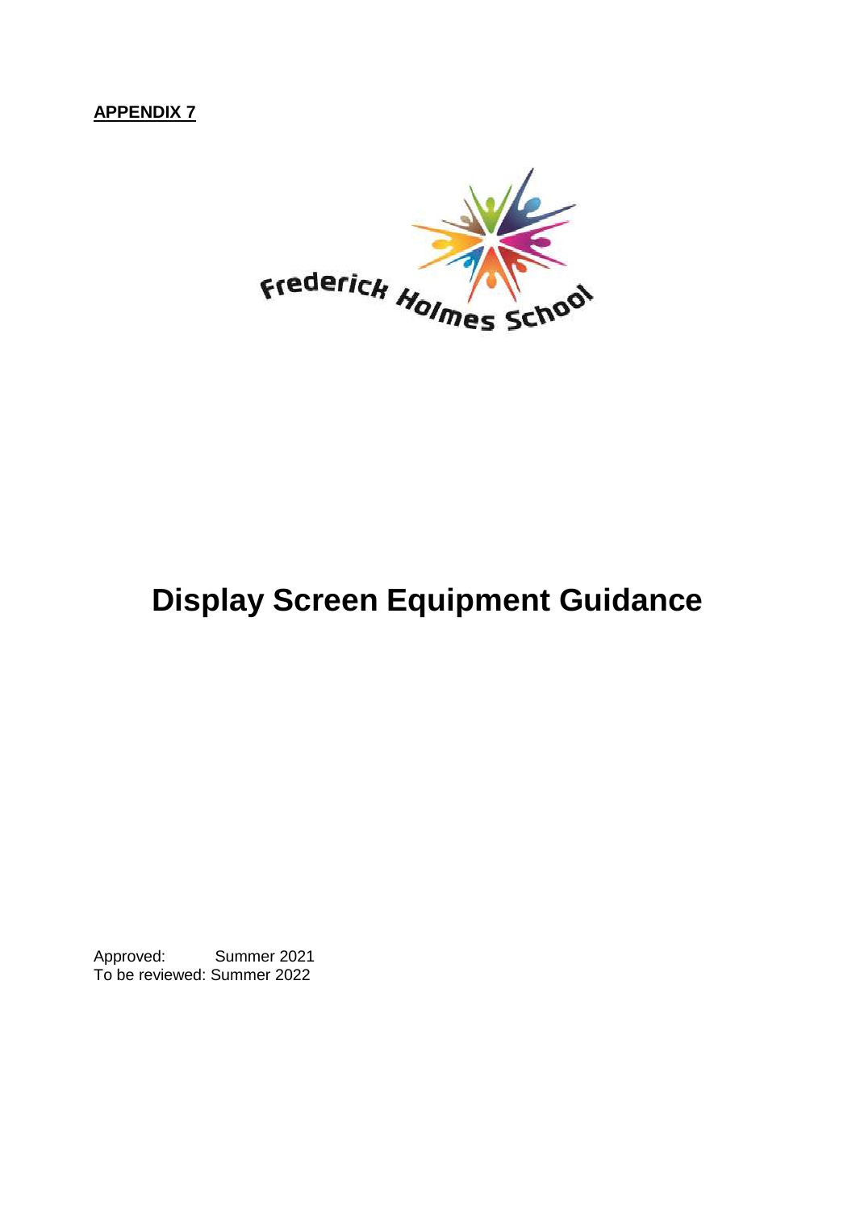**APPENDIX 7**

Frederick Holmes School

# Display Screen Equipment Guidance

Approved: Summer 2021
To be reviewed: Summer 2022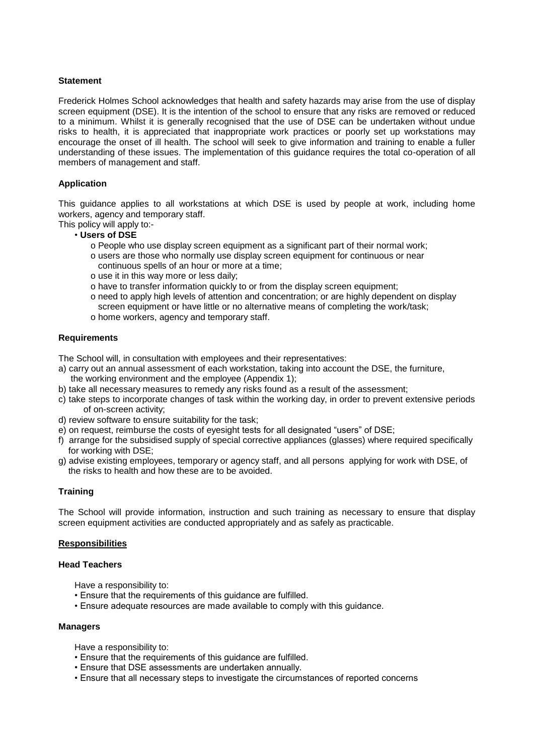**Statement**

Frederick Holmes School acknowledges that health and safety hazards may arise from the use of display screen equipment (DSE). It is the intention of the school to ensure that any risks are removed or reduced to a minimum. Whilst it is generally recognised that the use of DSE can be undertaken without undue risks to health, it is appreciated that inappropriate work practices or poorly set up workstations may encourage the onset of ill health. The school will seek to give information and training to enable a fuller understanding of these issues. The implementation of this guidance requires the total co-operation of all members of management and staff.

**Application**

This guidance applies to all workstations at which DSE is used by people at work, including home workers, agency and temporary staff.

This policy will apply to:-

- **Users of DSE**
    - o People who use display screen equipment as a significant part of their normal work;
    - o users are those who normally use display screen equipment for continuous or near continuous spells of an hour or more at a time;
    - o use it in this way more or less daily;
    - o have to transfer information quickly to or from the display screen equipment;
    - o need to apply high levels of attention and concentration; or are highly dependent on display screen equipment or have little or no alternative means of completing the work/task;
    - o home workers, agency and temporary staff.

**Requirements**

The School will, in consultation with employees and their representatives:

a) carry out an annual assessment of each workstation, taking into account the DSE, the furniture, the working environment and the employee (Appendix 1);
b) take all necessary measures to remedy any risks found as a result of the assessment;
c) take steps to incorporate changes of task within the working day, in order to prevent extensive periods of on-screen activity;
d) review software to ensure suitability for the task;
e) on request, reimburse the costs of eyesight tests for all designated "users" of DSE;
f) arrange for the subsidised supply of special corrective appliances (glasses) where required specifically for working with DSE;
g) advise existing employees, temporary or agency staff, and all persons applying for work with DSE, of the risks to health and how these are to be avoided.

**Training**

The School will provide information, instruction and such training as necessary to ensure that display screen equipment activities are conducted appropriately and as safely as practicable.

**Responsibilities**

**Head Teachers**

Have a responsibility to:

- Ensure that the requirements of this guidance are fulfilled.
- Ensure adequate resources are made available to comply with this guidance.

**Managers**

Have a responsibility to:

- Ensure that the requirements of this guidance are fulfilled.
- Ensure that DSE assessments are undertaken annually.
- Ensure that all necessary steps to investigate the circumstances of reported concerns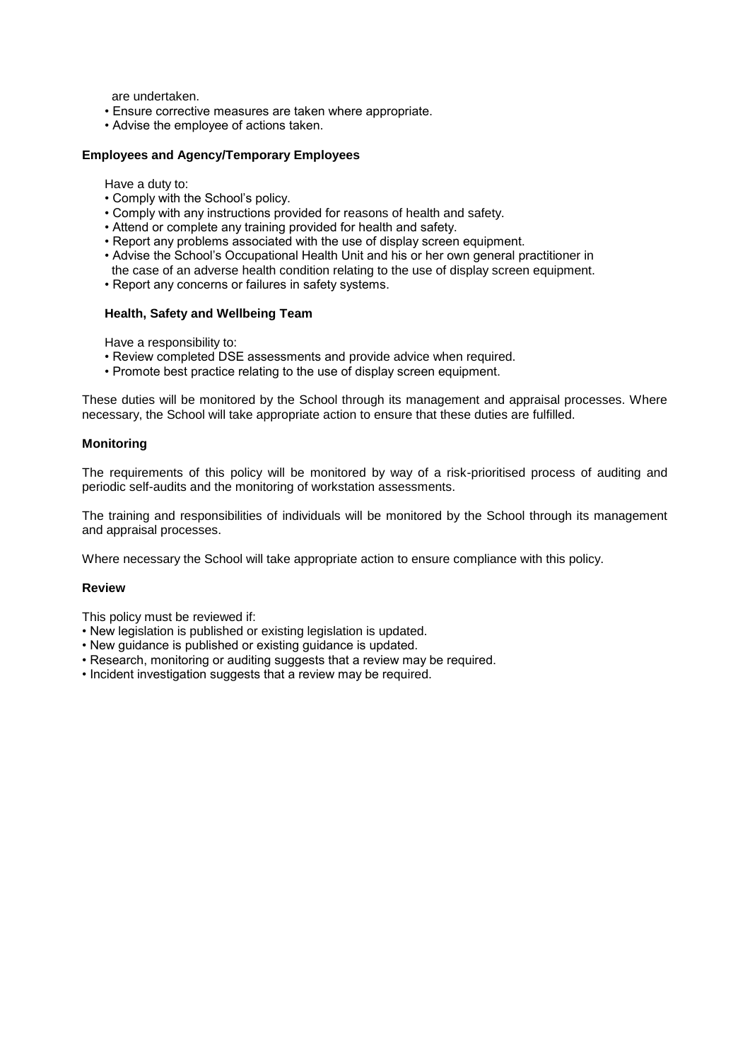are undertaken.

- Ensure corrective measures are taken where appropriate.
- Advise the employee of actions taken.

**Employees and Agency/Temporary Employees**

Have a duty to:

- Comply with the School's policy.
- Comply with any instructions provided for reasons of health and safety.
- Attend or complete any training provided for health and safety.
- Report any problems associated with the use of display screen equipment.
- Advise the School's Occupational Health Unit and his or her own general practitioner in the case of an adverse health condition relating to the use of display screen equipment.
- Report any concerns or failures in safety systems.

**Health, Safety and Wellbeing Team**

Have a responsibility to:

- Review completed DSE assessments and provide advice when required.
- Promote best practice relating to the use of display screen equipment.

These duties will be monitored by the School through its management and appraisal processes. Where necessary, the School will take appropriate action to ensure that these duties are fulfilled.

**Monitoring**

The requirements of this policy will be monitored by way of a risk-prioritised process of auditing and periodic self-audits and the monitoring of workstation assessments.

The training and responsibilities of individuals will be monitored by the School through its management and appraisal processes.

Where necessary the School will take appropriate action to ensure compliance with this policy.

**Review**

This policy must be reviewed if:

- New legislation is published or existing legislation is updated.
- New guidance is published or existing guidance is updated.
- Research, monitoring or auditing suggests that a review may be required.
- Incident investigation suggests that a review may be required.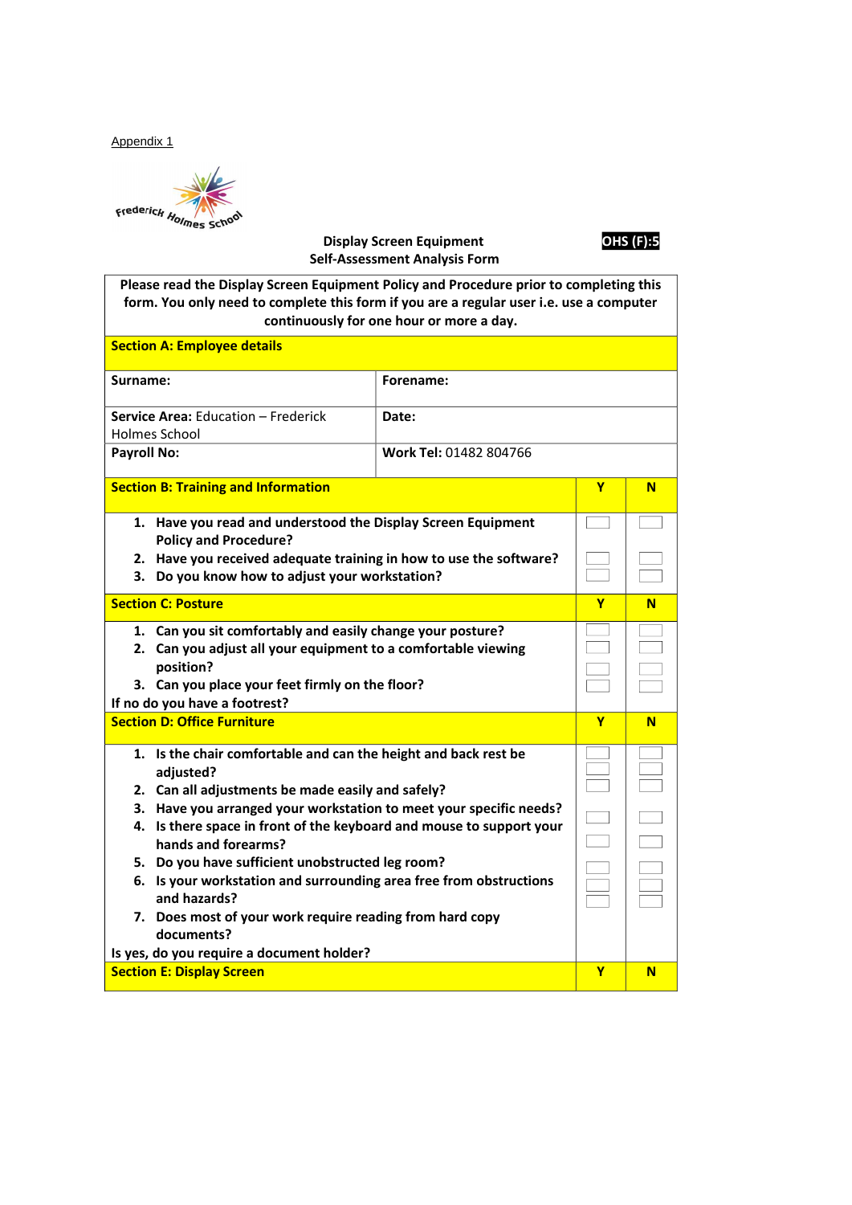Appendix 1

Frederick Holmes School

**Display Screen Equipment**
**Self-Assessment Analysis Form**

**OHS (F):5**

| **Please read the Display Screen Equipment Policy and Procedure prior to completing this form. You only need to complete this form if you are a regular user i.e. use a computer continuously for one hour or more a day.** | | | |
|---|---|---|---|
| **Section A: Employee details** | | | |
| **Surname:** | **Forename:** | | |
| **Service Area:** Education – Frederick Holmes School | **Date:** | | |
| **Payroll No:** | **Work Tel:** 01482 804766 | | |
| **Section B: Training and Information** | | **Y** | **N** |
| **1. Have you read and understood the Display Screen Equipment Policy and Procedure?** | | ☐ | ☐ |
| **2. Have you received adequate training in how to use the software?** | | ☐ | ☐ |
| **3. Do you know how to adjust your workstation?** | | ☐ | ☐ |
| **Section C: Posture** | | **Y** | **N** |
| **1. Can you sit comfortably and easily change your posture?** | | ☐ | ☐ |
| **2. Can you adjust all your equipment to a comfortable viewing position?** | | ☐ | ☐ |
| **3. Can you place your feet firmly on the floor?** | | ☐ | ☐ |
| **If no do you have a footrest?** | | ☐ | ☐ |
| **Section D: Office Furniture** | | **Y** | **N** |
| **1. Is the chair comfortable and can the height and back rest be adjusted?** | | ☐ ☐ | ☐ ☐ |
| **2. Can all adjustments be made easily and safely?** | | ☐ | ☐ |
| **3. Have you arranged your workstation to meet your specific needs?** | | ☐ | ☐ |
| **4. Is there space in front of the keyboard and mouse to support your hands and forearms?** | | ☐ | ☐ |
| **5. Do you have sufficient unobstructed leg room?** | | ☐ | ☐ |
| **6. Is your workstation and surrounding area free from obstructions and hazards?** | | ☐ ☐ | ☐ ☐ |
| **7. Does most of your work require reading from hard copy documents?** | | ☐ | ☐ |
| **Is yes, do you require a document holder?** | | | |
| **Section E: Display Screen** | | **Y** | **N** |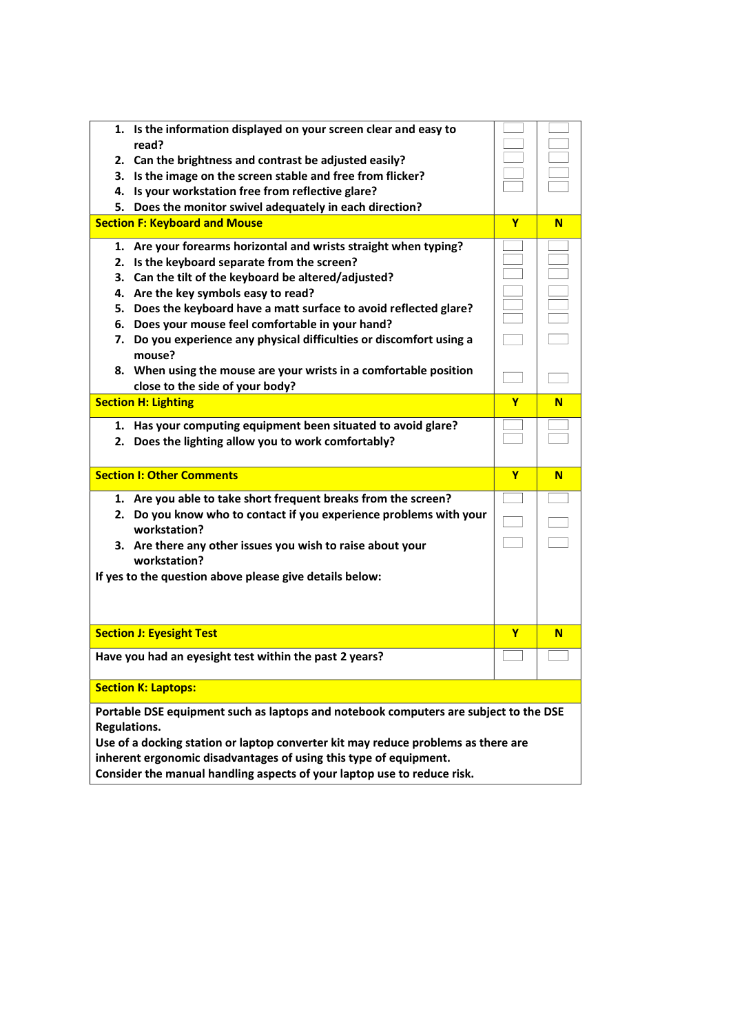| Question | Y | N |
|---|---|---|
| 1. Is the information displayed on your screen clear and easy to read?<br>2. Can the brightness and contrast be adjusted easily?<br>3. Is the image on the screen stable and free from flicker?<br>4. Is your workstation free from reflective glare?<br>5. Does the monitor swivel adequately in each direction? | | |
| **Section F: Keyboard and Mouse** | **Y** | **N** |
| 1. Are your forearms horizontal and wrists straight when typing?<br>2. Is the keyboard separate from the screen?<br>3. Can the tilt of the keyboard be altered/adjusted?<br>4. Are the key symbols easy to read?<br>5. Does the keyboard have a matt surface to avoid reflected glare?<br>6. Does your mouse feel comfortable in your hand?<br>7. Do you experience any physical difficulties or discomfort using a mouse?<br>8. When using the mouse are your wrists in a comfortable position close to the side of your body? | | |
| **Section H: Lighting** | **Y** | **N** |
| 1. Has your computing equipment been situated to avoid glare?<br>2. Does the lighting allow you to work comfortably? | | |
| **Section I: Other Comments** | **Y** | **N** |
| 1. Are you able to take short frequent breaks from the screen?<br>2. Do you know who to contact if you experience problems with your workstation?<br>3. Are there any other issues you wish to raise about your workstation?<br>If yes to the question above please give details below: | | |
| **Section J: Eyesight Test** | **Y** | **N** |
| Have you had an eyesight test within the past 2 years? | | |
| **Section K: Laptops:** | | |
| Portable DSE equipment such as laptops and notebook computers are subject to the DSE Regulations.<br>Use of a docking station or laptop converter kit may reduce problems as there are inherent ergonomic disadvantages of using this type of equipment.<br>Consider the manual handling aspects of your laptop use to reduce risk. | | |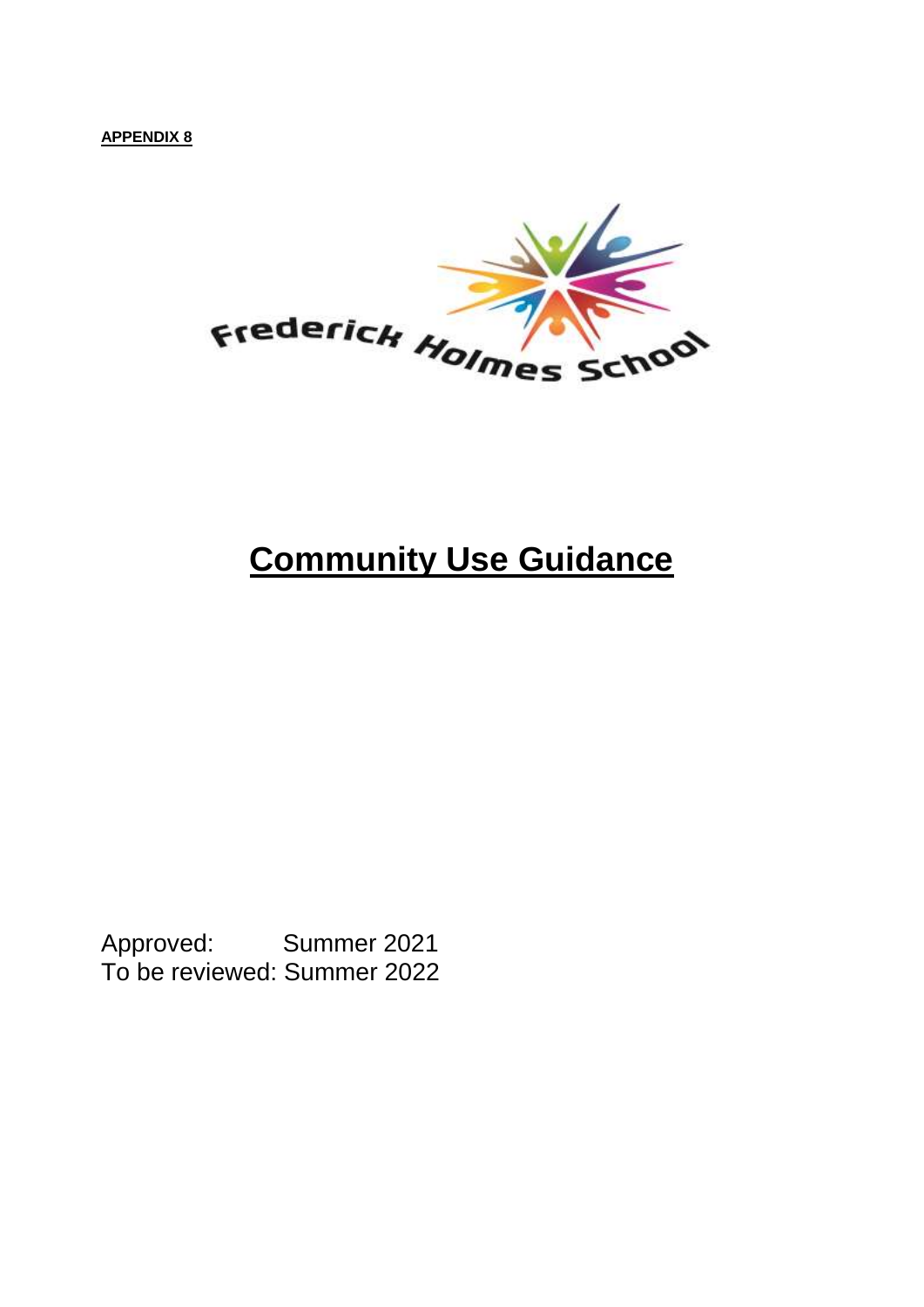**APPENDIX 8**

Frederick Holmes School

# Community Use Guidance

Approved: Summer 2021
To be reviewed: Summer 2022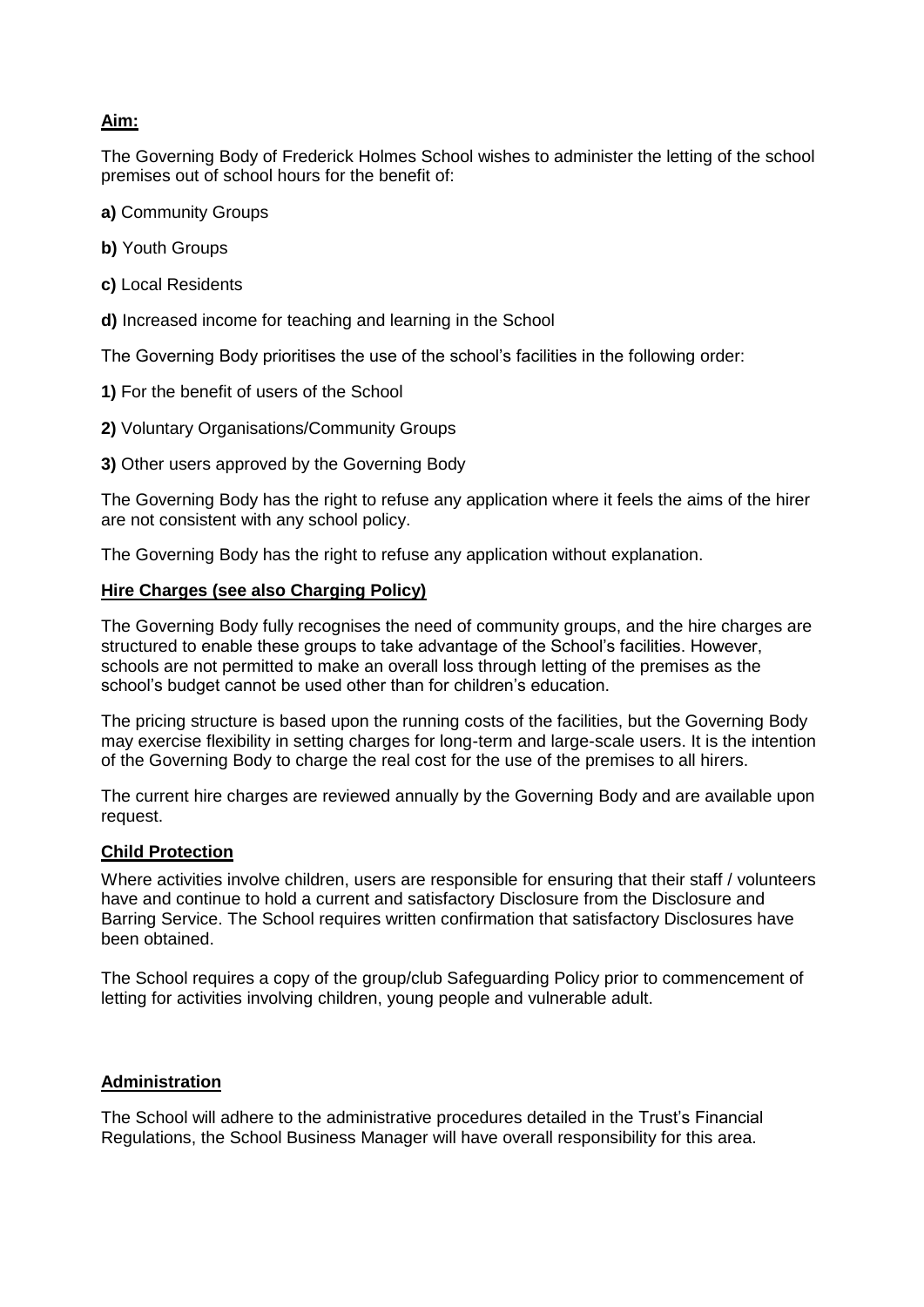## **Aim:**

The Governing Body of Frederick Holmes School wishes to administer the letting of the school premises out of school hours for the benefit of:

**a)** Community Groups

**b)** Youth Groups

**c)** Local Residents

**d)** Increased income for teaching and learning in the School

The Governing Body prioritises the use of the school's facilities in the following order:

**1)** For the benefit of users of the School

**2)** Voluntary Organisations/Community Groups

**3)** Other users approved by the Governing Body

The Governing Body has the right to refuse any application where it feels the aims of the hirer are not consistent with any school policy.

The Governing Body has the right to refuse any application without explanation.

## **Hire Charges (see also Charging Policy)**

The Governing Body fully recognises the need of community groups, and the hire charges are structured to enable these groups to take advantage of the School's facilities. However, schools are not permitted to make an overall loss through letting of the premises as the school's budget cannot be used other than for children's education.

The pricing structure is based upon the running costs of the facilities, but the Governing Body may exercise flexibility in setting charges for long-term and large-scale users. It is the intention of the Governing Body to charge the real cost for the use of the premises to all hirers.

The current hire charges are reviewed annually by the Governing Body and are available upon request.

## **Child Protection**

Where activities involve children, users are responsible for ensuring that their staff / volunteers have and continue to hold a current and satisfactory Disclosure from the Disclosure and Barring Service. The School requires written confirmation that satisfactory Disclosures have been obtained.

The School requires a copy of the group/club Safeguarding Policy prior to commencement of letting for activities involving children, young people and vulnerable adult.

## **Administration**

The School will adhere to the administrative procedures detailed in the Trust's Financial Regulations, the School Business Manager will have overall responsibility for this area.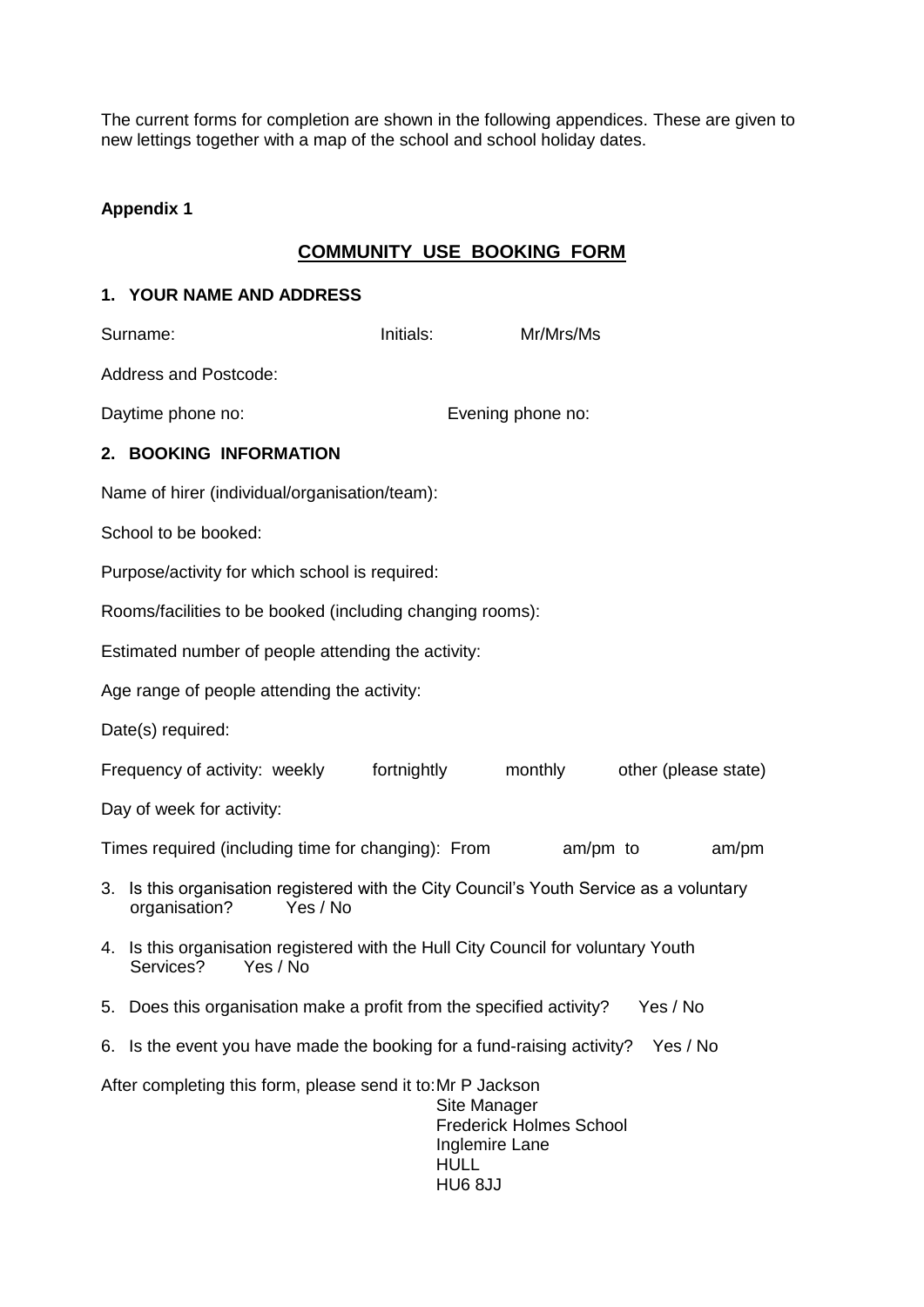The current forms for completion are shown in the following appendices. These are given to new lettings together with a map of the school and school holiday dates.

**Appendix 1**

## COMMUNITY USE BOOKING FORM

### 1. YOUR NAME AND ADDRESS

Surname: Initials: Mr/Mrs/Ms

Address and Postcode:

Daytime phone no: Evening phone no:

### 2. BOOKING INFORMATION

Name of hirer (individual/organisation/team):

School to be booked:

Purpose/activity for which school is required:

Rooms/facilities to be booked (including changing rooms):

Estimated number of people attending the activity:

Age range of people attending the activity:

Date(s) required:

Frequency of activity: weekly fortnightly monthly other (please state)

Day of week for activity:

Times required (including time for changing): From am/pm to am/pm

3. Is this organisation registered with the City Council's Youth Service as a voluntary organisation? Yes / No

4. Is this organisation registered with the Hull City Council for voluntary Youth Services? Yes / No

5. Does this organisation make a profit from the specified activity? Yes / No

6. Is the event you have made the booking for a fund-raising activity? Yes / No

After completing this form, please send it to: Mr P Jackson
Site Manager
Frederick Holmes School
Inglemire Lane
HULL
HU6 8JJ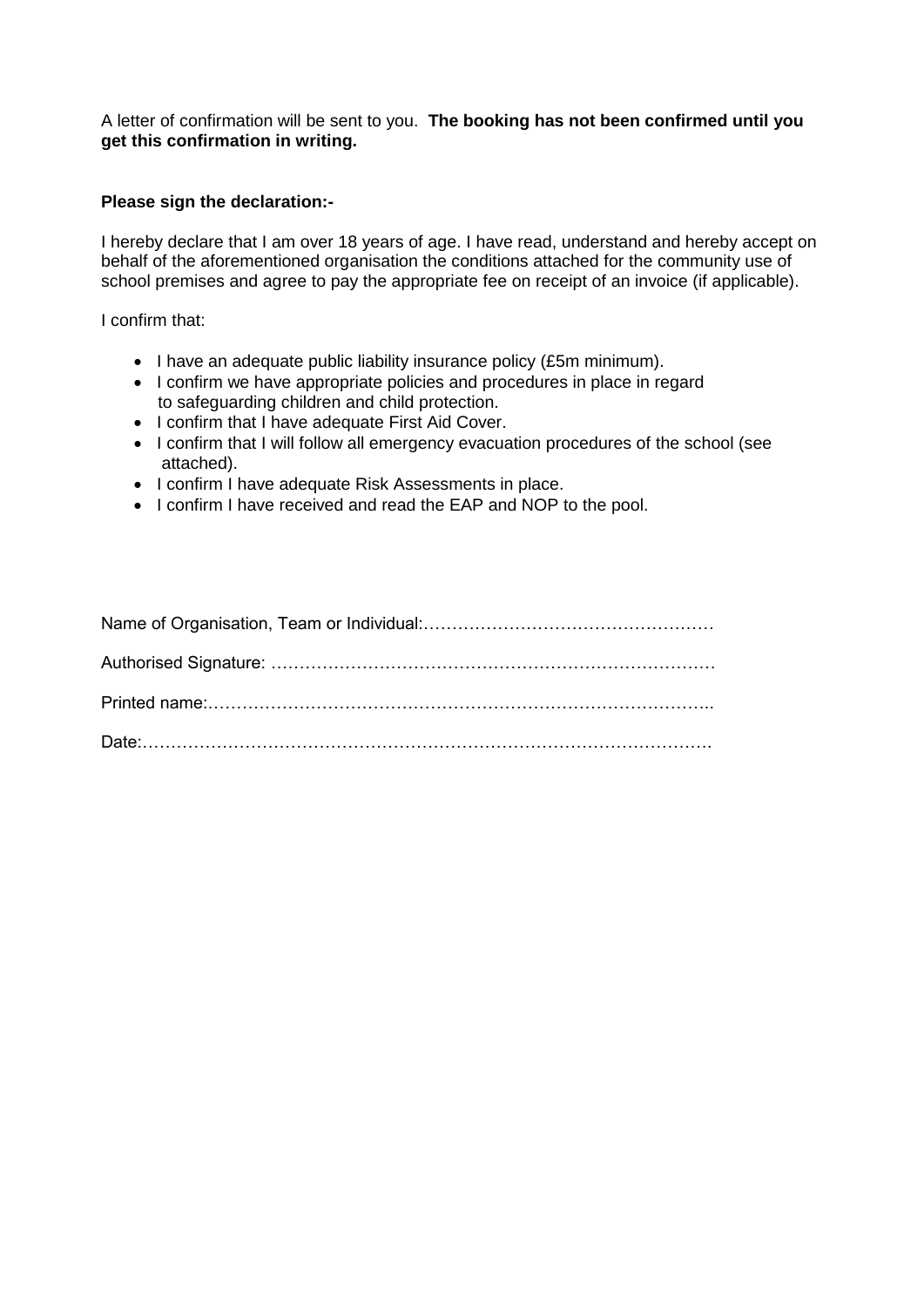A letter of confirmation will be sent to you. **The booking has not been confirmed until you get this confirmation in writing.**

**Please sign the declaration:-**

I hereby declare that I am over 18 years of age. I have read, understand and hereby accept on behalf of the aforementioned organisation the conditions attached for the community use of school premises and agree to pay the appropriate fee on receipt of an invoice (if applicable).

I confirm that:

- I have an adequate public liability insurance policy (£5m minimum).
- I confirm we have appropriate policies and procedures in place in regard to safeguarding children and child protection.
- I confirm that I have adequate First Aid Cover.
- I confirm that I will follow all emergency evacuation procedures of the school (see attached).
- I confirm I have adequate Risk Assessments in place.
- I confirm I have received and read the EAP and NOP to the pool.

Name of Organisation, Team or Individual:……………………………………………

Authorised Signature: ……………………………………………………………………

Printed name:……………………………………………………………………………..

Date:………………………………………………………………………………………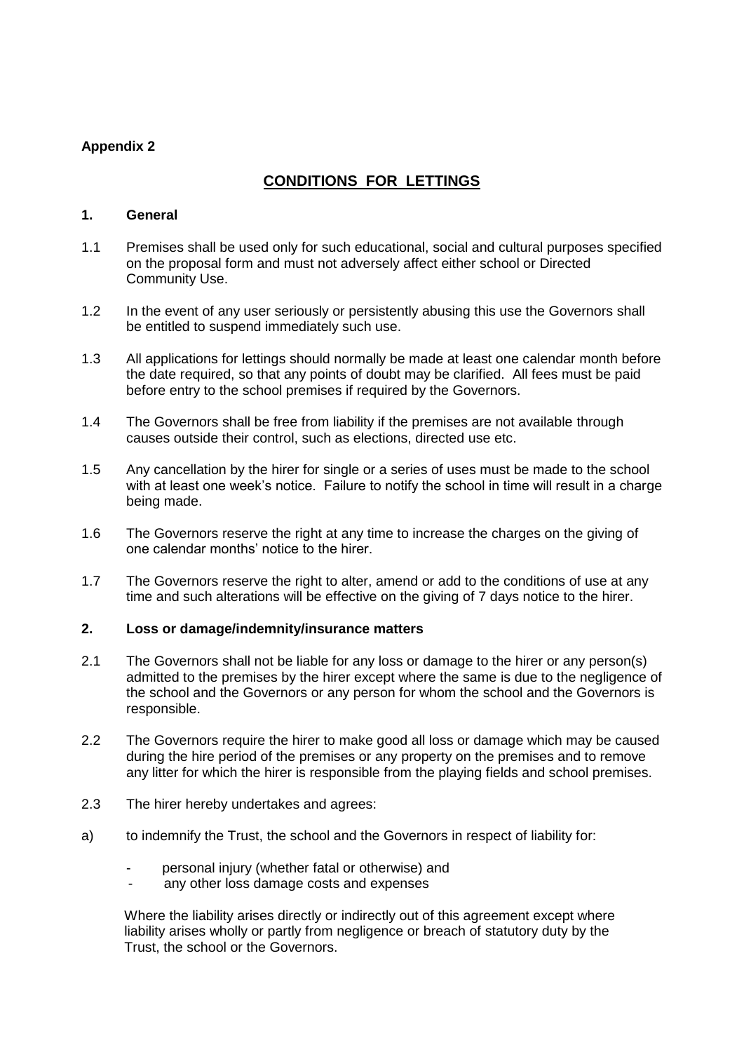**Appendix 2**

## CONDITIONS FOR LETTINGS

### 1. General

1.1 Premises shall be used only for such educational, social and cultural purposes specified on the proposal form and must not adversely affect either school or Directed Community Use.

1.2 In the event of any user seriously or persistently abusing this use the Governors shall be entitled to suspend immediately such use.

1.3 All applications for lettings should normally be made at least one calendar month before the date required, so that any points of doubt may be clarified. All fees must be paid before entry to the school premises if required by the Governors.

1.4 The Governors shall be free from liability if the premises are not available through causes outside their control, such as elections, directed use etc.

1.5 Any cancellation by the hirer for single or a series of uses must be made to the school with at least one week's notice. Failure to notify the school in time will result in a charge being made.

1.6 The Governors reserve the right at any time to increase the charges on the giving of one calendar months' notice to the hirer.

1.7 The Governors reserve the right to alter, amend or add to the conditions of use at any time and such alterations will be effective on the giving of 7 days notice to the hirer.

### 2. Loss or damage/indemnity/insurance matters

2.1 The Governors shall not be liable for any loss or damage to the hirer or any person(s) admitted to the premises by the hirer except where the same is due to the negligence of the school and the Governors or any person for whom the school and the Governors is responsible.

2.2 The Governors require the hirer to make good all loss or damage which may be caused during the hire period of the premises or any property on the premises and to remove any litter for which the hirer is responsible from the playing fields and school premises.

2.3 The hirer hereby undertakes and agrees:

a) to indemnify the Trust, the school and the Governors in respect of liability for:

- personal injury (whether fatal or otherwise) and
- any other loss damage costs and expenses

Where the liability arises directly or indirectly out of this agreement except where liability arises wholly or partly from negligence or breach of statutory duty by the Trust, the school or the Governors.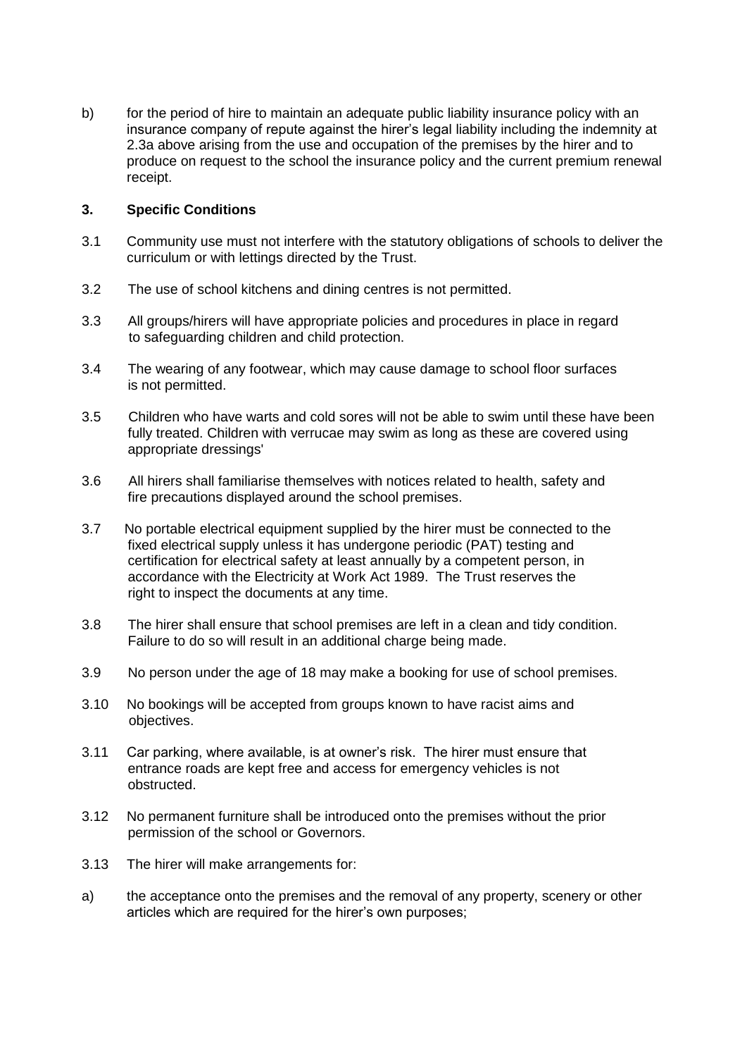b) for the period of hire to maintain an adequate public liability insurance policy with an insurance company of repute against the hirer's legal liability including the indemnity at 2.3a above arising from the use and occupation of the premises by the hirer and to produce on request to the school the insurance policy and the current premium renewal receipt.

## 3. Specific Conditions

3.1 Community use must not interfere with the statutory obligations of schools to deliver the curriculum or with lettings directed by the Trust.

3.2 The use of school kitchens and dining centres is not permitted.

3.3 All groups/hirers will have appropriate policies and procedures in place in regard to safeguarding children and child protection.

3.4 The wearing of any footwear, which may cause damage to school floor surfaces is not permitted.

3.5 Children who have warts and cold sores will not be able to swim until these have been fully treated. Children with verrucae may swim as long as these are covered using appropriate dressings'

3.6 All hirers shall familiarise themselves with notices related to health, safety and fire precautions displayed around the school premises.

3.7 No portable electrical equipment supplied by the hirer must be connected to the fixed electrical supply unless it has undergone periodic (PAT) testing and certification for electrical safety at least annually by a competent person, in accordance with the Electricity at Work Act 1989. The Trust reserves the right to inspect the documents at any time.

3.8 The hirer shall ensure that school premises are left in a clean and tidy condition. Failure to do so will result in an additional charge being made.

3.9 No person under the age of 18 may make a booking for use of school premises.

3.10 No bookings will be accepted from groups known to have racist aims and objectives.

3.11 Car parking, where available, is at owner's risk. The hirer must ensure that entrance roads are kept free and access for emergency vehicles is not obstructed.

3.12 No permanent furniture shall be introduced onto the premises without the prior permission of the school or Governors.

3.13 The hirer will make arrangements for:

a) the acceptance onto the premises and the removal of any property, scenery or other articles which are required for the hirer's own purposes;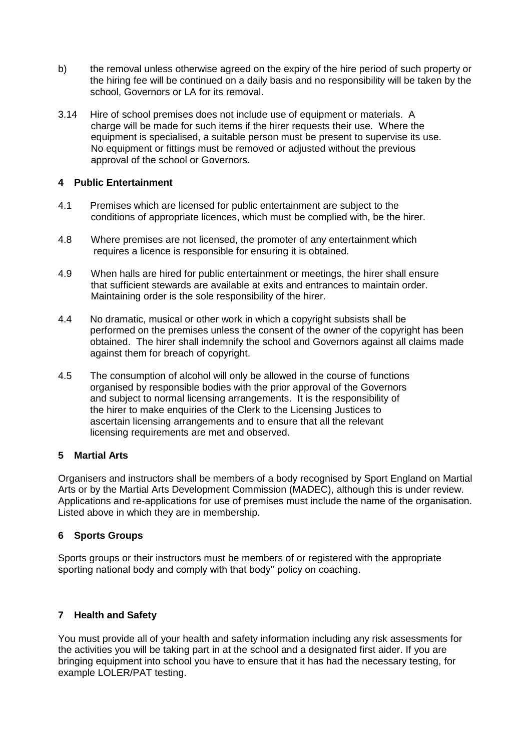b) the removal unless otherwise agreed on the expiry of the hire period of such property or the hiring fee will be continued on a daily basis and no responsibility will be taken by the school, Governors or LA for its removal.

3.14 Hire of school premises does not include use of equipment or materials. A charge will be made for such items if the hirer requests their use. Where the equipment is specialised, a suitable person must be present to supervise its use. No equipment or fittings must be removed or adjusted without the previous approval of the school or Governors.

**4 Public Entertainment**

4.1 Premises which are licensed for public entertainment are subject to the conditions of appropriate licences, which must be complied with, be the hirer.

4.8 Where premises are not licensed, the promoter of any entertainment which requires a licence is responsible for ensuring it is obtained.

4.9 When halls are hired for public entertainment or meetings, the hirer shall ensure that sufficient stewards are available at exits and entrances to maintain order. Maintaining order is the sole responsibility of the hirer.

4.4 No dramatic, musical or other work in which a copyright subsists shall be performed on the premises unless the consent of the owner of the copyright has been obtained. The hirer shall indemnify the school and Governors against all claims made against them for breach of copyright.

4.5 The consumption of alcohol will only be allowed in the course of functions organised by responsible bodies with the prior approval of the Governors and subject to normal licensing arrangements. It is the responsibility of the hirer to make enquiries of the Clerk to the Licensing Justices to ascertain licensing arrangements and to ensure that all the relevant licensing requirements are met and observed.

**5 Martial Arts**

Organisers and instructors shall be members of a body recognised by Sport England on Martial Arts or by the Martial Arts Development Commission (MADEC), although this is under review. Applications and re-applications for use of premises must include the name of the organisation. Listed above in which they are in membership.

**6 Sports Groups**

Sports groups or their instructors must be members of or registered with the appropriate sporting national body and comply with that body'' policy on coaching.

**7 Health and Safety**

You must provide all of your health and safety information including any risk assessments for the activities you will be taking part in at the school and a designated first aider. If you are bringing equipment into school you have to ensure that it has had the necessary testing, for example LOLER/PAT testing.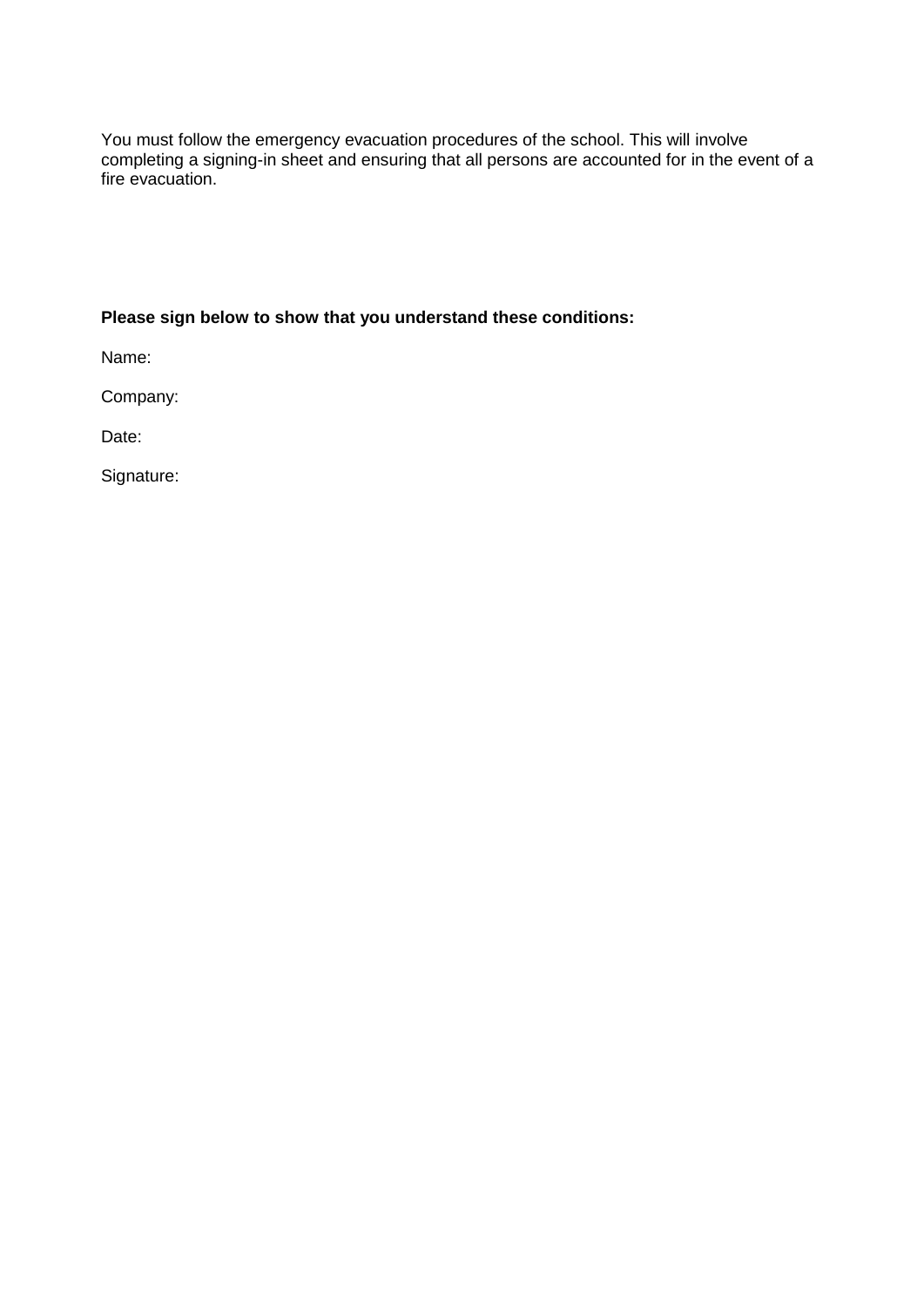You must follow the emergency evacuation procedures of the school. This will involve completing a signing-in sheet and ensuring that all persons are accounted for in the event of a fire evacuation.

**Please sign below to show that you understand these conditions:**

Name:

Company:

Date:

Signature: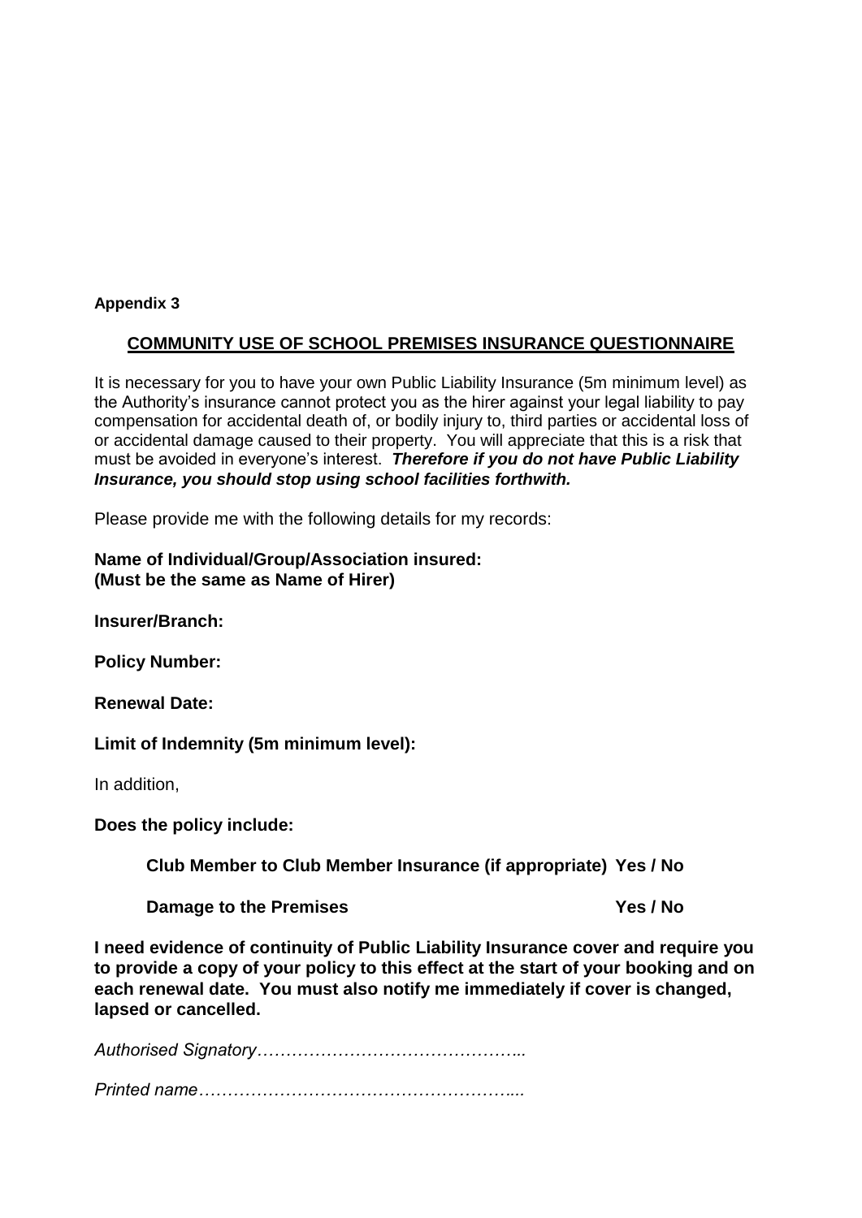**Appendix 3**

## COMMUNITY USE OF SCHOOL PREMISES INSURANCE QUESTIONNAIRE

It is necessary for you to have your own Public Liability Insurance (5m minimum level) as the Authority's insurance cannot protect you as the hirer against your legal liability to pay compensation for accidental death of, or bodily injury to, third parties or accidental loss of or accidental damage caused to their property. You will appreciate that this is a risk that must be avoided in everyone's interest. ***Therefore if you do not have Public Liability Insurance, you should stop using school facilities forthwith.***

Please provide me with the following details for my records:

**Name of Individual/Group/Association insured:**
**(Must be the same as Name of Hirer)**

**Insurer/Branch:**

**Policy Number:**

**Renewal Date:**

**Limit of Indemnity (5m minimum level):**

In addition,

**Does the policy include:**

**Club Member to Club Member Insurance (if appropriate) Yes / No**

**Damage to the Premises Yes / No**

**I need evidence of continuity of Public Liability Insurance cover and require you to provide a copy of your policy to this effect at the start of your booking and on each renewal date. You must also notify me immediately if cover is changed, lapsed or cancelled.**

*Authorised Signatory………………………………………..*

*Printed name………………………………………………..*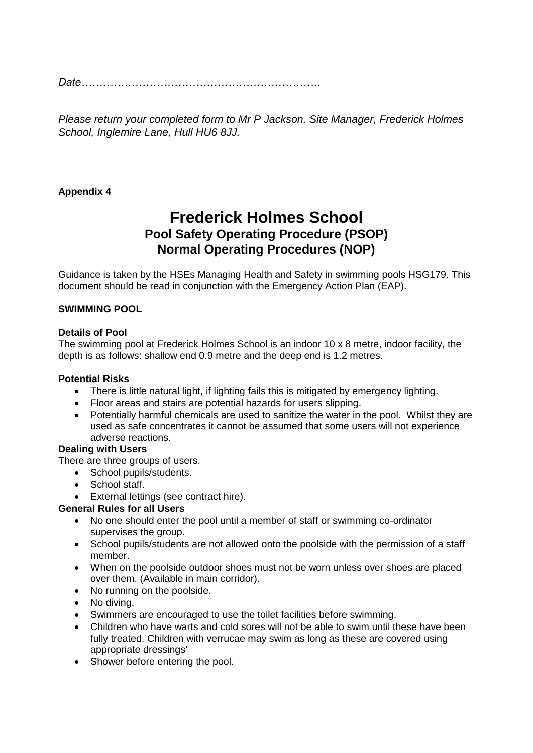*Date…………………………………………………………..*

*Please return your completed form to Mr P Jackson, Site Manager, Frederick Holmes School, Inglemire Lane, Hull HU6 8JJ.*

**Appendix 4**

# Frederick Holmes School
## Pool Safety Operating Procedure (PSOP)
## Normal Operating Procedures (NOP)

Guidance is taken by the HSEs Managing Health and Safety in swimming pools HSG179. This document should be read in conjunction with the Emergency Action Plan (EAP).

**SWIMMING POOL**

**Details of Pool**

The swimming pool at Frederick Holmes School is an indoor 10 x 8 metre, indoor facility, the depth is as follows: shallow end 0.9 metre and the deep end is 1.2 metres.

**Potential Risks**

- There is little natural light, if lighting fails this is mitigated by emergency lighting.
- Floor areas and stairs are potential hazards for users slipping.
- Potentially harmful chemicals are used to sanitize the water in the pool. Whilst they are used as safe concentrates it cannot be assumed that some users will not experience adverse reactions.

**Dealing with Users**

There are three groups of users.

- School pupils/students.
- School staff.
- External lettings (see contract hire).

**General Rules for all Users**

- No one should enter the pool until a member of staff or swimming co-ordinator supervises the group.
- School pupils/students are not allowed onto the poolside with the permission of a staff member.
- When on the poolside outdoor shoes must not be worn unless over shoes are placed over them. (Available in main corridor).
- No running on the poolside.
- No diving.
- Swimmers are encouraged to use the toilet facilities before swimming.
- Children who have warts and cold sores will not be able to swim until these have been fully treated. Children with verrucae may swim as long as these are covered using appropriate dressings'
- Shower before entering the pool.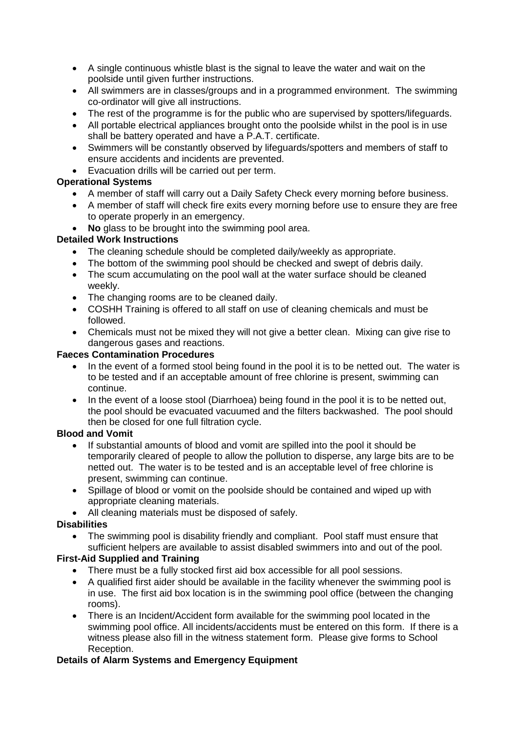- A single continuous whistle blast is the signal to leave the water and wait on the poolside until given further instructions.
- All swimmers are in classes/groups and in a programmed environment. The swimming co-ordinator will give all instructions.
- The rest of the programme is for the public who are supervised by spotters/lifeguards.
- All portable electrical appliances brought onto the poolside whilst in the pool is in use shall be battery operated and have a P.A.T. certificate.
- Swimmers will be constantly observed by lifeguards/spotters and members of staff to ensure accidents and incidents are prevented.
- Evacuation drills will be carried out per term.

**Operational Systems**

- A member of staff will carry out a Daily Safety Check every morning before business.
- A member of staff will check fire exits every morning before use to ensure they are free to operate properly in an emergency.
- **No** glass to be brought into the swimming pool area.

**Detailed Work Instructions**

- The cleaning schedule should be completed daily/weekly as appropriate.
- The bottom of the swimming pool should be checked and swept of debris daily.
- The scum accumulating on the pool wall at the water surface should be cleaned weekly.
- The changing rooms are to be cleaned daily.
- COSHH Training is offered to all staff on use of cleaning chemicals and must be followed.
- Chemicals must not be mixed they will not give a better clean. Mixing can give rise to dangerous gases and reactions.

**Faeces Contamination Procedures**

- In the event of a formed stool being found in the pool it is to be netted out. The water is to be tested and if an acceptable amount of free chlorine is present, swimming can continue.
- In the event of a loose stool (Diarrhoea) being found in the pool it is to be netted out, the pool should be evacuated vacuumed and the filters backwashed. The pool should then be closed for one full filtration cycle.

**Blood and Vomit**

- If substantial amounts of blood and vomit are spilled into the pool it should be temporarily cleared of people to allow the pollution to disperse, any large bits are to be netted out. The water is to be tested and is an acceptable level of free chlorine is present, swimming can continue.
- Spillage of blood or vomit on the poolside should be contained and wiped up with appropriate cleaning materials.
- All cleaning materials must be disposed of safely.

**Disabilities**

- The swimming pool is disability friendly and compliant. Pool staff must ensure that sufficient helpers are available to assist disabled swimmers into and out of the pool.

**First-Aid Supplied and Training**

- There must be a fully stocked first aid box accessible for all pool sessions.
- A qualified first aider should be available in the facility whenever the swimming pool is in use. The first aid box location is in the swimming pool office (between the changing rooms).
- There is an Incident/Accident form available for the swimming pool located in the swimming pool office. All incidents/accidents must be entered on this form. If there is a witness please also fill in the witness statement form. Please give forms to School Reception.

**Details of Alarm Systems and Emergency Equipment**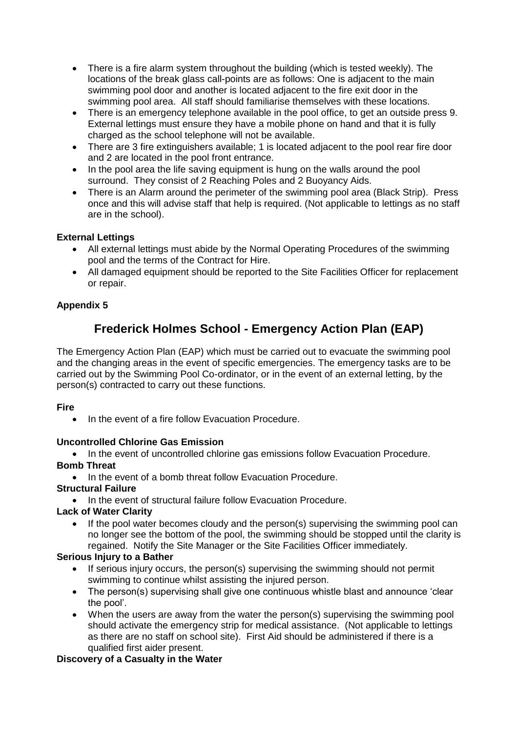- There is a fire alarm system throughout the building (which is tested weekly). The locations of the break glass call-points are as follows: One is adjacent to the main swimming pool door and another is located adjacent to the fire exit door in the swimming pool area. All staff should familiarise themselves with these locations.
- There is an emergency telephone available in the pool office, to get an outside press 9. External lettings must ensure they have a mobile phone on hand and that it is fully charged as the school telephone will not be available.
- There are 3 fire extinguishers available; 1 is located adjacent to the pool rear fire door and 2 are located in the pool front entrance.
- In the pool area the life saving equipment is hung on the walls around the pool surround. They consist of 2 Reaching Poles and 2 Buoyancy Aids.
- There is an Alarm around the perimeter of the swimming pool area (Black Strip). Press once and this will advise staff that help is required. (Not applicable to lettings as no staff are in the school).

**External Lettings**

- All external lettings must abide by the Normal Operating Procedures of the swimming pool and the terms of the Contract for Hire.
- All damaged equipment should be reported to the Site Facilities Officer for replacement or repair.

**Appendix 5**

## Frederick Holmes School - Emergency Action Plan (EAP)

The Emergency Action Plan (EAP) which must be carried out to evacuate the swimming pool and the changing areas in the event of specific emergencies. The emergency tasks are to be carried out by the Swimming Pool Co-ordinator, or in the event of an external letting, by the person(s) contracted to carry out these functions.

**Fire**

- In the event of a fire follow Evacuation Procedure.

**Uncontrolled Chlorine Gas Emission**

- In the event of uncontrolled chlorine gas emissions follow Evacuation Procedure.

**Bomb Threat**

- In the event of a bomb threat follow Evacuation Procedure.

**Structural Failure**

- In the event of structural failure follow Evacuation Procedure.

**Lack of Water Clarity**

- If the pool water becomes cloudy and the person(s) supervising the swimming pool can no longer see the bottom of the pool, the swimming should be stopped until the clarity is regained. Notify the Site Manager or the Site Facilities Officer immediately.

**Serious Injury to a Bather**

- If serious injury occurs, the person(s) supervising the swimming should not permit swimming to continue whilst assisting the injured person.
- The person(s) supervising shall give one continuous whistle blast and announce 'clear the pool'.
- When the users are away from the water the person(s) supervising the swimming pool should activate the emergency strip for medical assistance. (Not applicable to lettings as there are no staff on school site). First Aid should be administered if there is a qualified first aider present.

**Discovery of a Casualty in the Water**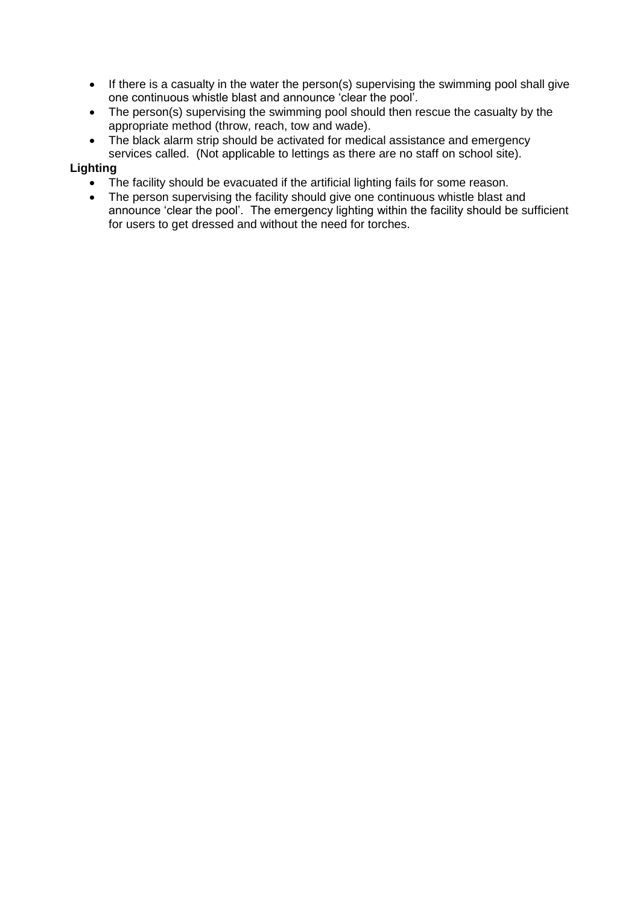- If there is a casualty in the water the person(s) supervising the swimming pool shall give one continuous whistle blast and announce 'clear the pool'.
- The person(s) supervising the swimming pool should then rescue the casualty by the appropriate method (throw, reach, tow and wade).
- The black alarm strip should be activated for medical assistance and emergency services called. (Not applicable to lettings as there are no staff on school site).

**Lighting**

- The facility should be evacuated if the artificial lighting fails for some reason.
- The person supervising the facility should give one continuous whistle blast and announce 'clear the pool'. The emergency lighting within the facility should be sufficient for users to get dressed and without the need for torches.